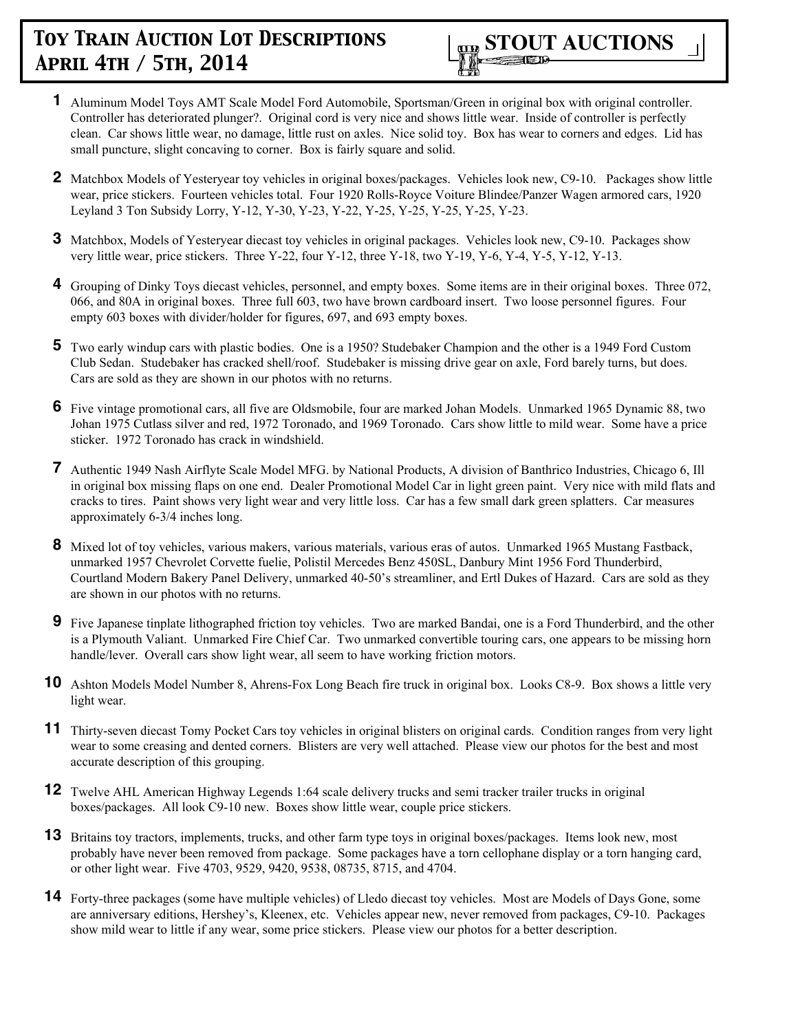# Toy Train Auction Lot Descriptions
## April 4th / 5th, 2014

**STOUT AUCTIONS**

**1** Aluminum Model Toys AMT Scale Model Ford Automobile, Sportsman/Green in original box with original controller. Controller has deteriorated plunger?. Original cord is very nice and shows little wear. Inside of controller is perfectly clean. Car shows little wear, no damage, little rust on axles. Nice solid toy. Box has wear to corners and edges. Lid has small puncture, slight concaving to corner. Box is fairly square and solid.

**2** Matchbox Models of Yesteryear toy vehicles in original boxes/packages. Vehicles look new, C9-10. Packages show little wear, price stickers. Fourteen vehicles total. Four 1920 Rolls-Royce Voiture Blindee/Panzer Wagen armored cars, 1920 Leyland 3 Ton Subsidy Lorry, Y-12, Y-30, Y-23, Y-22, Y-25, Y-25, Y-25, Y-25, Y-25, Y-23.

**3** Matchbox, Models of Yesteryear diecast toy vehicles in original packages. Vehicles look new, C9-10. Packages show very little wear, price stickers. Three Y-22, four Y-12, three Y-18, two Y-19, Y-6, Y-4, Y-5, Y-12, Y-13.

**4** Grouping of Dinky Toys diecast vehicles, personnel, and empty boxes. Some items are in their original boxes. Three 072, 066, and 80A in original boxes. Three full 603, two have brown cardboard insert. Two loose personnel figures. Four empty 603 boxes with divider/holder for figures, 697, and 693 empty boxes.

**5** Two early windup cars with plastic bodies. One is a 1950? Studebaker Champion and the other is a 1949 Ford Custom Club Sedan. Studebaker has cracked shell/roof. Studebaker is missing drive gear on axle, Ford barely turns, but does. Cars are sold as they are shown in our photos with no returns.

**6** Five vintage promotional cars, all five are Oldsmobile, four are marked Johan Models. Unmarked 1965 Dynamic 88, two Johan 1975 Cutlass silver and red, 1972 Toronado, and 1969 Toronado. Cars show little to mild wear. Some have a price sticker. 1972 Toronado has crack in windshield.

**7** Authentic 1949 Nash Airflyte Scale Model MFG. by National Products, A division of Banthrico Industries, Chicago 6, Ill in original box missing flaps on one end. Dealer Promotional Model Car in light green paint. Very nice with mild flats and cracks to tires. Paint shows very light wear and very little loss. Car has a few small dark green splatters. Car measures approximately 6-3/4 inches long.

**8** Mixed lot of toy vehicles, various makers, various materials, various eras of autos. Unmarked 1965 Mustang Fastback, unmarked 1957 Chevrolet Corvette fuelie, Polistil Mercedes Benz 450SL, Danbury Mint 1956 Ford Thunderbird, Courtland Modern Bakery Panel Delivery, unmarked 40-50's streamliner, and Ertl Dukes of Hazard. Cars are sold as they are shown in our photos with no returns.

**9** Five Japanese tinplate lithographed friction toy vehicles. Two are marked Bandai, one is a Ford Thunderbird, and the other is a Plymouth Valiant. Unmarked Fire Chief Car. Two unmarked convertible touring cars, one appears to be missing horn handle/lever. Overall cars show light wear, all seem to have working friction motors.

**10** Ashton Models Model Number 8, Ahrens-Fox Long Beach fire truck in original box. Looks C8-9. Box shows a little very light wear.

**11** Thirty-seven diecast Tomy Pocket Cars toy vehicles in original blisters on original cards. Condition ranges from very light wear to some creasing and dented corners. Blisters are very well attached. Please view our photos for the best and most accurate description of this grouping.

**12** Twelve AHL American Highway Legends 1:64 scale delivery trucks and semi tracker trailer trucks in original boxes/packages. All look C9-10 new. Boxes show little wear, couple price stickers.

**13** Britains toy tractors, implements, trucks, and other farm type toys in original boxes/packages. Items look new, most probably have never been removed from package. Some packages have a torn cellophane display or a torn hanging card, or other light wear. Five 4703, 9529, 9420, 9538, 08735, 8715, and 4704.

**14** Forty-three packages (some have multiple vehicles) of Lledo diecast toy vehicles. Most are Models of Days Gone, some are anniversary editions, Hershey's, Kleenex, etc. Vehicles appear new, never removed from packages, C9-10. Packages show mild wear to little if any wear, some price stickers. Please view our photos for a better description.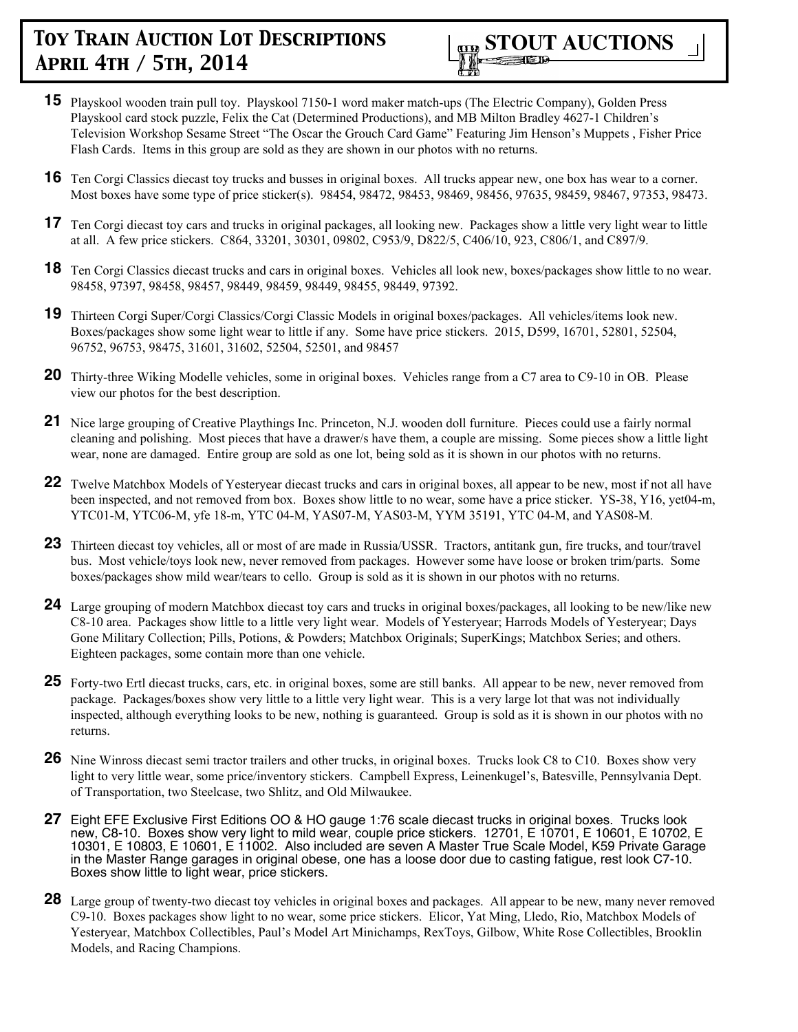**15** Playskool wooden train pull toy. Playskool 7150-1 word maker match-ups (The Electric Company), Golden Press Playskool card stock puzzle, Felix the Cat (Determined Productions), and MB Milton Bradley 4627-1 Children's Television Workshop Sesame Street "The Oscar the Grouch Card Game" Featuring Jim Henson's Muppets , Fisher Price Flash Cards. Items in this group are sold as they are shown in our photos with no returns.

**16** Ten Corgi Classics diecast toy trucks and busses in original boxes. All trucks appear new, one box has wear to a corner. Most boxes have some type of price sticker(s). 98454, 98472, 98453, 98469, 98456, 97635, 98459, 98467, 97353, 98473.

**17** Ten Corgi diecast toy cars and trucks in original packages, all looking new. Packages show a little very light wear to little at all. A few price stickers. C864, 33201, 30301, 09802, C953/9, D822/5, C406/10, 923, C806/1, and C897/9.

**18** Ten Corgi Classics diecast trucks and cars in original boxes. Vehicles all look new, boxes/packages show little to no wear. 98458, 97397, 98458, 98457, 98449, 98459, 98449, 98455, 98449, 97392.

**19** Thirteen Corgi Super/Corgi Classics/Corgi Classic Models in original boxes/packages. All vehicles/items look new. Boxes/packages show some light wear to little if any. Some have price stickers. 2015, D599, 16701, 52801, 52504, 96752, 96753, 98475, 31601, 31602, 52504, 52501, and 98457

**20** Thirty-three Wiking Modelle vehicles, some in original boxes. Vehicles range from a C7 area to C9-10 in OB. Please view our photos for the best description.

**21** Nice large grouping of Creative Playthings Inc. Princeton, N.J. wooden doll furniture. Pieces could use a fairly normal cleaning and polishing. Most pieces that have a drawer/s have them, a couple are missing. Some pieces show a little light wear, none are damaged. Entire group are sold as one lot, being sold as it is shown in our photos with no returns.

**22** Twelve Matchbox Models of Yesteryear diecast trucks and cars in original boxes, all appear to be new, most if not all have been inspected, and not removed from box. Boxes show little to no wear, some have a price sticker. YS-38, Y16, yet04-m, YTC01-M, YTC06-M, yfe 18-m, YTC 04-M, YAS07-M, YAS03-M, YYM 35191, YTC 04-M, and YAS08-M.

**23** Thirteen diecast toy vehicles, all or most of are made in Russia/USSR. Tractors, antitank gun, fire trucks, and tour/travel bus. Most vehicle/toys look new, never removed from packages. However some have loose or broken trim/parts. Some boxes/packages show mild wear/tears to cello. Group is sold as it is shown in our photos with no returns.

**24** Large grouping of modern Matchbox diecast toy cars and trucks in original boxes/packages, all looking to be new/like new C8-10 area. Packages show little to a little very light wear. Models of Yesteryear; Harrods Models of Yesteryear; Days Gone Military Collection; Pills, Potions, & Powders; Matchbox Originals; SuperKings; Matchbox Series; and others. Eighteen packages, some contain more than one vehicle.

**25** Forty-two Ertl diecast trucks, cars, etc. in original boxes, some are still banks. All appear to be new, never removed from package. Packages/boxes show very little to a little very light wear. This is a very large lot that was not individually inspected, although everything looks to be new, nothing is guaranteed. Group is sold as it is shown in our photos with no returns.

**26** Nine Winross diecast semi tractor trailers and other trucks, in original boxes. Trucks look C8 to C10. Boxes show very light to very little wear, some price/inventory stickers. Campbell Express, Leinenkugel's, Batesville, Pennsylvania Dept. of Transportation, two Steelcase, two Shlitz, and Old Milwaukee.

**27** Eight EFE Exclusive First Editions OO & HO gauge 1:76 scale diecast trucks in original boxes. Trucks look new, C8-10. Boxes show very light to mild wear, couple price stickers. 12701, E 10701, E 10601, E 10702, E 10301, E 10803, E 10601, E 11002. Also included are seven A Master True Scale Model, K59 Private Garage in the Master Range garages in original obese, one has a loose door due to casting fatigue, rest look C7-10. Boxes show little to light wear, price stickers.

**28** Large group of twenty-two diecast toy vehicles in original boxes and packages. All appear to be new, many never removed C9-10. Boxes packages show light to no wear, some price stickers. Elicor, Yat Ming, Lledo, Rio, Matchbox Models of Yesteryear, Matchbox Collectibles, Paul's Model Art Minichamps, RexToys, Gilbow, White Rose Collectibles, Brooklin Models, and Racing Champions.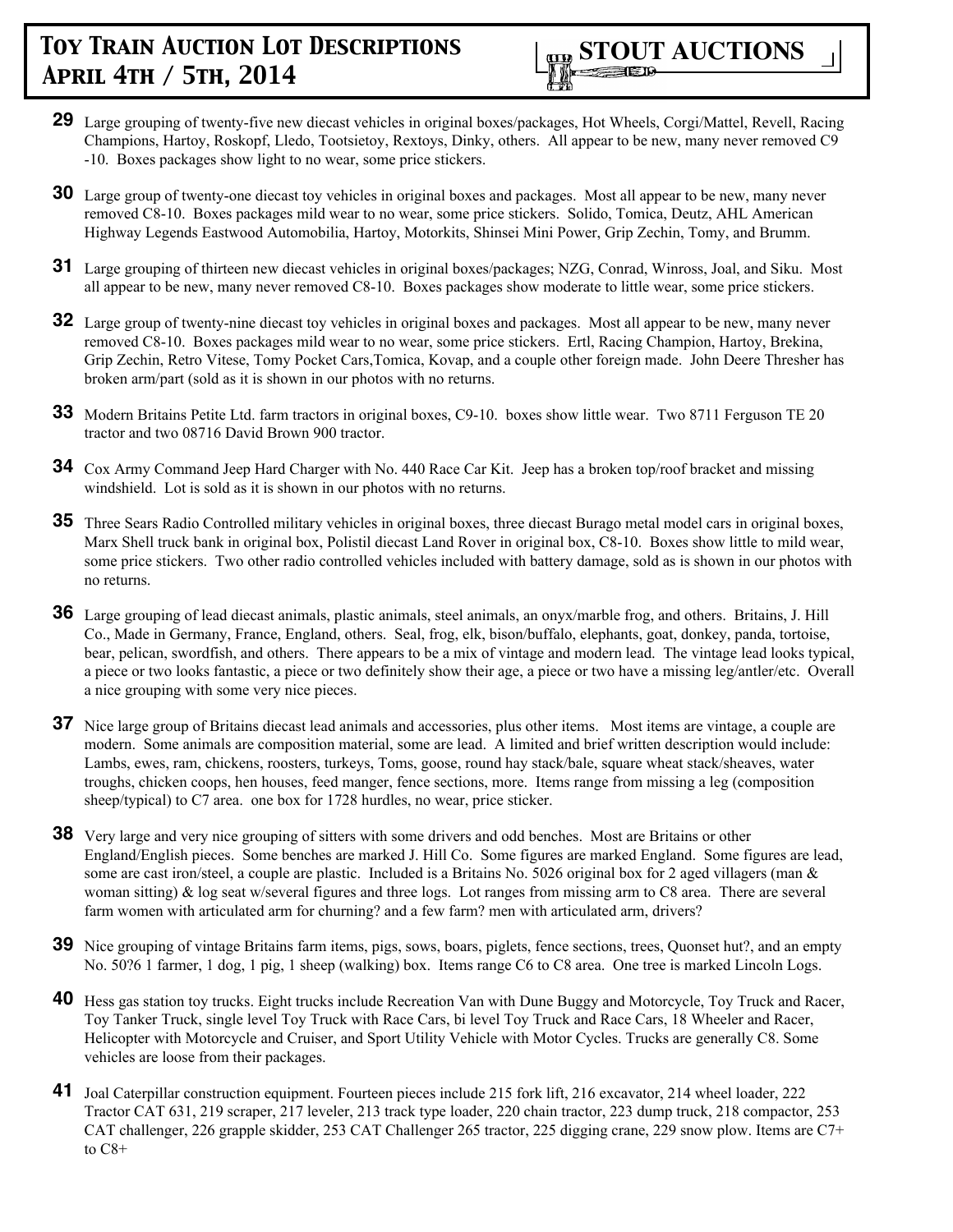**29** Large grouping of twenty-five new diecast vehicles in original boxes/packages, Hot Wheels, Corgi/Mattel, Revell, Racing Champions, Hartoy, Roskopf, Lledo, Tootsietoy, Rextoys, Dinky, others. All appear to be new, many never removed C9 -10. Boxes packages show light to no wear, some price stickers.

**30** Large group of twenty-one diecast toy vehicles in original boxes and packages. Most all appear to be new, many never removed C8-10. Boxes packages mild wear to no wear, some price stickers. Solido, Tomica, Deutz, AHL American Highway Legends Eastwood Automobilia, Hartoy, Motorkits, Shinsei Mini Power, Grip Zechin, Tomy, and Brumm.

**31** Large grouping of thirteen new diecast vehicles in original boxes/packages; NZG, Conrad, Winross, Joal, and Siku. Most all appear to be new, many never removed C8-10. Boxes packages show moderate to little wear, some price stickers.

**32** Large group of twenty-nine diecast toy vehicles in original boxes and packages. Most all appear to be new, many never removed C8-10. Boxes packages mild wear to no wear, some price stickers. Ertl, Racing Champion, Hartoy, Brekina, Grip Zechin, Retro Vitese, Tomy Pocket Cars,Tomica, Kovap, and a couple other foreign made. John Deere Thresher has broken arm/part (sold as it is shown in our photos with no returns.

**33** Modern Britains Petite Ltd. farm tractors in original boxes, C9-10. boxes show little wear. Two 8711 Ferguson TE 20 tractor and two 08716 David Brown 900 tractor.

**34** Cox Army Command Jeep Hard Charger with No. 440 Race Car Kit. Jeep has a broken top/roof bracket and missing windshield. Lot is sold as it is shown in our photos with no returns.

**35** Three Sears Radio Controlled military vehicles in original boxes, three diecast Burago metal model cars in original boxes, Marx Shell truck bank in original box, Polistil diecast Land Rover in original box, C8-10. Boxes show little to mild wear, some price stickers. Two other radio controlled vehicles included with battery damage, sold as is shown in our photos with no returns.

**36** Large grouping of lead diecast animals, plastic animals, steel animals, an onyx/marble frog, and others. Britains, J. Hill Co., Made in Germany, France, England, others. Seal, frog, elk, bison/buffalo, elephants, goat, donkey, panda, tortoise, bear, pelican, swordfish, and others. There appears to be a mix of vintage and modern lead. The vintage lead looks typical, a piece or two looks fantastic, a piece or two definitely show their age, a piece or two have a missing leg/antler/etc. Overall a nice grouping with some very nice pieces.

**37** Nice large group of Britains diecast lead animals and accessories, plus other items. Most items are vintage, a couple are modern. Some animals are composition material, some are lead. A limited and brief written description would include: Lambs, ewes, ram, chickens, roosters, turkeys, Toms, goose, round hay stack/bale, square wheat stack/sheaves, water troughs, chicken coops, hen houses, feed manger, fence sections, more. Items range from missing a leg (composition sheep/typical) to C7 area. one box for 1728 hurdles, no wear, price sticker.

**38** Very large and very nice grouping of sitters with some drivers and odd benches. Most are Britains or other England/English pieces. Some benches are marked J. Hill Co. Some figures are marked England. Some figures are lead, some are cast iron/steel, a couple are plastic. Included is a Britains No. 5026 original box for 2 aged villagers (man & woman sitting) & log seat w/several figures and three logs. Lot ranges from missing arm to C8 area. There are several farm women with articulated arm for churning? and a few farm? men with articulated arm, drivers?

**39** Nice grouping of vintage Britains farm items, pigs, sows, boars, piglets, fence sections, trees, Quonset hut?, and an empty No. 50?6 1 farmer, 1 dog, 1 pig, 1 sheep (walking) box. Items range C6 to C8 area. One tree is marked Lincoln Logs.

**40** Hess gas station toy trucks. Eight trucks include Recreation Van with Dune Buggy and Motorcycle, Toy Truck and Racer, Toy Tanker Truck, single level Toy Truck with Race Cars, bi level Toy Truck and Race Cars, 18 Wheeler and Racer, Helicopter with Motorcycle and Cruiser, and Sport Utility Vehicle with Motor Cycles. Trucks are generally C8. Some vehicles are loose from their packages.

**41** Joal Caterpillar construction equipment. Fourteen pieces include 215 fork lift, 216 excavator, 214 wheel loader, 222 Tractor CAT 631, 219 scraper, 217 leveler, 213 track type loader, 220 chain tractor, 223 dump truck, 218 compactor, 253 CAT challenger, 226 grapple skidder, 253 CAT Challenger 265 tractor, 225 digging crane, 229 snow plow. Items are C7+ to C8+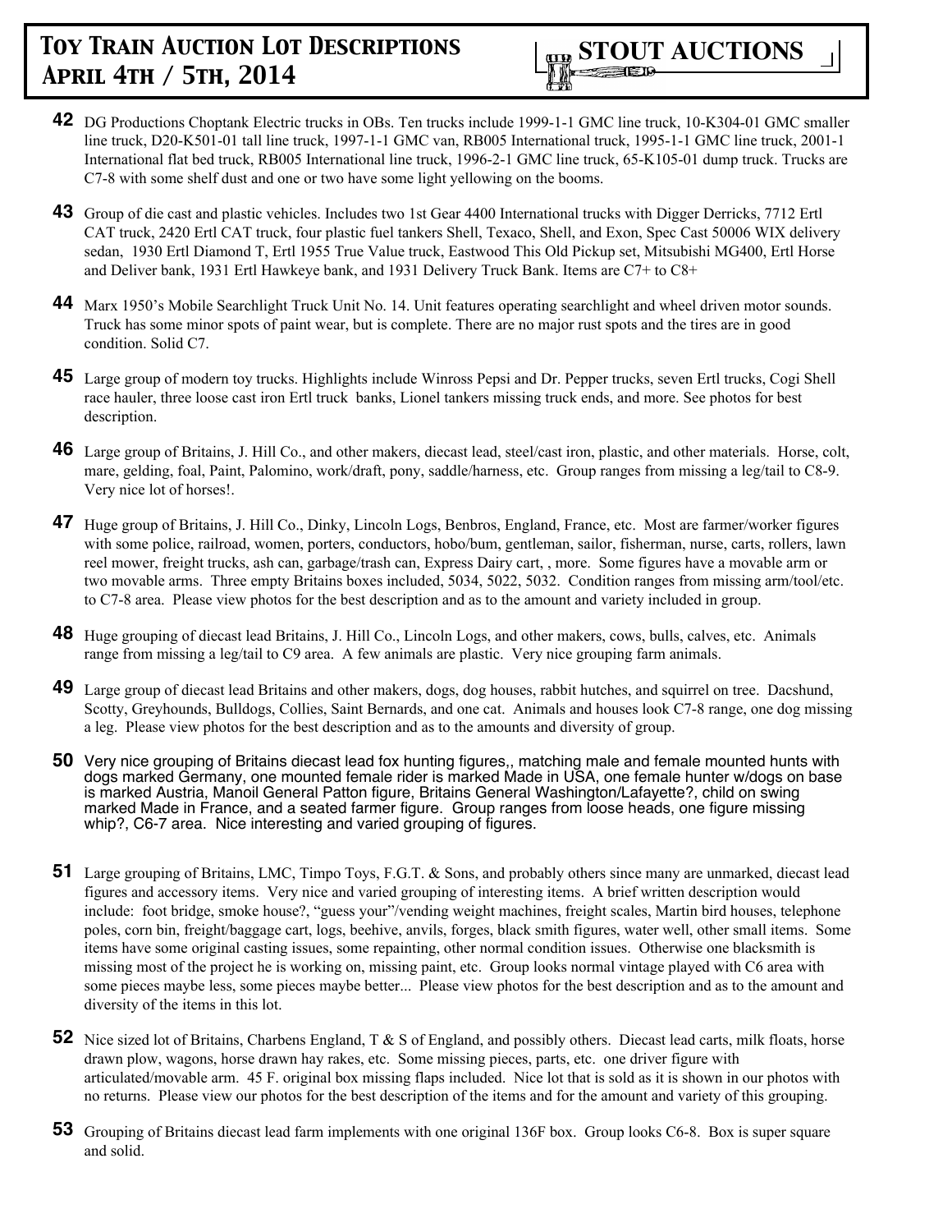**42** DG Productions Choptank Electric trucks in OBs. Ten trucks include 1999-1-1 GMC line truck, 10-K304-01 GMC smaller line truck, D20-K501-01 tall line truck, 1997-1-1 GMC van, RB005 International truck, 1995-1-1 GMC line truck, 2001-1 International flat bed truck, RB005 International line truck, 1996-2-1 GMC line truck, 65-K105-01 dump truck. Trucks are C7-8 with some shelf dust and one or two have some light yellowing on the booms.

**43** Group of die cast and plastic vehicles. Includes two 1st Gear 4400 International trucks with Digger Derricks, 7712 Ertl CAT truck, 2420 Ertl CAT truck, four plastic fuel tankers Shell, Texaco, Shell, and Exon, Spec Cast 50006 WIX delivery sedan, 1930 Ertl Diamond T, Ertl 1955 True Value truck, Eastwood This Old Pickup set, Mitsubishi MG400, Ertl Horse and Deliver bank, 1931 Ertl Hawkeye bank, and 1931 Delivery Truck Bank. Items are C7+ to C8+

**44** Marx 1950's Mobile Searchlight Truck Unit No. 14. Unit features operating searchlight and wheel driven motor sounds. Truck has some minor spots of paint wear, but is complete. There are no major rust spots and the tires are in good condition. Solid C7.

**45** Large group of modern toy trucks. Highlights include Winross Pepsi and Dr. Pepper trucks, seven Ertl trucks, Cogi Shell race hauler, three loose cast iron Ertl truck banks, Lionel tankers missing truck ends, and more. See photos for best description.

**46** Large group of Britains, J. Hill Co., and other makers, diecast lead, steel/cast iron, plastic, and other materials. Horse, colt, mare, gelding, foal, Paint, Palomino, work/draft, pony, saddle/harness, etc. Group ranges from missing a leg/tail to C8-9. Very nice lot of horses!.

**47** Huge group of Britains, J. Hill Co., Dinky, Lincoln Logs, Benbros, England, France, etc. Most are farmer/worker figures with some police, railroad, women, porters, conductors, hobo/bum, gentleman, sailor, fisherman, nurse, carts, rollers, lawn reel mower, freight trucks, ash can, garbage/trash can, Express Dairy cart, , more. Some figures have a movable arm or two movable arms. Three empty Britains boxes included, 5034, 5022, 5032. Condition ranges from missing arm/tool/etc. to C7-8 area. Please view photos for the best description and as to the amount and variety included in group.

**48** Huge grouping of diecast lead Britains, J. Hill Co., Lincoln Logs, and other makers, cows, bulls, calves, etc. Animals range from missing a leg/tail to C9 area. A few animals are plastic. Very nice grouping farm animals.

**49** Large group of diecast lead Britains and other makers, dogs, dog houses, rabbit hutches, and squirrel on tree. Dacshund, Scotty, Greyhounds, Bulldogs, Collies, Saint Bernards, and one cat. Animals and houses look C7-8 range, one dog missing a leg. Please view photos for the best description and as to the amounts and diversity of group.

**50** Very nice grouping of Britains diecast lead fox hunting figures,, matching male and female mounted hunts with dogs marked Germany, one mounted female rider is marked Made in USA, one female hunter w/dogs on base is marked Austria, Manoil General Patton figure, Britains General Washington/Lafayette?, child on swing marked Made in France, and a seated farmer figure. Group ranges from loose heads, one figure missing whip?, C6-7 area. Nice interesting and varied grouping of figures.

**51** Large grouping of Britains, LMC, Timpo Toys, F.G.T. & Sons, and probably others since many are unmarked, diecast lead figures and accessory items. Very nice and varied grouping of interesting items. A brief written description would include: foot bridge, smoke house?, "guess your"/vending weight machines, freight scales, Martin bird houses, telephone poles, corn bin, freight/baggage cart, logs, beehive, anvils, forges, black smith figures, water well, other small items. Some items have some original casting issues, some repainting, other normal condition issues. Otherwise one blacksmith is missing most of the project he is working on, missing paint, etc. Group looks normal vintage played with C6 area with some pieces maybe less, some pieces maybe better... Please view photos for the best description and as to the amount and diversity of the items in this lot.

**52** Nice sized lot of Britains, Charbens England, T & S of England, and possibly others. Diecast lead carts, milk floats, horse drawn plow, wagons, horse drawn hay rakes, etc. Some missing pieces, parts, etc. one driver figure with articulated/movable arm. 45 F. original box missing flaps included. Nice lot that is sold as it is shown in our photos with no returns. Please view our photos for the best description of the items and for the amount and variety of this grouping.

**53** Grouping of Britains diecast lead farm implements with one original 136F box. Group looks C6-8. Box is super square and solid.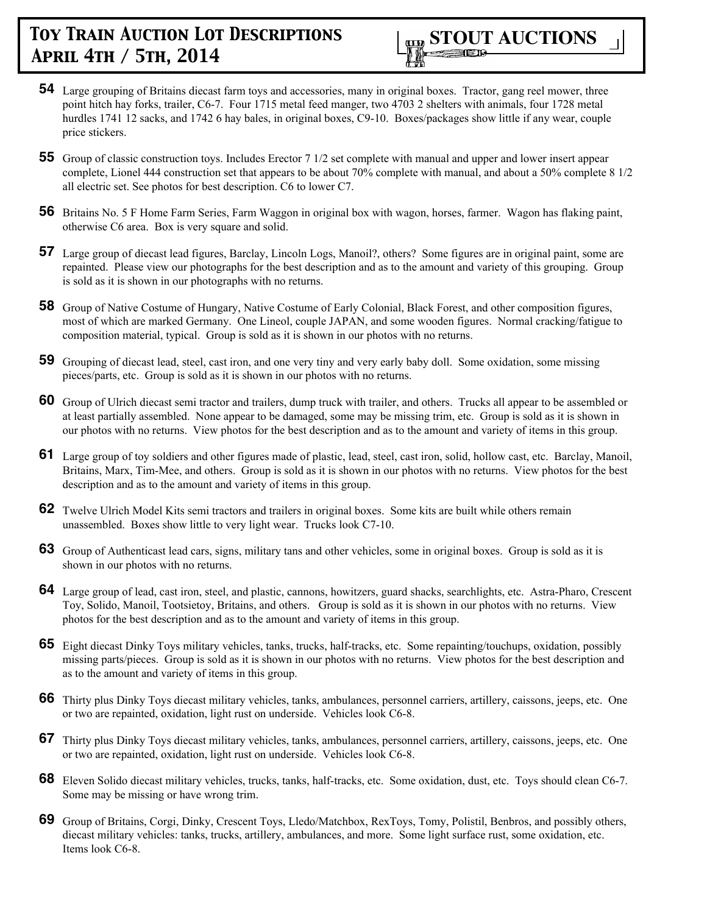**54** Large grouping of Britains diecast farm toys and accessories, many in original boxes. Tractor, gang reel mower, three point hitch hay forks, trailer, C6-7. Four 1715 metal feed manger, two 4703 2 shelters with animals, four 1728 metal hurdles 1741 12 sacks, and 1742 6 hay bales, in original boxes, C9-10. Boxes/packages show little if any wear, couple price stickers.

**55** Group of classic construction toys. Includes Erector 7 1/2 set complete with manual and upper and lower insert appear complete, Lionel 444 construction set that appears to be about 70% complete with manual, and about a 50% complete 8 1/2 all electric set. See photos for best description. C6 to lower C7.

**56** Britains No. 5 F Home Farm Series, Farm Waggon in original box with wagon, horses, farmer. Wagon has flaking paint, otherwise C6 area. Box is very square and solid.

**57** Large group of diecast lead figures, Barclay, Lincoln Logs, Manoil?, others? Some figures are in original paint, some are repainted. Please view our photographs for the best description and as to the amount and variety of this grouping. Group is sold as it is shown in our photographs with no returns.

**58** Group of Native Costume of Hungary, Native Costume of Early Colonial, Black Forest, and other composition figures, most of which are marked Germany. One Lineol, couple JAPAN, and some wooden figures. Normal cracking/fatigue to composition material, typical. Group is sold as it is shown in our photos with no returns.

**59** Grouping of diecast lead, steel, cast iron, and one very tiny and very early baby doll. Some oxidation, some missing pieces/parts, etc. Group is sold as it is shown in our photos with no returns.

**60** Group of Ulrich diecast semi tractor and trailers, dump truck with trailer, and others. Trucks all appear to be assembled or at least partially assembled. None appear to be damaged, some may be missing trim, etc. Group is sold as it is shown in our photos with no returns. View photos for the best description and as to the amount and variety of items in this group.

**61** Large group of toy soldiers and other figures made of plastic, lead, steel, cast iron, solid, hollow cast, etc. Barclay, Manoil, Britains, Marx, Tim-Mee, and others. Group is sold as it is shown in our photos with no returns. View photos for the best description and as to the amount and variety of items in this group.

**62** Twelve Ulrich Model Kits semi tractors and trailers in original boxes. Some kits are built while others remain unassembled. Boxes show little to very light wear. Trucks look C7-10.

**63** Group of Authenticast lead cars, signs, military tans and other vehicles, some in original boxes. Group is sold as it is shown in our photos with no returns.

**64** Large group of lead, cast iron, steel, and plastic, cannons, howitzers, guard shacks, searchlights, etc. Astra-Pharo, Crescent Toy, Solido, Manoil, Tootsietoy, Britains, and others. Group is sold as it is shown in our photos with no returns. View photos for the best description and as to the amount and variety of items in this group.

**65** Eight diecast Dinky Toys military vehicles, tanks, trucks, half-tracks, etc. Some repainting/touchups, oxidation, possibly missing parts/pieces. Group is sold as it is shown in our photos with no returns. View photos for the best description and as to the amount and variety of items in this group.

**66** Thirty plus Dinky Toys diecast military vehicles, tanks, ambulances, personnel carriers, artillery, caissons, jeeps, etc. One or two are repainted, oxidation, light rust on underside. Vehicles look C6-8.

**67** Thirty plus Dinky Toys diecast military vehicles, tanks, ambulances, personnel carriers, artillery, caissons, jeeps, etc. One or two are repainted, oxidation, light rust on underside. Vehicles look C6-8.

**68** Eleven Solido diecast military vehicles, trucks, tanks, half-tracks, etc. Some oxidation, dust, etc. Toys should clean C6-7. Some may be missing or have wrong trim.

**69** Group of Britains, Corgi, Dinky, Crescent Toys, Lledo/Matchbox, RexToys, Tomy, Polistil, Benbros, and possibly others, diecast military vehicles: tanks, trucks, artillery, ambulances, and more. Some light surface rust, some oxidation, etc. Items look C6-8.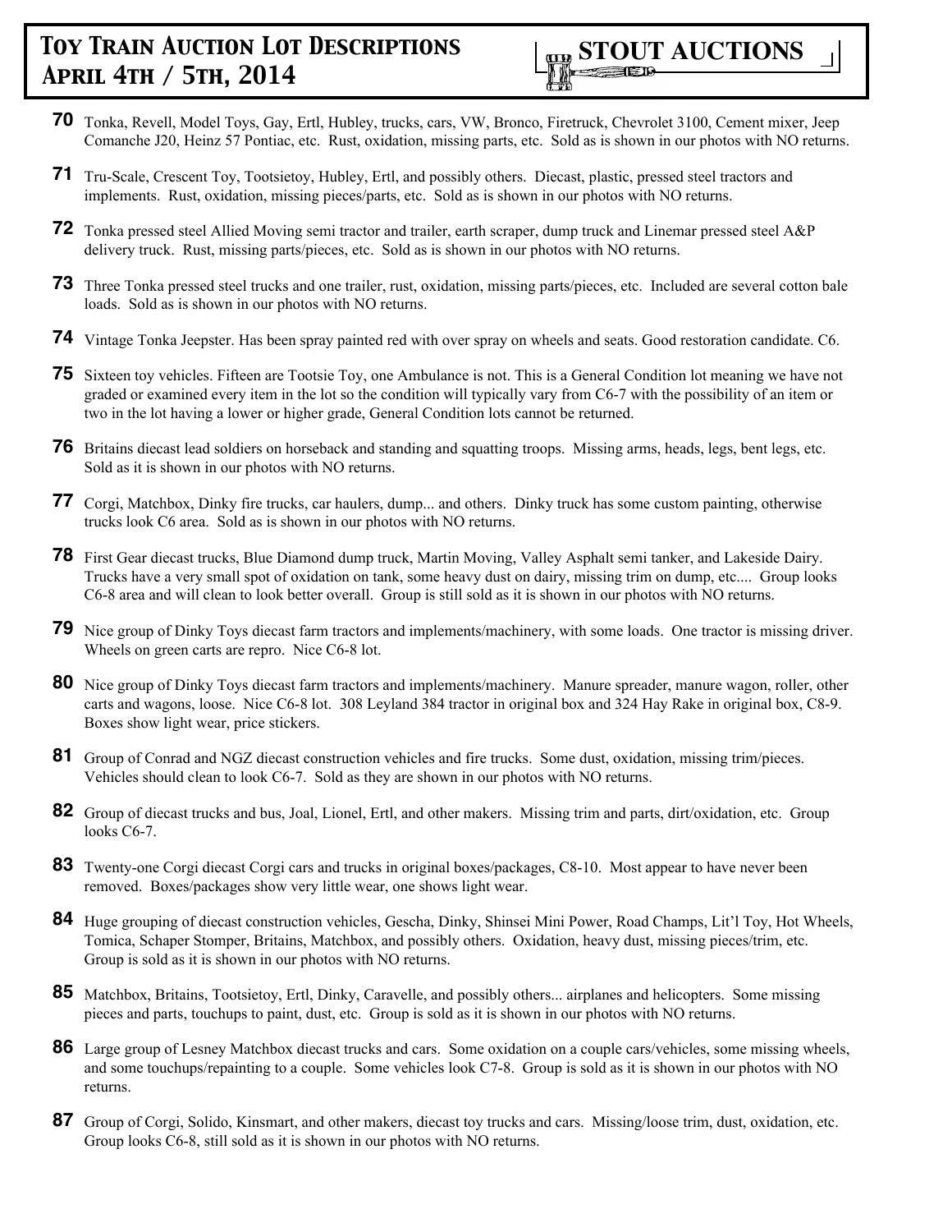**70** Tonka, Revell, Model Toys, Gay, Ertl, Hubley, trucks, cars, VW, Bronco, Firetruck, Chevrolet 3100, Cement mixer, Jeep Comanche J20, Heinz 57 Pontiac, etc. Rust, oxidation, missing parts, etc. Sold as is shown in our photos with NO returns.

**71** Tru-Scale, Crescent Toy, Tootsietoy, Hubley, Ertl, and possibly others. Diecast, plastic, pressed steel tractors and implements. Rust, oxidation, missing pieces/parts, etc. Sold as is shown in our photos with NO returns.

**72** Tonka pressed steel Allied Moving semi tractor and trailer, earth scraper, dump truck and Linemar pressed steel A&P delivery truck. Rust, missing parts/pieces, etc. Sold as is shown in our photos with NO returns.

**73** Three Tonka pressed steel trucks and one trailer, rust, oxidation, missing parts/pieces, etc. Included are several cotton bale loads. Sold as is shown in our photos with NO returns.

**74** Vintage Tonka Jeepster. Has been spray painted red with over spray on wheels and seats. Good restoration candidate. C6.

**75** Sixteen toy vehicles. Fifteen are Tootsie Toy, one Ambulance is not. This is a General Condition lot meaning we have not graded or examined every item in the lot so the condition will typically vary from C6-7 with the possibility of an item or two in the lot having a lower or higher grade, General Condition lots cannot be returned.

**76** Britains diecast lead soldiers on horseback and standing and squatting troops. Missing arms, heads, legs, bent legs, etc. Sold as it is shown in our photos with NO returns.

**77** Corgi, Matchbox, Dinky fire trucks, car haulers, dump... and others. Dinky truck has some custom painting, otherwise trucks look C6 area. Sold as is shown in our photos with NO returns.

**78** First Gear diecast trucks, Blue Diamond dump truck, Martin Moving, Valley Asphalt semi tanker, and Lakeside Dairy. Trucks have a very small spot of oxidation on tank, some heavy dust on dairy, missing trim on dump, etc.... Group looks C6-8 area and will clean to look better overall. Group is still sold as it is shown in our photos with NO returns.

**79** Nice group of Dinky Toys diecast farm tractors and implements/machinery, with some loads. One tractor is missing driver. Wheels on green carts are repro. Nice C6-8 lot.

**80** Nice group of Dinky Toys diecast farm tractors and implements/machinery. Manure spreader, manure wagon, roller, other carts and wagons, loose. Nice C6-8 lot. 308 Leyland 384 tractor in original box and 324 Hay Rake in original box, C8-9. Boxes show light wear, price stickers.

**81** Group of Conrad and NGZ diecast construction vehicles and fire trucks. Some dust, oxidation, missing trim/pieces. Vehicles should clean to look C6-7. Sold as they are shown in our photos with NO returns.

**82** Group of diecast trucks and bus, Joal, Lionel, Ertl, and other makers. Missing trim and parts, dirt/oxidation, etc. Group looks C6-7.

**83** Twenty-one Corgi diecast Corgi cars and trucks in original boxes/packages, C8-10. Most appear to have never been removed. Boxes/packages show very little wear, one shows light wear.

**84** Huge grouping of diecast construction vehicles, Gescha, Dinky, Shinsei Mini Power, Road Champs, Lit'l Toy, Hot Wheels, Tomica, Schaper Stomper, Britains, Matchbox, and possibly others. Oxidation, heavy dust, missing pieces/trim, etc. Group is sold as it is shown in our photos with NO returns.

**85** Matchbox, Britains, Tootsietoy, Ertl, Dinky, Caravelle, and possibly others... airplanes and helicopters. Some missing pieces and parts, touchups to paint, dust, etc. Group is sold as it is shown in our photos with NO returns.

**86** Large group of Lesney Matchbox diecast trucks and cars. Some oxidation on a couple cars/vehicles, some missing wheels, and some touchups/repainting to a couple. Some vehicles look C7-8. Group is sold as it is shown in our photos with NO returns.

**87** Group of Corgi, Solido, Kinsmart, and other makers, diecast toy trucks and cars. Missing/loose trim, dust, oxidation, etc. Group looks C6-8, still sold as it is shown in our photos with NO returns.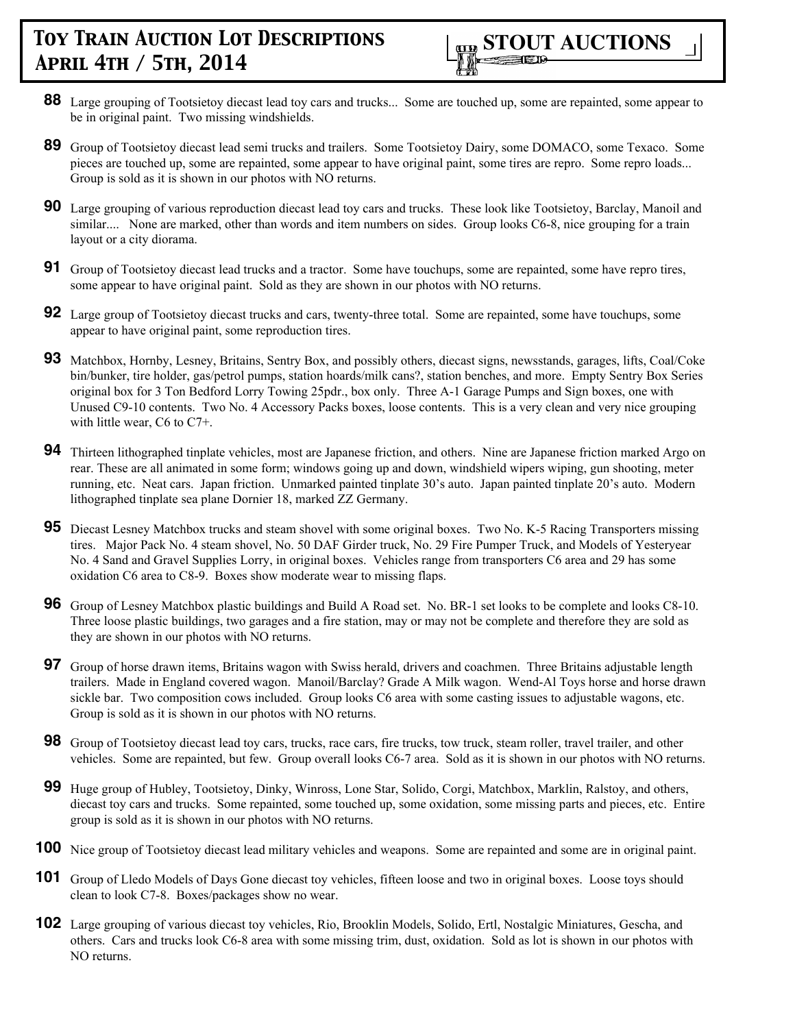**88** Large grouping of Tootsietoy diecast lead toy cars and trucks... Some are touched up, some are repainted, some appear to be in original paint. Two missing windshields.

**89** Group of Tootsietoy diecast lead semi trucks and trailers. Some Tootsietoy Dairy, some DOMACO, some Texaco. Some pieces are touched up, some are repainted, some appear to have original paint, some tires are repro. Some repro loads... Group is sold as it is shown in our photos with NO returns.

**90** Large grouping of various reproduction diecast lead toy cars and trucks. These look like Tootsietoy, Barclay, Manoil and similar.... None are marked, other than words and item numbers on sides. Group looks C6-8, nice grouping for a train layout or a city diorama.

**91** Group of Tootsietoy diecast lead trucks and a tractor. Some have touchups, some are repainted, some have repro tires, some appear to have original paint. Sold as they are shown in our photos with NO returns.

**92** Large group of Tootsietoy diecast trucks and cars, twenty-three total. Some are repainted, some have touchups, some appear to have original paint, some reproduction tires.

**93** Matchbox, Hornby, Lesney, Britains, Sentry Box, and possibly others, diecast signs, newsstands, garages, lifts, Coal/Coke bin/bunker, tire holder, gas/petrol pumps, station hoards/milk cans?, station benches, and more. Empty Sentry Box Series original box for 3 Ton Bedford Lorry Towing 25pdr., box only. Three A-1 Garage Pumps and Sign boxes, one with Unused C9-10 contents. Two No. 4 Accessory Packs boxes, loose contents. This is a very clean and very nice grouping with little wear, C6 to C7+.

**94** Thirteen lithographed tinplate vehicles, most are Japanese friction, and others. Nine are Japanese friction marked Argo on rear. These are all animated in some form; windows going up and down, windshield wipers wiping, gun shooting, meter running, etc. Neat cars. Japan friction. Unmarked painted tinplate 30's auto. Japan painted tinplate 20's auto. Modern lithographed tinplate sea plane Dornier 18, marked ZZ Germany.

**95** Diecast Lesney Matchbox trucks and steam shovel with some original boxes. Two No. K-5 Racing Transporters missing tires. Major Pack No. 4 steam shovel, No. 50 DAF Girder truck, No. 29 Fire Pumper Truck, and Models of Yesteryear No. 4 Sand and Gravel Supplies Lorry, in original boxes. Vehicles range from transporters C6 area and 29 has some oxidation C6 area to C8-9. Boxes show moderate wear to missing flaps.

**96** Group of Lesney Matchbox plastic buildings and Build A Road set. No. BR-1 set looks to be complete and looks C8-10. Three loose plastic buildings, two garages and a fire station, may or may not be complete and therefore they are sold as they are shown in our photos with NO returns.

**97** Group of horse drawn items, Britains wagon with Swiss herald, drivers and coachmen. Three Britains adjustable length trailers. Made in England covered wagon. Manoil/Barclay? Grade A Milk wagon. Wend-Al Toys horse and horse drawn sickle bar. Two composition cows included. Group looks C6 area with some casting issues to adjustable wagons, etc. Group is sold as it is shown in our photos with NO returns.

**98** Group of Tootsietoy diecast lead toy cars, trucks, race cars, fire trucks, tow truck, steam roller, travel trailer, and other vehicles. Some are repainted, but few. Group overall looks C6-7 area. Sold as it is shown in our photos with NO returns.

**99** Huge group of Hubley, Tootsietoy, Dinky, Winross, Lone Star, Solido, Corgi, Matchbox, Marklin, Ralstoy, and others, diecast toy cars and trucks. Some repainted, some touched up, some oxidation, some missing parts and pieces, etc. Entire group is sold as it is shown in our photos with NO returns.

**100** Nice group of Tootsietoy diecast lead military vehicles and weapons. Some are repainted and some are in original paint.

**101** Group of Lledo Models of Days Gone diecast toy vehicles, fifteen loose and two in original boxes. Loose toys should clean to look C7-8. Boxes/packages show no wear.

**102** Large grouping of various diecast toy vehicles, Rio, Brooklin Models, Solido, Ertl, Nostalgic Miniatures, Gescha, and others. Cars and trucks look C6-8 area with some missing trim, dust, oxidation. Sold as lot is shown in our photos with NO returns.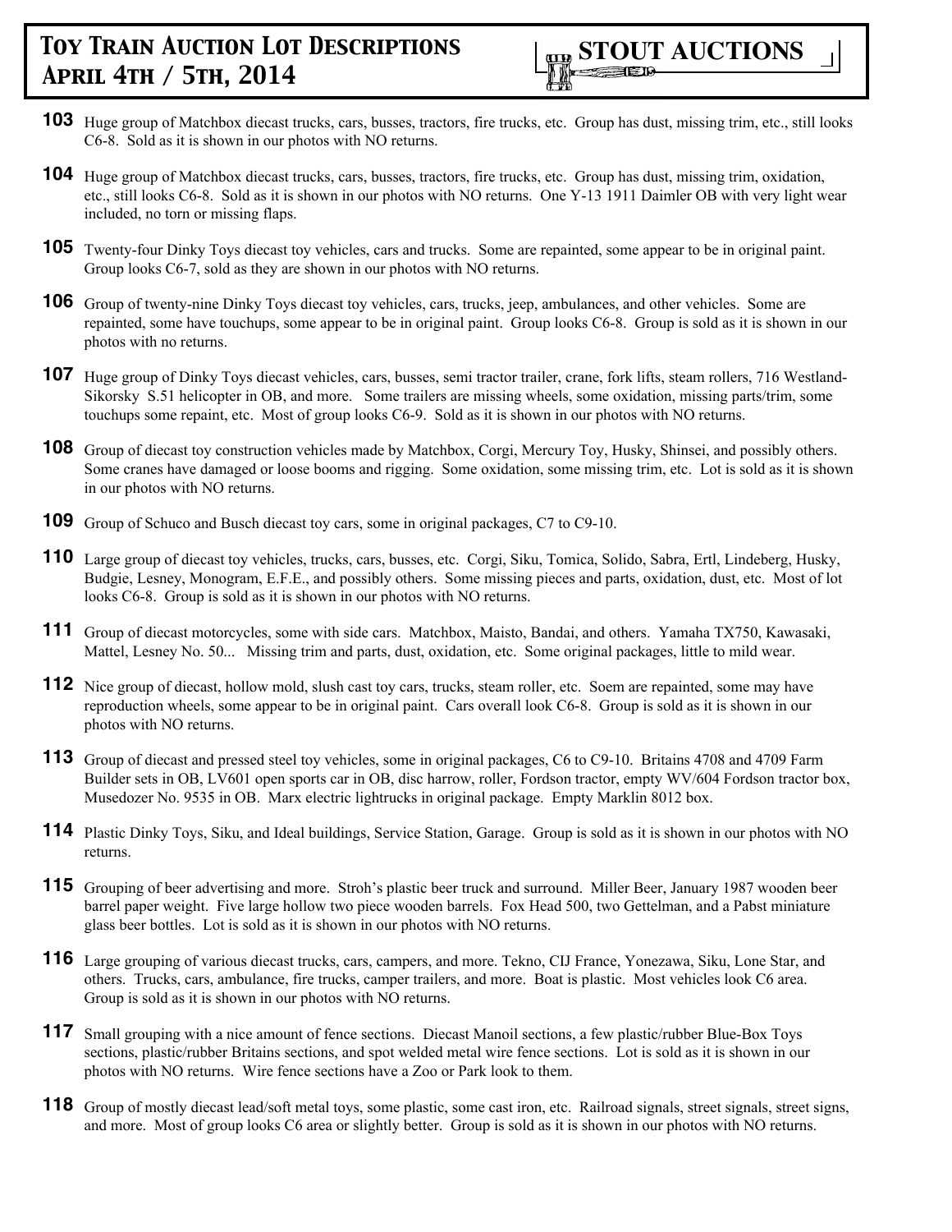**103** Huge group of Matchbox diecast trucks, cars, busses, tractors, fire trucks, etc. Group has dust, missing trim, etc., still looks C6-8. Sold as it is shown in our photos with NO returns.

**104** Huge group of Matchbox diecast trucks, cars, busses, tractors, fire trucks, etc. Group has dust, missing trim, oxidation, etc., still looks C6-8. Sold as it is shown in our photos with NO returns. One Y-13 1911 Daimler OB with very light wear included, no torn or missing flaps.

**105** Twenty-four Dinky Toys diecast toy vehicles, cars and trucks. Some are repainted, some appear to be in original paint. Group looks C6-7, sold as they are shown in our photos with NO returns.

**106** Group of twenty-nine Dinky Toys diecast toy vehicles, cars, trucks, jeep, ambulances, and other vehicles. Some are repainted, some have touchups, some appear to be in original paint. Group looks C6-8. Group is sold as it is shown in our photos with no returns.

**107** Huge group of Dinky Toys diecast vehicles, cars, busses, semi tractor trailer, crane, fork lifts, steam rollers, 716 Westland-Sikorsky S.51 helicopter in OB, and more. Some trailers are missing wheels, some oxidation, missing parts/trim, some touchups some repaint, etc. Most of group looks C6-9. Sold as it is shown in our photos with NO returns.

**108** Group of diecast toy construction vehicles made by Matchbox, Corgi, Mercury Toy, Husky, Shinsei, and possibly others. Some cranes have damaged or loose booms and rigging. Some oxidation, some missing trim, etc. Lot is sold as it is shown in our photos with NO returns.

**109** Group of Schuco and Busch diecast toy cars, some in original packages, C7 to C9-10.

**110** Large group of diecast toy vehicles, trucks, cars, busses, etc. Corgi, Siku, Tomica, Solido, Sabra, Ertl, Lindeberg, Husky, Budgie, Lesney, Monogram, E.F.E., and possibly others. Some missing pieces and parts, oxidation, dust, etc. Most of lot looks C6-8. Group is sold as it is shown in our photos with NO returns.

**111** Group of diecast motorcycles, some with side cars. Matchbox, Maisto, Bandai, and others. Yamaha TX750, Kawasaki, Mattel, Lesney No. 50... Missing trim and parts, dust, oxidation, etc. Some original packages, little to mild wear.

**112** Nice group of diecast, hollow mold, slush cast toy cars, trucks, steam roller, etc. Soem are repainted, some may have reproduction wheels, some appear to be in original paint. Cars overall look C6-8. Group is sold as it is shown in our photos with NO returns.

**113** Group of diecast and pressed steel toy vehicles, some in original packages, C6 to C9-10. Britains 4708 and 4709 Farm Builder sets in OB, LV601 open sports car in OB, disc harrow, roller, Fordson tractor, empty WV/604 Fordson tractor box, Musedozer No. 9535 in OB. Marx electric lightrucks in original package. Empty Marklin 8012 box.

**114** Plastic Dinky Toys, Siku, and Ideal buildings, Service Station, Garage. Group is sold as it is shown in our photos with NO returns.

**115** Grouping of beer advertising and more. Stroh's plastic beer truck and surround. Miller Beer, January 1987 wooden beer barrel paper weight. Five large hollow two piece wooden barrels. Fox Head 500, two Gettelman, and a Pabst miniature glass beer bottles. Lot is sold as it is shown in our photos with NO returns.

**116** Large grouping of various diecast trucks, cars, campers, and more. Tekno, CIJ France, Yonezawa, Siku, Lone Star, and others. Trucks, cars, ambulance, fire trucks, camper trailers, and more. Boat is plastic. Most vehicles look C6 area. Group is sold as it is shown in our photos with NO returns.

**117** Small grouping with a nice amount of fence sections. Diecast Manoil sections, a few plastic/rubber Blue-Box Toys sections, plastic/rubber Britains sections, and spot welded metal wire fence sections. Lot is sold as it is shown in our photos with NO returns. Wire fence sections have a Zoo or Park look to them.

**118** Group of mostly diecast lead/soft metal toys, some plastic, some cast iron, etc. Railroad signals, street signals, street signs, and more. Most of group looks C6 area or slightly better. Group is sold as it is shown in our photos with NO returns.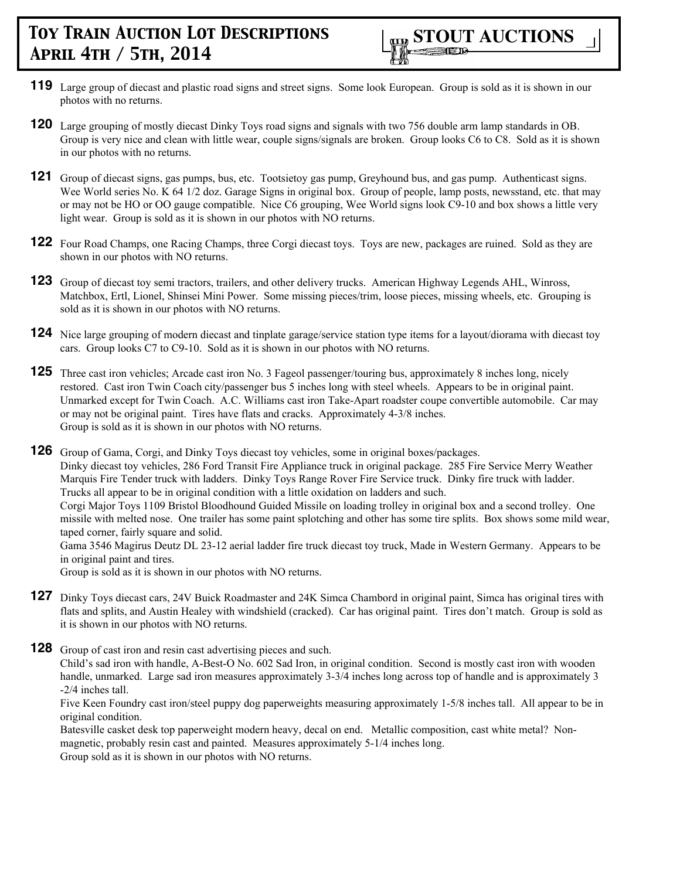**119** Large group of diecast and plastic road signs and street signs. Some look European. Group is sold as it is shown in our photos with no returns.

**120** Large grouping of mostly diecast Dinky Toys road signs and signals with two 756 double arm lamp standards in OB. Group is very nice and clean with little wear, couple signs/signals are broken. Group looks C6 to C8. Sold as it is shown in our photos with no returns.

**121** Group of diecast signs, gas pumps, bus, etc. Tootsietoy gas pump, Greyhound bus, and gas pump. Authenticast signs. Wee World series No. K 64 1/2 doz. Garage Signs in original box. Group of people, lamp posts, newsstand, etc. that may or may not be HO or OO gauge compatible. Nice C6 grouping, Wee World signs look C9-10 and box shows a little very light wear. Group is sold as it is shown in our photos with NO returns.

**122** Four Road Champs, one Racing Champs, three Corgi diecast toys. Toys are new, packages are ruined. Sold as they are shown in our photos with NO returns.

**123** Group of diecast toy semi tractors, trailers, and other delivery trucks. American Highway Legends AHL, Winross, Matchbox, Ertl, Lionel, Shinsei Mini Power. Some missing pieces/trim, loose pieces, missing wheels, etc. Grouping is sold as it is shown in our photos with NO returns.

**124** Nice large grouping of modern diecast and tinplate garage/service station type items for a layout/diorama with diecast toy cars. Group looks C7 to C9-10. Sold as it is shown in our photos with NO returns.

**125** Three cast iron vehicles; Arcade cast iron No. 3 Fageol passenger/touring bus, approximately 8 inches long, nicely restored. Cast iron Twin Coach city/passenger bus 5 inches long with steel wheels. Appears to be in original paint. Unmarked except for Twin Coach. A.C. Williams cast iron Take-Apart roadster coupe convertible automobile. Car may or may not be original paint. Tires have flats and cracks. Approximately 4-3/8 inches.
Group is sold as it is shown in our photos with NO returns.

**126** Group of Gama, Corgi, and Dinky Toys diecast toy vehicles, some in original boxes/packages.
Dinky diecast toy vehicles, 286 Ford Transit Fire Appliance truck in original package. 285 Fire Service Merry Weather Marquis Fire Tender truck with ladders. Dinky Toys Range Rover Fire Service truck. Dinky fire truck with ladder. Trucks all appear to be in original condition with a little oxidation on ladders and such.
Corgi Major Toys 1109 Bristol Bloodhound Guided Missile on loading trolley in original box and a second trolley. One missile with melted nose. One trailer has some paint splotching and other has some tire splits. Box shows some mild wear, taped corner, fairly square and solid.
Gama 3546 Magirus Deutz DL 23-12 aerial ladder fire truck diecast toy truck, Made in Western Germany. Appears to be in original paint and tires.
Group is sold as it is shown in our photos with NO returns.

**127** Dinky Toys diecast cars, 24V Buick Roadmaster and 24K Simca Chambord in original paint, Simca has original tires with flats and splits, and Austin Healey with windshield (cracked). Car has original paint. Tires don't match. Group is sold as it is shown in our photos with NO returns.

**128** Group of cast iron and resin cast advertising pieces and such.
Child's sad iron with handle, A-Best-O No. 602 Sad Iron, in original condition. Second is mostly cast iron with wooden handle, unmarked. Large sad iron measures approximately 3-3/4 inches long across top of handle and is approximately 3 -2/4 inches tall.
Five Keen Foundry cast iron/steel puppy dog paperweights measuring approximately 1-5/8 inches tall. All appear to be in original condition.
Batesville casket desk top paperweight modern heavy, decal on end. Metallic composition, cast white metal? Non-magnetic, probably resin cast and painted. Measures approximately 5-1/4 inches long.
Group sold as it is shown in our photos with NO returns.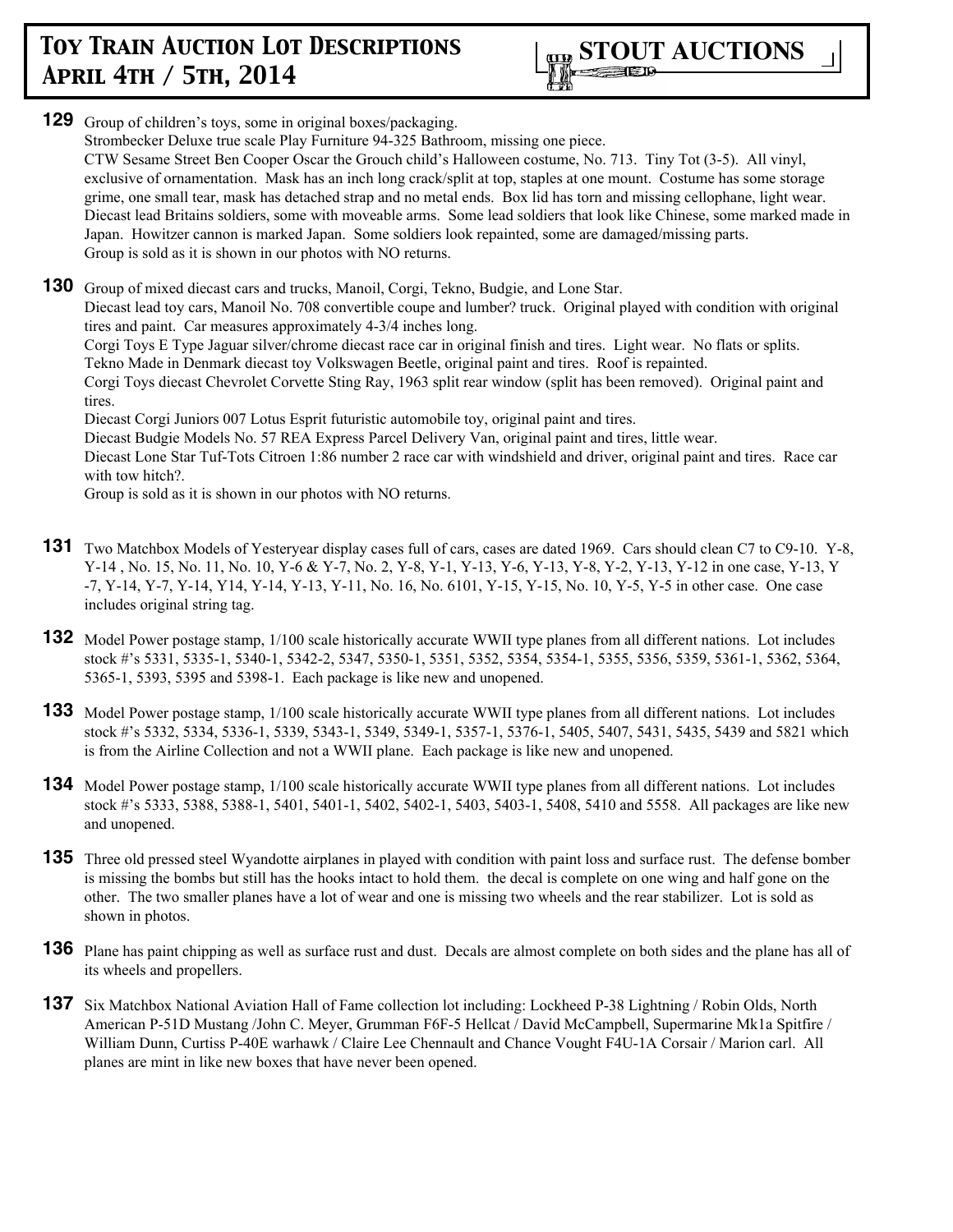**129** Group of children's toys, some in original boxes/packaging.
Strombecker Deluxe true scale Play Furniture 94-325 Bathroom, missing one piece.
CTW Sesame Street Ben Cooper Oscar the Grouch child's Halloween costume, No. 713. Tiny Tot (3-5). All vinyl, exclusive of ornamentation. Mask has an inch long crack/split at top, staples at one mount. Costume has some storage grime, one small tear, mask has detached strap and no metal ends. Box lid has torn and missing cellophane, light wear.
Diecast lead Britains soldiers, some with moveable arms. Some lead soldiers that look like Chinese, some marked made in Japan. Howitzer cannon is marked Japan. Some soldiers look repainted, some are damaged/missing parts.
Group is sold as it is shown in our photos with NO returns.

**130** Group of mixed diecast cars and trucks, Manoil, Corgi, Tekno, Budgie, and Lone Star.
Diecast lead toy cars, Manoil No. 708 convertible coupe and lumber? truck. Original played with condition with original tires and paint. Car measures approximately 4-3/4 inches long.
Corgi Toys E Type Jaguar silver/chrome diecast race car in original finish and tires. Light wear. No flats or splits.
Tekno Made in Denmark diecast toy Volkswagen Beetle, original paint and tires. Roof is repainted.
Corgi Toys diecast Chevrolet Corvette Sting Ray, 1963 split rear window (split has been removed). Original paint and tires.
Diecast Corgi Juniors 007 Lotus Esprit futuristic automobile toy, original paint and tires.
Diecast Budgie Models No. 57 REA Express Parcel Delivery Van, original paint and tires, little wear.
Diecast Lone Star Tuf-Tots Citroen 1:86 number 2 race car with windshield and driver, original paint and tires. Race car with tow hitch?.
Group is sold as it is shown in our photos with NO returns.

**131** Two Matchbox Models of Yesteryear display cases full of cars, cases are dated 1969. Cars should clean C7 to C9-10. Y-8, Y-14 , No. 15, No. 11, No. 10, Y-6 & Y-7, No. 2, Y-8, Y-1, Y-13, Y-6, Y-13, Y-8, Y-2, Y-13, Y-12 in one case, Y-13, Y -7, Y-14, Y-7, Y-14, Y14, Y-14, Y-13, Y-11, No. 16, No. 6101, Y-15, Y-15, No. 10, Y-5, Y-5 in other case. One case includes original string tag.

**132** Model Power postage stamp, 1/100 scale historically accurate WWII type planes from all different nations. Lot includes stock #'s 5331, 5335-1, 5340-1, 5342-2, 5347, 5350-1, 5351, 5352, 5354, 5354-1, 5355, 5356, 5359, 5361-1, 5362, 5364, 5365-1, 5393, 5395 and 5398-1. Each package is like new and unopened.

**133** Model Power postage stamp, 1/100 scale historically accurate WWII type planes from all different nations. Lot includes stock #'s 5332, 5334, 5336-1, 5339, 5343-1, 5349, 5349-1, 5357-1, 5376-1, 5405, 5407, 5431, 5435, 5439 and 5821 which is from the Airline Collection and not a WWII plane. Each package is like new and unopened.

**134** Model Power postage stamp, 1/100 scale historically accurate WWII type planes from all different nations. Lot includes stock #'s 5333, 5388, 5388-1, 5401, 5401-1, 5402, 5402-1, 5403, 5403-1, 5408, 5410 and 5558. All packages are like new and unopened.

**135** Three old pressed steel Wyandotte airplanes in played with condition with paint loss and surface rust. The defense bomber is missing the bombs but still has the hooks intact to hold them. the decal is complete on one wing and half gone on the other. The two smaller planes have a lot of wear and one is missing two wheels and the rear stabilizer. Lot is sold as shown in photos.

**136** Plane has paint chipping as well as surface rust and dust. Decals are almost complete on both sides and the plane has all of its wheels and propellers.

**137** Six Matchbox National Aviation Hall of Fame collection lot including: Lockheed P-38 Lightning / Robin Olds, North American P-51D Mustang /John C. Meyer, Grumman F6F-5 Hellcat / David McCampbell, Supermarine Mk1a Spitfire / William Dunn, Curtiss P-40E warhawk / Claire Lee Chennault and Chance Vought F4U-1A Corsair / Marion carl. All planes are mint in like new boxes that have never been opened.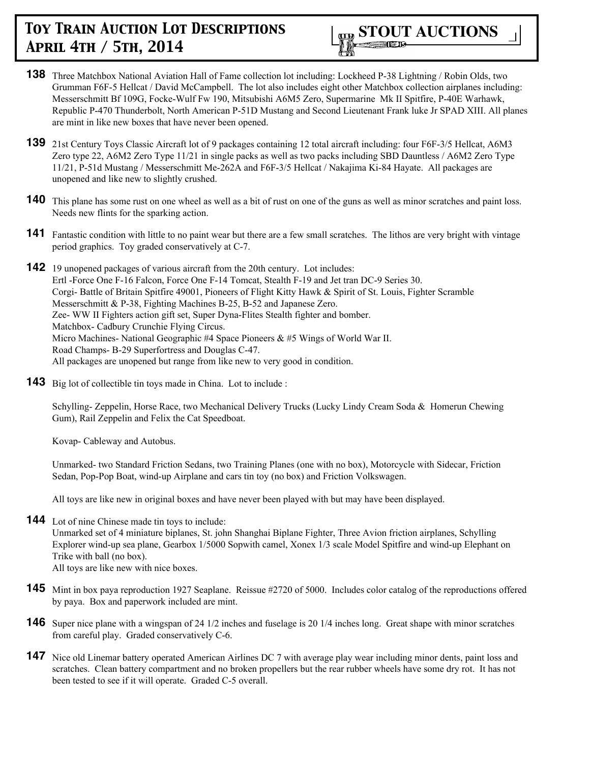**138** Three Matchbox National Aviation Hall of Fame collection lot including: Lockheed P-38 Lightning / Robin Olds, two Grumman F6F-5 Hellcat / David McCampbell. The lot also includes eight other Matchbox collection airplanes including: Messerschmitt Bf 109G, Focke-Wulf Fw 190, Mitsubishi A6M5 Zero, Supermarine Mk II Spitfire, P-40E Warhawk, Republic P-470 Thunderbolt, North American P-51D Mustang and Second Lieutenant Frank luke Jr SPAD XIII. All planes are mint in like new boxes that have never been opened.

**139** 21st Century Toys Classic Aircraft lot of 9 packages containing 12 total aircraft including: four F6F-3/5 Hellcat, A6M3 Zero type 22, A6M2 Zero Type 11/21 in single packs as well as two packs including SBD Dauntless / A6M2 Zero Type 11/21, P-51d Mustang / Messerschmitt Me-262A and F6F-3/5 Hellcat / Nakajima Ki-84 Hayate. All packages are unopened and like new to slightly crushed.

**140** This plane has some rust on one wheel as well as a bit of rust on one of the guns as well as minor scratches and paint loss. Needs new flints for the sparking action.

**141** Fantastic condition with little to no paint wear but there are a few small scratches. The lithos are very bright with vintage period graphics. Toy graded conservatively at C-7.

**142** 19 unopened packages of various aircraft from the 20th century. Lot includes:
Ertl -Force One F-16 Falcon, Force One F-14 Tomcat, Stealth F-19 and Jet tran DC-9 Series 30.
Corgi- Battle of Britain Spitfire 49001, Pioneers of Flight Kitty Hawk & Spirit of St. Louis, Fighter Scramble Messerschmitt & P-38, Fighting Machines B-25, B-52 and Japanese Zero.
Zee- WW II Fighters action gift set, Super Dyna-Flites Stealth fighter and bomber.
Matchbox- Cadbury Crunchie Flying Circus.
Micro Machines- National Geographic #4 Space Pioneers & #5 Wings of World War II.
Road Champs- B-29 Superfortress and Douglas C-47.
All packages are unopened but range from like new to very good in condition.

**143** Big lot of collectible tin toys made in China. Lot to include :

Schylling- Zeppelin, Horse Race, two Mechanical Delivery Trucks (Lucky Lindy Cream Soda & Homerun Chewing Gum), Rail Zeppelin and Felix the Cat Speedboat.

Kovap- Cableway and Autobus.

Unmarked- two Standard Friction Sedans, two Training Planes (one with no box), Motorcycle with Sidecar, Friction Sedan, Pop-Pop Boat, wind-up Airplane and cars tin toy (no box) and Friction Volkswagen.

All toys are like new in original boxes and have never been played with but may have been displayed.

**144** Lot of nine Chinese made tin toys to include:
Unmarked set of 4 miniature biplanes, St. john Shanghai Biplane Fighter, Three Avion friction airplanes, Schylling Explorer wind-up sea plane, Gearbox 1/5000 Sopwith camel, Xonex 1/3 scale Model Spitfire and wind-up Elephant on Trike with ball (no box).
All toys are like new with nice boxes.

**145** Mint in box paya reproduction 1927 Seaplane. Reissue #2720 of 5000. Includes color catalog of the reproductions offered by paya. Box and paperwork included are mint.

**146** Super nice plane with a wingspan of 24 1/2 inches and fuselage is 20 1/4 inches long. Great shape with minor scratches from careful play. Graded conservatively C-6.

**147** Nice old Linemar battery operated American Airlines DC 7 with average play wear including minor dents, paint loss and scratches. Clean battery compartment and no broken propellers but the rear rubber wheels have some dry rot. It has not been tested to see if it will operate. Graded C-5 overall.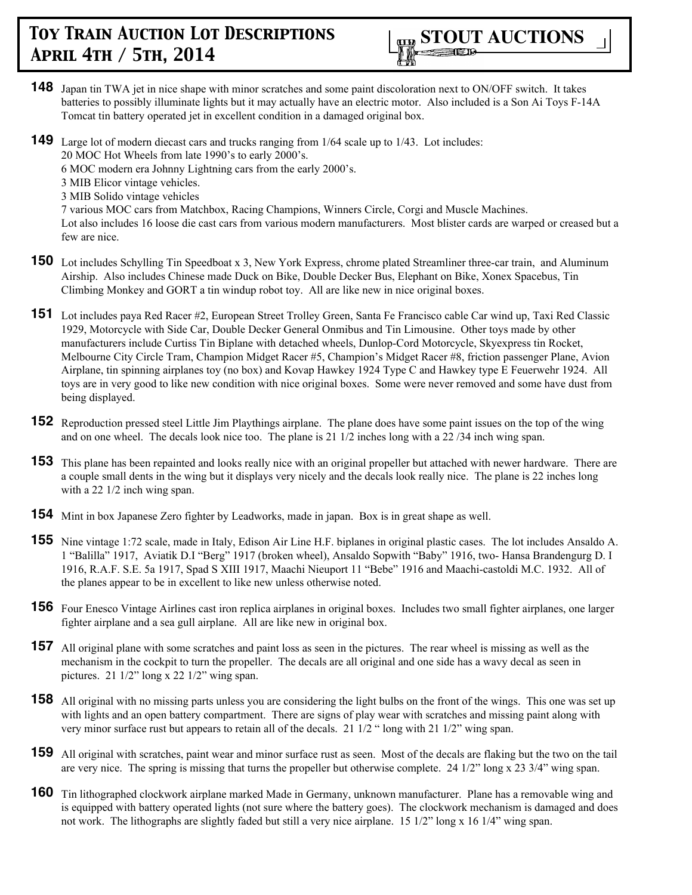**148** Japan tin TWA jet in nice shape with minor scratches and some paint discoloration next to ON/OFF switch. It takes batteries to possibly illuminate lights but it may actually have an electric motor. Also included is a Son Ai Toys F-14A Tomcat tin battery operated jet in excellent condition in a damaged original box.

**149** Large lot of modern diecast cars and trucks ranging from 1/64 scale up to 1/43. Lot includes:
20 MOC Hot Wheels from late 1990's to early 2000's.
6 MOC modern era Johnny Lightning cars from the early 2000's.
3 MIB Elicor vintage vehicles.
3 MIB Solido vintage vehicles
7 various MOC cars from Matchbox, Racing Champions, Winners Circle, Corgi and Muscle Machines.
Lot also includes 16 loose die cast cars from various modern manufacturers. Most blister cards are warped or creased but a few are nice.

**150** Lot includes Schylling Tin Speedboat x 3, New York Express, chrome plated Streamliner three-car train, and Aluminum Airship. Also includes Chinese made Duck on Bike, Double Decker Bus, Elephant on Bike, Xonex Spacebus, Tin Climbing Monkey and GORT a tin windup robot toy. All are like new in nice original boxes.

**151** Lot includes paya Red Racer #2, European Street Trolley Green, Santa Fe Francisco cable Car wind up, Taxi Red Classic 1929, Motorcycle with Side Car, Double Decker General Onmibus and Tin Limousine. Other toys made by other manufacturers include Curtiss Tin Biplane with detached wheels, Dunlop-Cord Motorcycle, Skyexpress tin Rocket, Melbourne City Circle Tram, Champion Midget Racer #5, Champion's Midget Racer #8, friction passenger Plane, Avion Airplane, tin spinning airplanes toy (no box) and Kovap Hawkey 1924 Type C and Hawkey type E Feuerwehr 1924. All toys are in very good to like new condition with nice original boxes. Some were never removed and some have dust from being displayed.

**152** Reproduction pressed steel Little Jim Playthings airplane. The plane does have some paint issues on the top of the wing and on one wheel. The decals look nice too. The plane is 21 1/2 inches long with a 22 /34 inch wing span.

**153** This plane has been repainted and looks really nice with an original propeller but attached with newer hardware. There are a couple small dents in the wing but it displays very nicely and the decals look really nice. The plane is 22 inches long with a 22 1/2 inch wing span.

**154** Mint in box Japanese Zero fighter by Leadworks, made in japan. Box is in great shape as well.

**155** Nine vintage 1:72 scale, made in Italy, Edison Air Line H.F. biplanes in original plastic cases. The lot includes Ansaldo A. 1 "Balilla" 1917, Aviatik D.I "Berg" 1917 (broken wheel), Ansaldo Sopwith "Baby" 1916, two- Hansa Brandengurg D. I 1916, R.A.F. S.E. 5a 1917, Spad S XIII 1917, Maachi Nieuport 11 "Bebe" 1916 and Maachi-castoldi M.C. 1932. All of the planes appear to be in excellent to like new unless otherwise noted.

**156** Four Enesco Vintage Airlines cast iron replica airplanes in original boxes. Includes two small fighter airplanes, one larger fighter airplane and a sea gull airplane. All are like new in original box.

**157** All original plane with some scratches and paint loss as seen in the pictures. The rear wheel is missing as well as the mechanism in the cockpit to turn the propeller. The decals are all original and one side has a wavy decal as seen in pictures. 21 1/2" long x 22 1/2" wing span.

**158** All original with no missing parts unless you are considering the light bulbs on the front of the wings. This one was set up with lights and an open battery compartment. There are signs of play wear with scratches and missing paint along with very minor surface rust but appears to retain all of the decals. 21 1/2 " long with 21 1/2" wing span.

**159** All original with scratches, paint wear and minor surface rust as seen. Most of the decals are flaking but the two on the tail are very nice. The spring is missing that turns the propeller but otherwise complete. 24 1/2" long x 23 3/4" wing span.

**160** Tin lithographed clockwork airplane marked Made in Germany, unknown manufacturer. Plane has a removable wing and is equipped with battery operated lights (not sure where the battery goes). The clockwork mechanism is damaged and does not work. The lithographs are slightly faded but still a very nice airplane. 15 1/2" long x 16 1/4" wing span.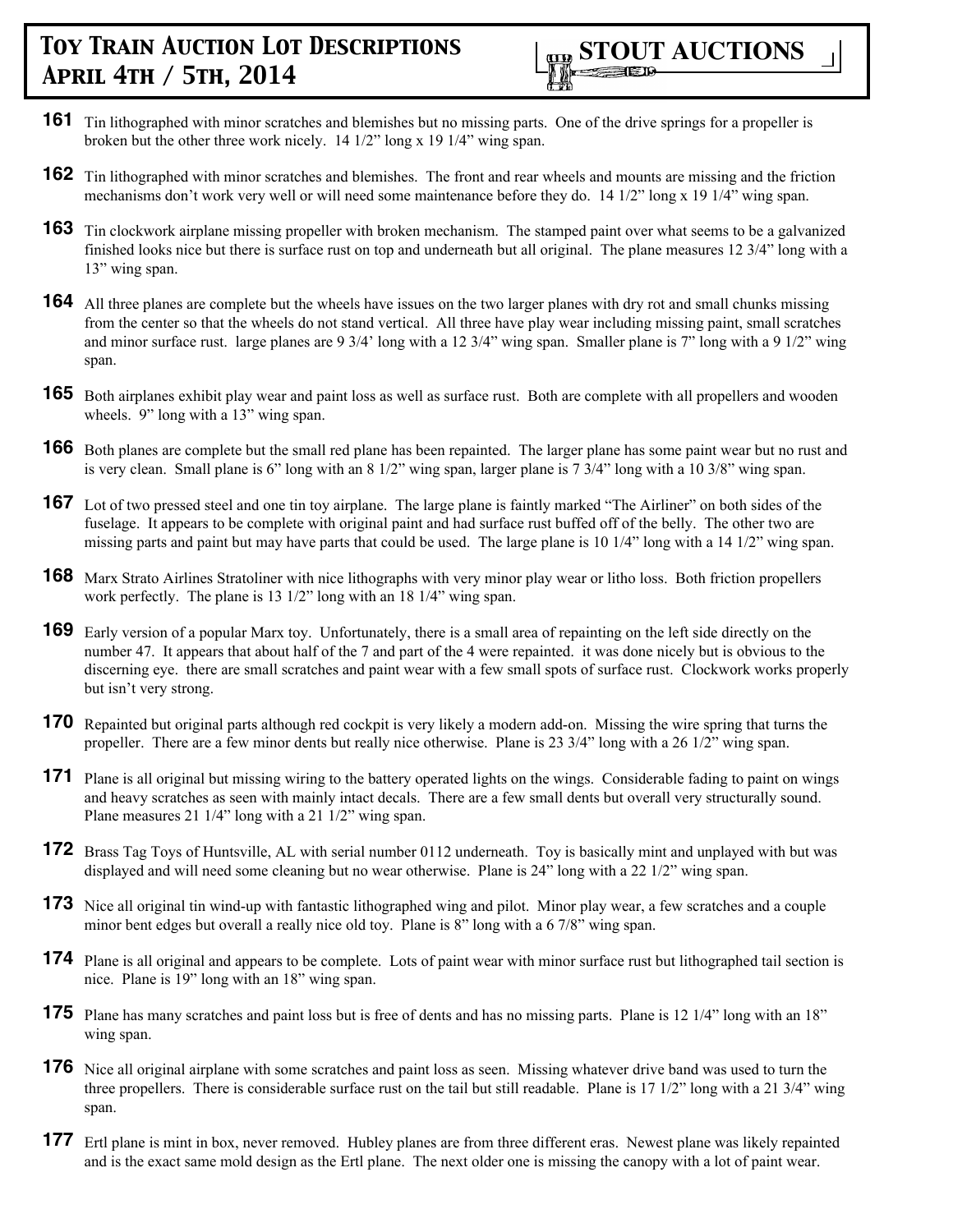# Toy Train Auction Lot Descriptions April 4th / 5th, 2014

**STOUT AUCTIONS**

**161** Tin lithographed with minor scratches and blemishes but no missing parts. One of the drive springs for a propeller is broken but the other three work nicely. 14 1/2" long x 19 1/4" wing span.

**162** Tin lithographed with minor scratches and blemishes. The front and rear wheels and mounts are missing and the friction mechanisms don't work very well or will need some maintenance before they do. 14 1/2" long x 19 1/4" wing span.

**163** Tin clockwork airplane missing propeller with broken mechanism. The stamped paint over what seems to be a galvanized finished looks nice but there is surface rust on top and underneath but all original. The plane measures 12 3/4" long with a 13" wing span.

**164** All three planes are complete but the wheels have issues on the two larger planes with dry rot and small chunks missing from the center so that the wheels do not stand vertical. All three have play wear including missing paint, small scratches and minor surface rust. large planes are 9 3/4' long with a 12 3/4" wing span. Smaller plane is 7" long with a 9 1/2" wing span.

**165** Both airplanes exhibit play wear and paint loss as well as surface rust. Both are complete with all propellers and wooden wheels. 9" long with a 13" wing span.

**166** Both planes are complete but the small red plane has been repainted. The larger plane has some paint wear but no rust and is very clean. Small plane is 6" long with an 8 1/2" wing span, larger plane is 7 3/4" long with a 10 3/8" wing span.

**167** Lot of two pressed steel and one tin toy airplane. The large plane is faintly marked "The Airliner" on both sides of the fuselage. It appears to be complete with original paint and had surface rust buffed off of the belly. The other two are missing parts and paint but may have parts that could be used. The large plane is 10 1/4" long with a 14 1/2" wing span.

**168** Marx Strato Airlines Stratoliner with nice lithographs with very minor play wear or litho loss. Both friction propellers work perfectly. The plane is 13 1/2" long with an 18 1/4" wing span.

**169** Early version of a popular Marx toy. Unfortunately, there is a small area of repainting on the left side directly on the number 47. It appears that about half of the 7 and part of the 4 were repainted. it was done nicely but is obvious to the discerning eye. there are small scratches and paint wear with a few small spots of surface rust. Clockwork works properly but isn't very strong.

**170** Repainted but original parts although red cockpit is very likely a modern add-on. Missing the wire spring that turns the propeller. There are a few minor dents but really nice otherwise. Plane is 23 3/4" long with a 26 1/2" wing span.

**171** Plane is all original but missing wiring to the battery operated lights on the wings. Considerable fading to paint on wings and heavy scratches as seen with mainly intact decals. There are a few small dents but overall very structurally sound. Plane measures 21 1/4" long with a 21 1/2" wing span.

**172** Brass Tag Toys of Huntsville, AL with serial number 0112 underneath. Toy is basically mint and unplayed with but was displayed and will need some cleaning but no wear otherwise. Plane is 24" long with a 22 1/2" wing span.

**173** Nice all original tin wind-up with fantastic lithographed wing and pilot. Minor play wear, a few scratches and a couple minor bent edges but overall a really nice old toy. Plane is 8" long with a 6 7/8" wing span.

**174** Plane is all original and appears to be complete. Lots of paint wear with minor surface rust but lithographed tail section is nice. Plane is 19" long with an 18" wing span.

**175** Plane has many scratches and paint loss but is free of dents and has no missing parts. Plane is 12 1/4" long with an 18" wing span.

**176** Nice all original airplane with some scratches and paint loss as seen. Missing whatever drive band was used to turn the three propellers. There is considerable surface rust on the tail but still readable. Plane is 17 1/2" long with a 21 3/4" wing span.

**177** Ertl plane is mint in box, never removed. Hubley planes are from three different eras. Newest plane was likely repainted and is the exact same mold design as the Ertl plane. The next older one is missing the canopy with a lot of paint wear.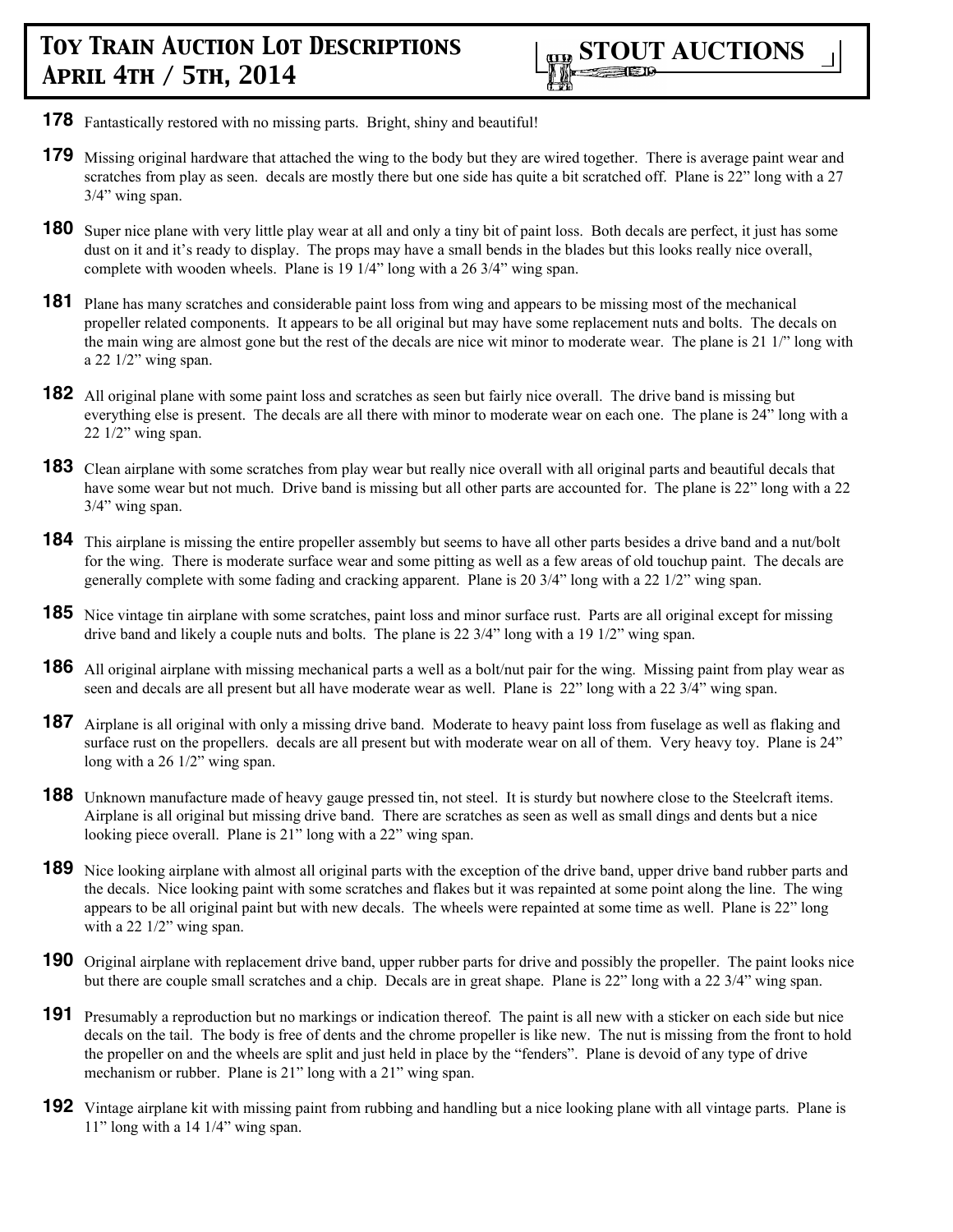**178** Fantastically restored with no missing parts. Bright, shiny and beautiful!

**179** Missing original hardware that attached the wing to the body but they are wired together. There is average paint wear and scratches from play as seen. decals are mostly there but one side has quite a bit scratched off. Plane is 22" long with a 27 3/4" wing span.

**180** Super nice plane with very little play wear at all and only a tiny bit of paint loss. Both decals are perfect, it just has some dust on it and it's ready to display. The props may have a small bends in the blades but this looks really nice overall, complete with wooden wheels. Plane is 19 1/4" long with a 26 3/4" wing span.

**181** Plane has many scratches and considerable paint loss from wing and appears to be missing most of the mechanical propeller related components. It appears to be all original but may have some replacement nuts and bolts. The decals on the main wing are almost gone but the rest of the decals are nice wit minor to moderate wear. The plane is 21 1/" long with a 22 1/2" wing span.

**182** All original plane with some paint loss and scratches as seen but fairly nice overall. The drive band is missing but everything else is present. The decals are all there with minor to moderate wear on each one. The plane is 24" long with a 22 1/2" wing span.

**183** Clean airplane with some scratches from play wear but really nice overall with all original parts and beautiful decals that have some wear but not much. Drive band is missing but all other parts are accounted for. The plane is 22" long with a 22 3/4" wing span.

**184** This airplane is missing the entire propeller assembly but seems to have all other parts besides a drive band and a nut/bolt for the wing. There is moderate surface wear and some pitting as well as a few areas of old touchup paint. The decals are generally complete with some fading and cracking apparent. Plane is 20 3/4" long with a 22 1/2" wing span.

**185** Nice vintage tin airplane with some scratches, paint loss and minor surface rust. Parts are all original except for missing drive band and likely a couple nuts and bolts. The plane is 22 3/4" long with a 19 1/2" wing span.

**186** All original airplane with missing mechanical parts a well as a bolt/nut pair for the wing. Missing paint from play wear as seen and decals are all present but all have moderate wear as well. Plane is 22" long with a 22 3/4" wing span.

**187** Airplane is all original with only a missing drive band. Moderate to heavy paint loss from fuselage as well as flaking and surface rust on the propellers. decals are all present but with moderate wear on all of them. Very heavy toy. Plane is 24" long with a 26 1/2" wing span.

**188** Unknown manufacture made of heavy gauge pressed tin, not steel. It is sturdy but nowhere close to the Steelcraft items. Airplane is all original but missing drive band. There are scratches as seen as well as small dings and dents but a nice looking piece overall. Plane is 21" long with a 22" wing span.

**189** Nice looking airplane with almost all original parts with the exception of the drive band, upper drive band rubber parts and the decals. Nice looking paint with some scratches and flakes but it was repainted at some point along the line. The wing appears to be all original paint but with new decals. The wheels were repainted at some time as well. Plane is 22" long with a 22 1/2" wing span.

**190** Original airplane with replacement drive band, upper rubber parts for drive and possibly the propeller. The paint looks nice but there are couple small scratches and a chip. Decals are in great shape. Plane is 22" long with a 22 3/4" wing span.

**191** Presumably a reproduction but no markings or indication thereof. The paint is all new with a sticker on each side but nice decals on the tail. The body is free of dents and the chrome propeller is like new. The nut is missing from the front to hold the propeller on and the wheels are split and just held in place by the "fenders". Plane is devoid of any type of drive mechanism or rubber. Plane is 21" long with a 21" wing span.

**192** Vintage airplane kit with missing paint from rubbing and handling but a nice looking plane with all vintage parts. Plane is 11" long with a 14 1/4" wing span.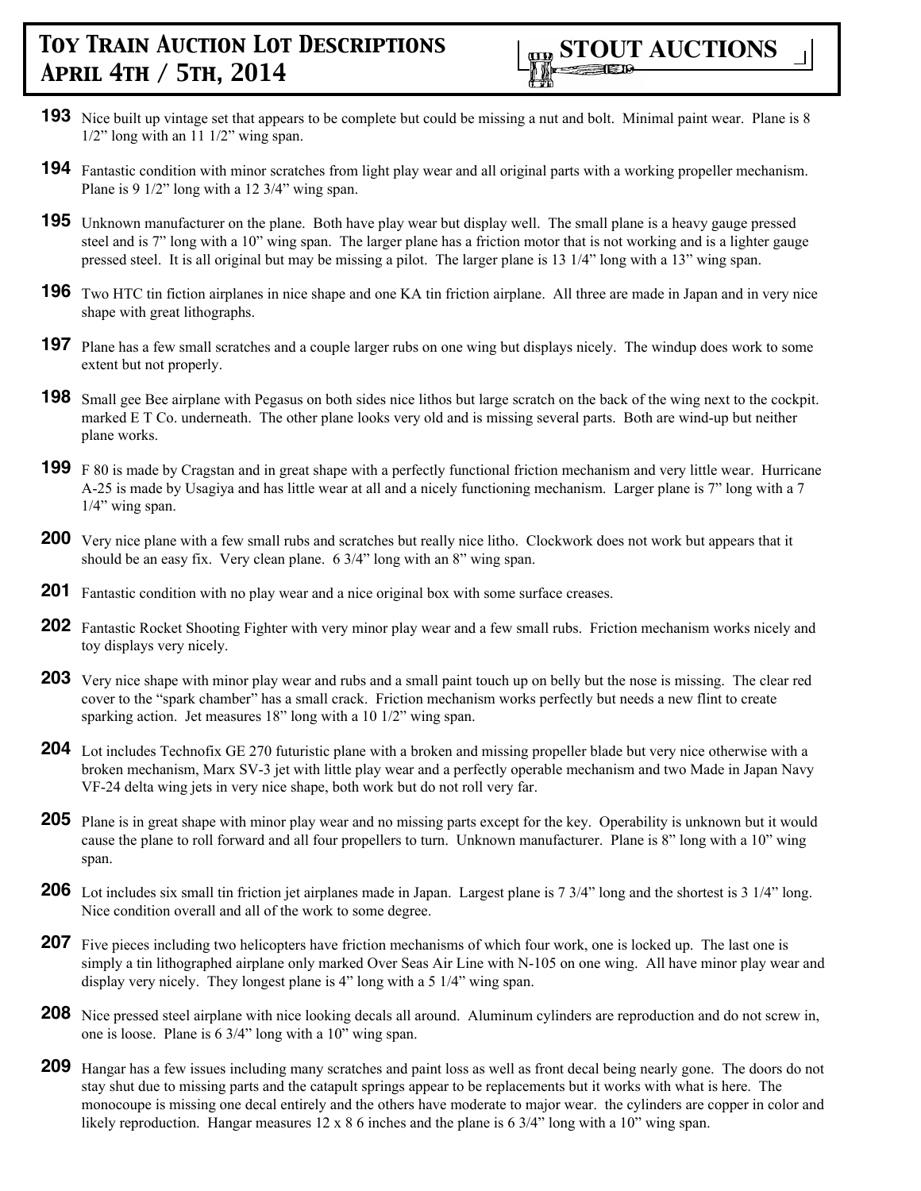**193** Nice built up vintage set that appears to be complete but could be missing a nut and bolt. Minimal paint wear. Plane is 8 1/2" long with an 11 1/2" wing span.

**194** Fantastic condition with minor scratches from light play wear and all original parts with a working propeller mechanism. Plane is 9 1/2" long with a 12 3/4" wing span.

**195** Unknown manufacturer on the plane. Both have play wear but display well. The small plane is a heavy gauge pressed steel and is 7" long with a 10" wing span. The larger plane has a friction motor that is not working and is a lighter gauge pressed steel. It is all original but may be missing a pilot. The larger plane is 13 1/4" long with a 13" wing span.

**196** Two HTC tin fiction airplanes in nice shape and one KA tin friction airplane. All three are made in Japan and in very nice shape with great lithographs.

**197** Plane has a few small scratches and a couple larger rubs on one wing but displays nicely. The windup does work to some extent but not properly.

**198** Small gee Bee airplane with Pegasus on both sides nice lithos but large scratch on the back of the wing next to the cockpit. marked E T Co. underneath. The other plane looks very old and is missing several parts. Both are wind-up but neither plane works.

**199** F 80 is made by Cragstan and in great shape with a perfectly functional friction mechanism and very little wear. Hurricane A-25 is made by Usagiya and has little wear at all and a nicely functioning mechanism. Larger plane is 7" long with a 7 1/4" wing span.

**200** Very nice plane with a few small rubs and scratches but really nice litho. Clockwork does not work but appears that it should be an easy fix. Very clean plane. 6 3/4" long with an 8" wing span.

**201** Fantastic condition with no play wear and a nice original box with some surface creases.

**202** Fantastic Rocket Shooting Fighter with very minor play wear and a few small rubs. Friction mechanism works nicely and toy displays very nicely.

**203** Very nice shape with minor play wear and rubs and a small paint touch up on belly but the nose is missing. The clear red cover to the "spark chamber" has a small crack. Friction mechanism works perfectly but needs a new flint to create sparking action. Jet measures 18" long with a 10 1/2" wing span.

**204** Lot includes Technofix GE 270 futuristic plane with a broken and missing propeller blade but very nice otherwise with a broken mechanism, Marx SV-3 jet with little play wear and a perfectly operable mechanism and two Made in Japan Navy VF-24 delta wing jets in very nice shape, both work but do not roll very far.

**205** Plane is in great shape with minor play wear and no missing parts except for the key. Operability is unknown but it would cause the plane to roll forward and all four propellers to turn. Unknown manufacturer. Plane is 8" long with a 10" wing span.

**206** Lot includes six small tin friction jet airplanes made in Japan. Largest plane is 7 3/4" long and the shortest is 3 1/4" long. Nice condition overall and all of the work to some degree.

**207** Five pieces including two helicopters have friction mechanisms of which four work, one is locked up. The last one is simply a tin lithographed airplane only marked Over Seas Air Line with N-105 on one wing. All have minor play wear and display very nicely. They longest plane is 4" long with a 5 1/4" wing span.

**208** Nice pressed steel airplane with nice looking decals all around. Aluminum cylinders are reproduction and do not screw in, one is loose. Plane is 6 3/4" long with a 10" wing span.

**209** Hangar has a few issues including many scratches and paint loss as well as front decal being nearly gone. The doors do not stay shut due to missing parts and the catapult springs appear to be replacements but it works with what is here. The monocoupe is missing one decal entirely and the others have moderate to major wear. the cylinders are copper in color and likely reproduction. Hangar measures 12 x 8 6 inches and the plane is 6 3/4" long with a 10" wing span.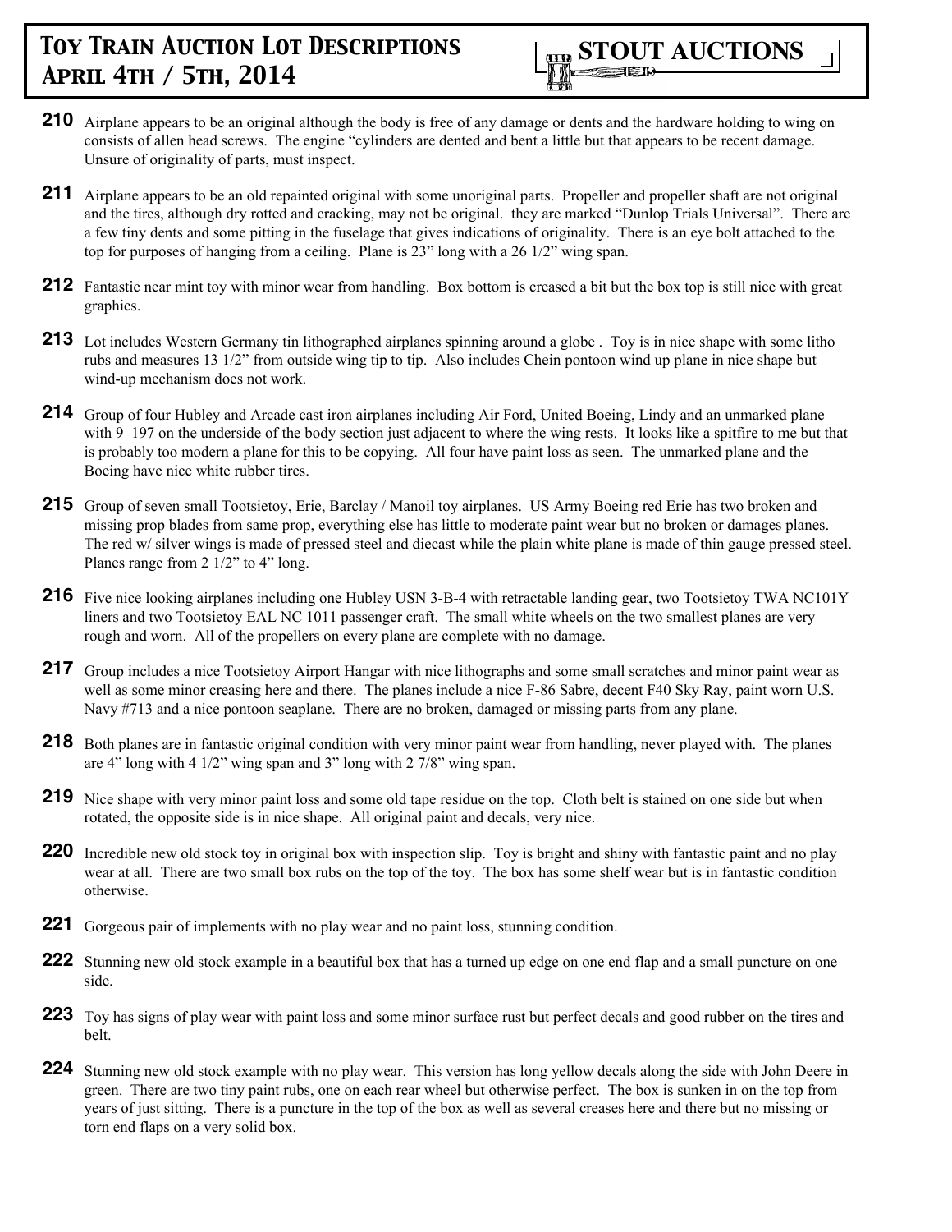# Toy Train Auction Lot Descriptions April 4th / 5th, 2014

**STOUT AUCTIONS**

**210** Airplane appears to be an original although the body is free of any damage or dents and the hardware holding to wing on consists of allen head screws. The engine "cylinders are dented and bent a little but that appears to be recent damage. Unsure of originality of parts, must inspect.

**211** Airplane appears to be an old repainted original with some unoriginal parts. Propeller and propeller shaft are not original and the tires, although dry rotted and cracking, may not be original. they are marked "Dunlop Trials Universal". There are a few tiny dents and some pitting in the fuselage that gives indications of originality. There is an eye bolt attached to the top for purposes of hanging from a ceiling. Plane is 23" long with a 26 1/2" wing span.

**212** Fantastic near mint toy with minor wear from handling. Box bottom is creased a bit but the box top is still nice with great graphics.

**213** Lot includes Western Germany tin lithographed airplanes spinning around a globe . Toy is in nice shape with some litho rubs and measures 13 1/2" from outside wing tip to tip. Also includes Chein pontoon wind up plane in nice shape but wind-up mechanism does not work.

**214** Group of four Hubley and Arcade cast iron airplanes including Air Ford, United Boeing, Lindy and an unmarked plane with 9 197 on the underside of the body section just adjacent to where the wing rests. It looks like a spitfire to me but that is probably too modern a plane for this to be copying. All four have paint loss as seen. The unmarked plane and the Boeing have nice white rubber tires.

**215** Group of seven small Tootsietoy, Erie, Barclay / Manoil toy airplanes. US Army Boeing red Erie has two broken and missing prop blades from same prop, everything else has little to moderate paint wear but no broken or damages planes. The red w/ silver wings is made of pressed steel and diecast while the plain white plane is made of thin gauge pressed steel. Planes range from 2 1/2" to 4" long.

**216** Five nice looking airplanes including one Hubley USN 3-B-4 with retractable landing gear, two Tootsietoy TWA NC101Y liners and two Tootsietoy EAL NC 1011 passenger craft. The small white wheels on the two smallest planes are very rough and worn. All of the propellers on every plane are complete with no damage.

**217** Group includes a nice Tootsietoy Airport Hangar with nice lithographs and some small scratches and minor paint wear as well as some minor creasing here and there. The planes include a nice F-86 Sabre, decent F40 Sky Ray, paint worn U.S. Navy #713 and a nice pontoon seaplane. There are no broken, damaged or missing parts from any plane.

**218** Both planes are in fantastic original condition with very minor paint wear from handling, never played with. The planes are 4" long with 4 1/2" wing span and 3" long with 2 7/8" wing span.

**219** Nice shape with very minor paint loss and some old tape residue on the top. Cloth belt is stained on one side but when rotated, the opposite side is in nice shape. All original paint and decals, very nice.

**220** Incredible new old stock toy in original box with inspection slip. Toy is bright and shiny with fantastic paint and no play wear at all. There are two small box rubs on the top of the toy. The box has some shelf wear but is in fantastic condition otherwise.

**221** Gorgeous pair of implements with no play wear and no paint loss, stunning condition.

**222** Stunning new old stock example in a beautiful box that has a turned up edge on one end flap and a small puncture on one side.

**223** Toy has signs of play wear with paint loss and some minor surface rust but perfect decals and good rubber on the tires and belt.

**224** Stunning new old stock example with no play wear. This version has long yellow decals along the side with John Deere in green. There are two tiny paint rubs, one on each rear wheel but otherwise perfect. The box is sunken in on the top from years of just sitting. There is a puncture in the top of the box as well as several creases here and there but no missing or torn end flaps on a very solid box.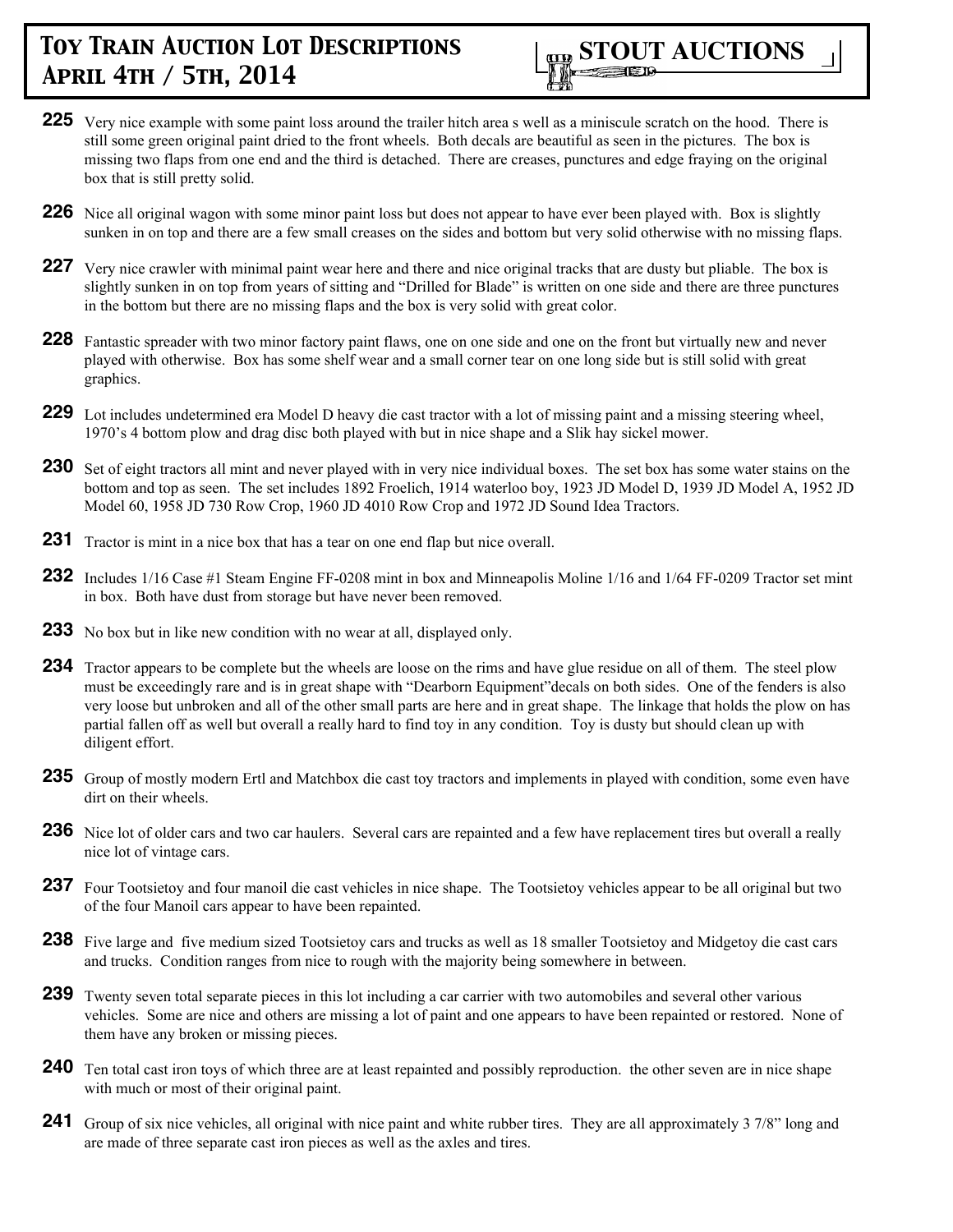**225** Very nice example with some paint loss around the trailer hitch area s well as a miniscule scratch on the hood. There is still some green original paint dried to the front wheels. Both decals are beautiful as seen in the pictures. The box is missing two flaps from one end and the third is detached. There are creases, punctures and edge fraying on the original box that is still pretty solid.

**226** Nice all original wagon with some minor paint loss but does not appear to have ever been played with. Box is slightly sunken in on top and there are a few small creases on the sides and bottom but very solid otherwise with no missing flaps.

**227** Very nice crawler with minimal paint wear here and there and nice original tracks that are dusty but pliable. The box is slightly sunken in on top from years of sitting and "Drilled for Blade" is written on one side and there are three punctures in the bottom but there are no missing flaps and the box is very solid with great color.

**228** Fantastic spreader with two minor factory paint flaws, one on one side and one on the front but virtually new and never played with otherwise. Box has some shelf wear and a small corner tear on one long side but is still solid with great graphics.

**229** Lot includes undetermined era Model D heavy die cast tractor with a lot of missing paint and a missing steering wheel, 1970's 4 bottom plow and drag disc both played with but in nice shape and a Slik hay sickel mower.

**230** Set of eight tractors all mint and never played with in very nice individual boxes. The set box has some water stains on the bottom and top as seen. The set includes 1892 Froelich, 1914 waterloo boy, 1923 JD Model D, 1939 JD Model A, 1952 JD Model 60, 1958 JD 730 Row Crop, 1960 JD 4010 Row Crop and 1972 JD Sound Idea Tractors.

**231** Tractor is mint in a nice box that has a tear on one end flap but nice overall.

**232** Includes 1/16 Case #1 Steam Engine FF-0208 mint in box and Minneapolis Moline 1/16 and 1/64 FF-0209 Tractor set mint in box. Both have dust from storage but have never been removed.

**233** No box but in like new condition with no wear at all, displayed only.

**234** Tractor appears to be complete but the wheels are loose on the rims and have glue residue on all of them. The steel plow must be exceedingly rare and is in great shape with "Dearborn Equipment"decals on both sides. One of the fenders is also very loose but unbroken and all of the other small parts are here and in great shape. The linkage that holds the plow on has partial fallen off as well but overall a really hard to find toy in any condition. Toy is dusty but should clean up with diligent effort.

**235** Group of mostly modern Ertl and Matchbox die cast toy tractors and implements in played with condition, some even have dirt on their wheels.

**236** Nice lot of older cars and two car haulers. Several cars are repainted and a few have replacement tires but overall a really nice lot of vintage cars.

**237** Four Tootsietoy and four manoil die cast vehicles in nice shape. The Tootsietoy vehicles appear to be all original but two of the four Manoil cars appear to have been repainted.

**238** Five large and five medium sized Tootsietoy cars and trucks as well as 18 smaller Tootsietoy and Midgetoy die cast cars and trucks. Condition ranges from nice to rough with the majority being somewhere in between.

**239** Twenty seven total separate pieces in this lot including a car carrier with two automobiles and several other various vehicles. Some are nice and others are missing a lot of paint and one appears to have been repainted or restored. None of them have any broken or missing pieces.

**240** Ten total cast iron toys of which three are at least repainted and possibly reproduction. the other seven are in nice shape with much or most of their original paint.

**241** Group of six nice vehicles, all original with nice paint and white rubber tires. They are all approximately 3 7/8" long and are made of three separate cast iron pieces as well as the axles and tires.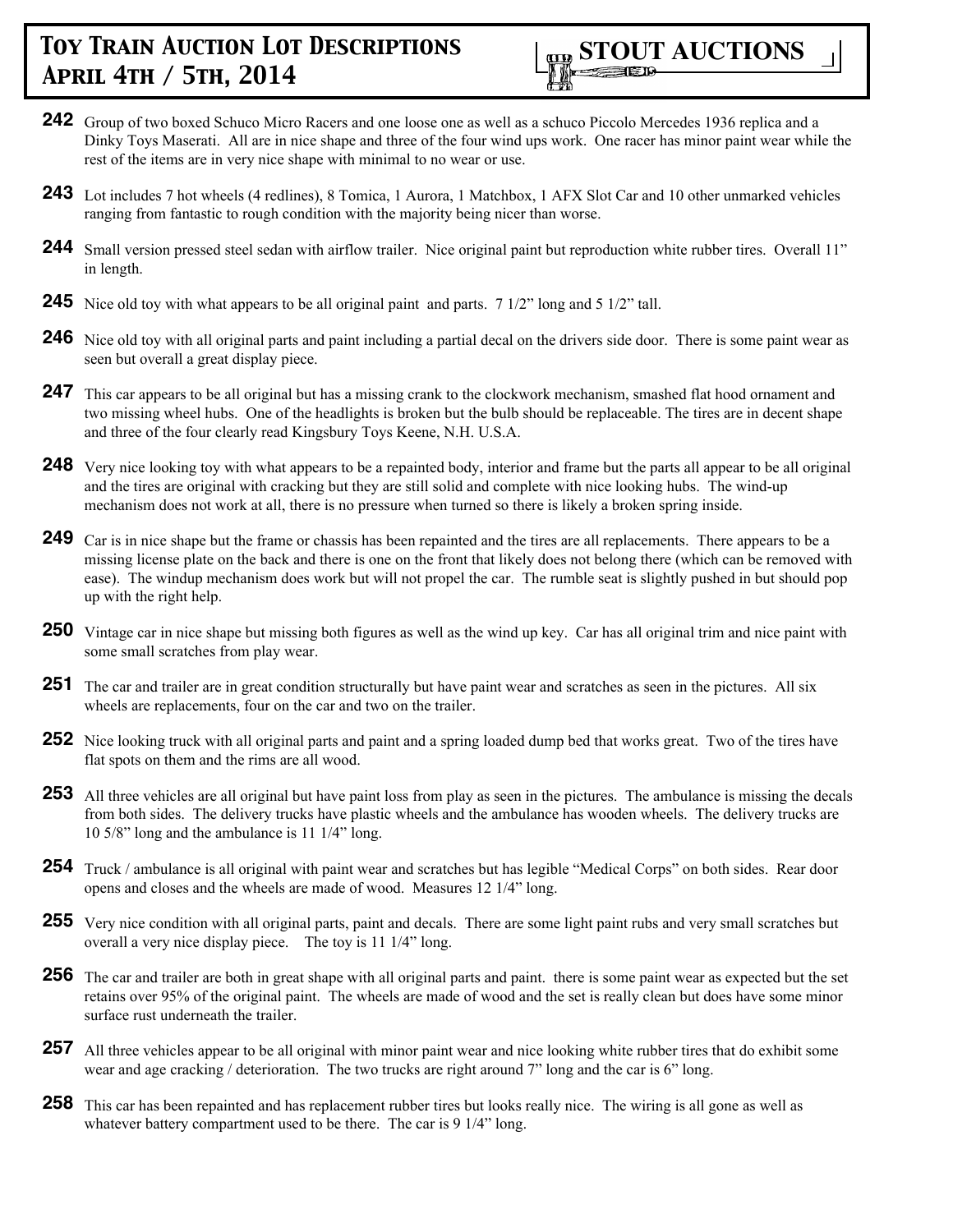# Toy Train Auction Lot Descriptions April 4th / 5th, 2014

**STOUT AUCTIONS**

**242** Group of two boxed Schuco Micro Racers and one loose one as well as a schuco Piccolo Mercedes 1936 replica and a Dinky Toys Maserati. All are in nice shape and three of the four wind ups work. One racer has minor paint wear while the rest of the items are in very nice shape with minimal to no wear or use.

**243** Lot includes 7 hot wheels (4 redlines), 8 Tomica, 1 Aurora, 1 Matchbox, 1 AFX Slot Car and 10 other unmarked vehicles ranging from fantastic to rough condition with the majority being nicer than worse.

**244** Small version pressed steel sedan with airflow trailer. Nice original paint but reproduction white rubber tires. Overall 11" in length.

**245** Nice old toy with what appears to be all original paint and parts. 7 1/2" long and 5 1/2" tall.

**246** Nice old toy with all original parts and paint including a partial decal on the drivers side door. There is some paint wear as seen but overall a great display piece.

**247** This car appears to be all original but has a missing crank to the clockwork mechanism, smashed flat hood ornament and two missing wheel hubs. One of the headlights is broken but the bulb should be replaceable. The tires are in decent shape and three of the four clearly read Kingsbury Toys Keene, N.H. U.S.A.

**248** Very nice looking toy with what appears to be a repainted body, interior and frame but the parts all appear to be all original and the tires are original with cracking but they are still solid and complete with nice looking hubs. The wind-up mechanism does not work at all, there is no pressure when turned so there is likely a broken spring inside.

**249** Car is in nice shape but the frame or chassis has been repainted and the tires are all replacements. There appears to be a missing license plate on the back and there is one on the front that likely does not belong there (which can be removed with ease). The windup mechanism does work but will not propel the car. The rumble seat is slightly pushed in but should pop up with the right help.

**250** Vintage car in nice shape but missing both figures as well as the wind up key. Car has all original trim and nice paint with some small scratches from play wear.

**251** The car and trailer are in great condition structurally but have paint wear and scratches as seen in the pictures. All six wheels are replacements, four on the car and two on the trailer.

**252** Nice looking truck with all original parts and paint and a spring loaded dump bed that works great. Two of the tires have flat spots on them and the rims are all wood.

**253** All three vehicles are all original but have paint loss from play as seen in the pictures. The ambulance is missing the decals from both sides. The delivery trucks have plastic wheels and the ambulance has wooden wheels. The delivery trucks are 10 5/8" long and the ambulance is 11 1/4" long.

**254** Truck / ambulance is all original with paint wear and scratches but has legible "Medical Corps" on both sides. Rear door opens and closes and the wheels are made of wood. Measures 12 1/4" long.

**255** Very nice condition with all original parts, paint and decals. There are some light paint rubs and very small scratches but overall a very nice display piece. The toy is 11 1/4" long.

**256** The car and trailer are both in great shape with all original parts and paint. there is some paint wear as expected but the set retains over 95% of the original paint. The wheels are made of wood and the set is really clean but does have some minor surface rust underneath the trailer.

**257** All three vehicles appear to be all original with minor paint wear and nice looking white rubber tires that do exhibit some wear and age cracking / deterioration. The two trucks are right around 7" long and the car is 6" long.

**258** This car has been repainted and has replacement rubber tires but looks really nice. The wiring is all gone as well as whatever battery compartment used to be there. The car is 9 1/4" long.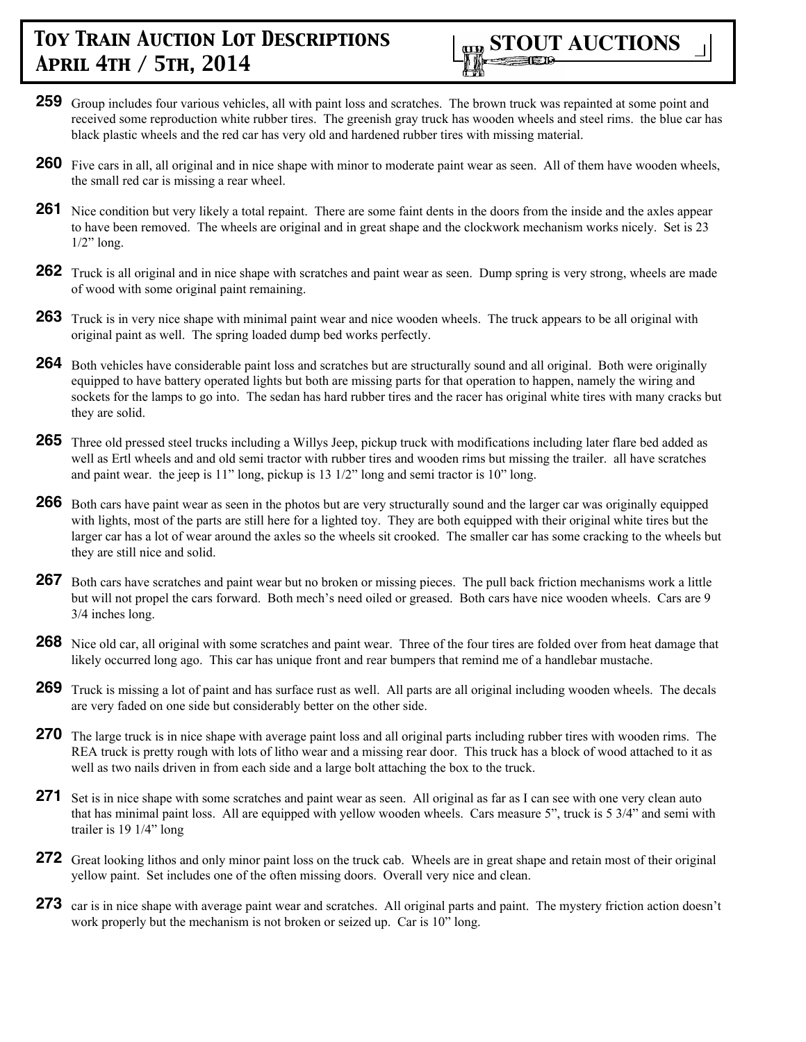**259** Group includes four various vehicles, all with paint loss and scratches. The brown truck was repainted at some point and received some reproduction white rubber tires. The greenish gray truck has wooden wheels and steel rims. the blue car has black plastic wheels and the red car has very old and hardened rubber tires with missing material.

**260** Five cars in all, all original and in nice shape with minor to moderate paint wear as seen. All of them have wooden wheels, the small red car is missing a rear wheel.

**261** Nice condition but very likely a total repaint. There are some faint dents in the doors from the inside and the axles appear to have been removed. The wheels are original and in great shape and the clockwork mechanism works nicely. Set is 23 1/2" long.

**262** Truck is all original and in nice shape with scratches and paint wear as seen. Dump spring is very strong, wheels are made of wood with some original paint remaining.

**263** Truck is in very nice shape with minimal paint wear and nice wooden wheels. The truck appears to be all original with original paint as well. The spring loaded dump bed works perfectly.

**264** Both vehicles have considerable paint loss and scratches but are structurally sound and all original. Both were originally equipped to have battery operated lights but both are missing parts for that operation to happen, namely the wiring and sockets for the lamps to go into. The sedan has hard rubber tires and the racer has original white tires with many cracks but they are solid.

**265** Three old pressed steel trucks including a Willys Jeep, pickup truck with modifications including later flare bed added as well as Ertl wheels and and old semi tractor with rubber tires and wooden rims but missing the trailer. all have scratches and paint wear. the jeep is 11" long, pickup is 13 1/2" long and semi tractor is 10" long.

**266** Both cars have paint wear as seen in the photos but are very structurally sound and the larger car was originally equipped with lights, most of the parts are still here for a lighted toy. They are both equipped with their original white tires but the larger car has a lot of wear around the axles so the wheels sit crooked. The smaller car has some cracking to the wheels but they are still nice and solid.

**267** Both cars have scratches and paint wear but no broken or missing pieces. The pull back friction mechanisms work a little but will not propel the cars forward. Both mech's need oiled or greased. Both cars have nice wooden wheels. Cars are 9 3/4 inches long.

**268** Nice old car, all original with some scratches and paint wear. Three of the four tires are folded over from heat damage that likely occurred long ago. This car has unique front and rear bumpers that remind me of a handlebar mustache.

**269** Truck is missing a lot of paint and has surface rust as well. All parts are all original including wooden wheels. The decals are very faded on one side but considerably better on the other side.

**270** The large truck is in nice shape with average paint loss and all original parts including rubber tires with wooden rims. The REA truck is pretty rough with lots of litho wear and a missing rear door. This truck has a block of wood attached to it as well as two nails driven in from each side and a large bolt attaching the box to the truck.

**271** Set is in nice shape with some scratches and paint wear as seen. All original as far as I can see with one very clean auto that has minimal paint loss. All are equipped with yellow wooden wheels. Cars measure 5", truck is 5 3/4" and semi with trailer is 19 1/4" long

**272** Great looking lithos and only minor paint loss on the truck cab. Wheels are in great shape and retain most of their original yellow paint. Set includes one of the often missing doors. Overall very nice and clean.

**273** car is in nice shape with average paint wear and scratches. All original parts and paint. The mystery friction action doesn't work properly but the mechanism is not broken or seized up. Car is 10" long.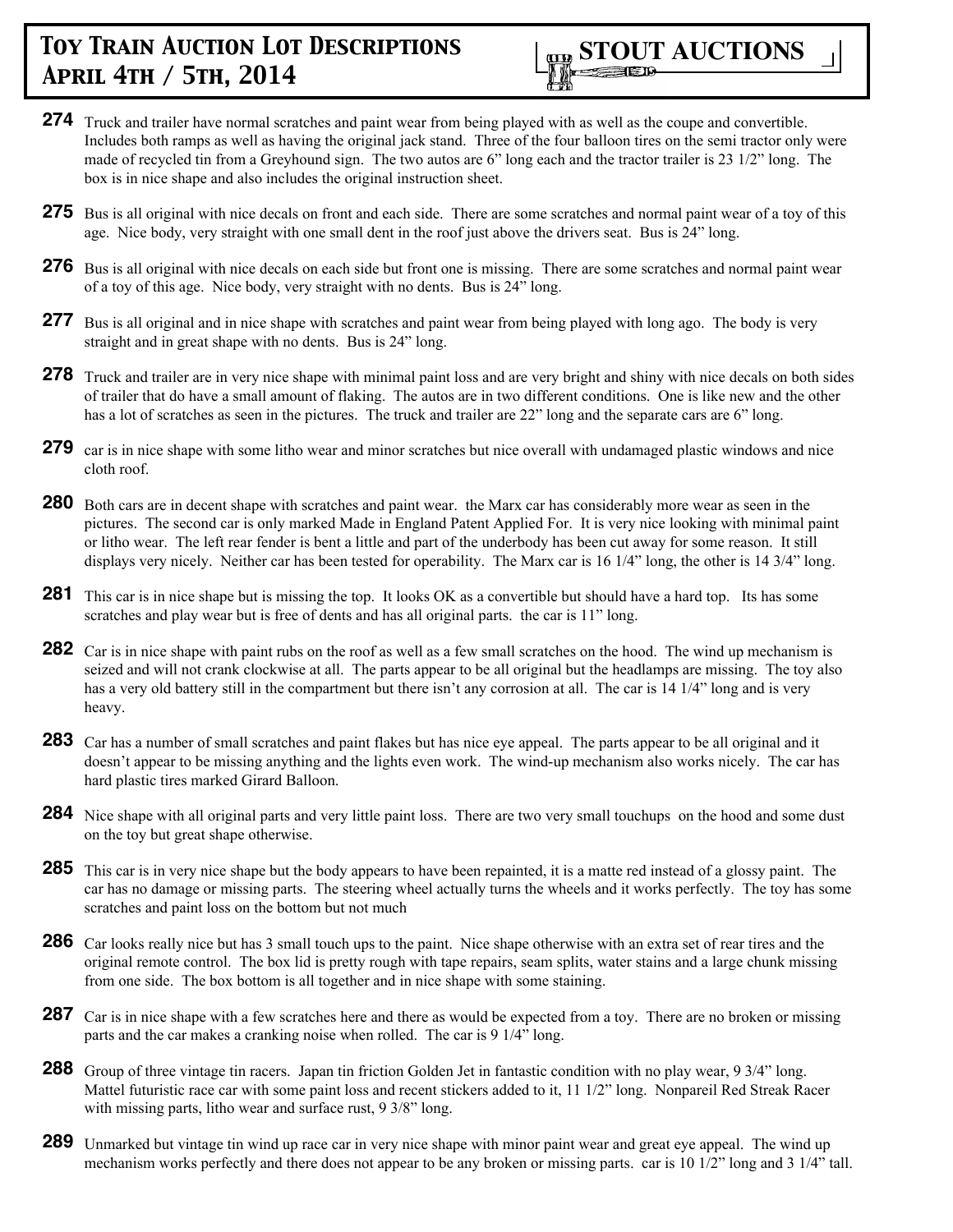# Toy Train Auction Lot Descriptions
## April 4th / 5th, 2014

**274** Truck and trailer have normal scratches and paint wear from being played with as well as the coupe and convertible. Includes both ramps as well as having the original jack stand. Three of the four balloon tires on the semi tractor only were made of recycled tin from a Greyhound sign. The two autos are 6" long each and the tractor trailer is 23 1/2" long. The box is in nice shape and also includes the original instruction sheet.

**275** Bus is all original with nice decals on front and each side. There are some scratches and normal paint wear of a toy of this age. Nice body, very straight with one small dent in the roof just above the drivers seat. Bus is 24" long.

**276** Bus is all original with nice decals on each side but front one is missing. There are some scratches and normal paint wear of a toy of this age. Nice body, very straight with no dents. Bus is 24" long.

**277** Bus is all original and in nice shape with scratches and paint wear from being played with long ago. The body is very straight and in great shape with no dents. Bus is 24" long.

**278** Truck and trailer are in very nice shape with minimal paint loss and are very bright and shiny with nice decals on both sides of trailer that do have a small amount of flaking. The autos are in two different conditions. One is like new and the other has a lot of scratches as seen in the pictures. The truck and trailer are 22" long and the separate cars are 6" long.

**279** car is in nice shape with some litho wear and minor scratches but nice overall with undamaged plastic windows and nice cloth roof.

**280** Both cars are in decent shape with scratches and paint wear. the Marx car has considerably more wear as seen in the pictures. The second car is only marked Made in England Patent Applied For. It is very nice looking with minimal paint or litho wear. The left rear fender is bent a little and part of the underbody has been cut away for some reason. It still displays very nicely. Neither car has been tested for operability. The Marx car is 16 1/4" long, the other is 14 3/4" long.

**281** This car is in nice shape but is missing the top. It looks OK as a convertible but should have a hard top. Its has some scratches and play wear but is free of dents and has all original parts. the car is 11" long.

**282** Car is in nice shape with paint rubs on the roof as well as a few small scratches on the hood. The wind up mechanism is seized and will not crank clockwise at all. The parts appear to be all original but the headlamps are missing. The toy also has a very old battery still in the compartment but there isn't any corrosion at all. The car is 14 1/4" long and is very heavy.

**283** Car has a number of small scratches and paint flakes but has nice eye appeal. The parts appear to be all original and it doesn't appear to be missing anything and the lights even work. The wind-up mechanism also works nicely. The car has hard plastic tires marked Girard Balloon.

**284** Nice shape with all original parts and very little paint loss. There are two very small touchups on the hood and some dust on the toy but great shape otherwise.

**285** This car is in very nice shape but the body appears to have been repainted, it is a matte red instead of a glossy paint. The car has no damage or missing parts. The steering wheel actually turns the wheels and it works perfectly. The toy has some scratches and paint loss on the bottom but not much

**286** Car looks really nice but has 3 small touch ups to the paint. Nice shape otherwise with an extra set of rear tires and the original remote control. The box lid is pretty rough with tape repairs, seam splits, water stains and a large chunk missing from one side. The box bottom is all together and in nice shape with some staining.

**287** Car is in nice shape with a few scratches here and there as would be expected from a toy. There are no broken or missing parts and the car makes a cranking noise when rolled. The car is 9 1/4" long.

**288** Group of three vintage tin racers. Japan tin friction Golden Jet in fantastic condition with no play wear, 9 3/4" long. Mattel futuristic race car with some paint loss and recent stickers added to it, 11 1/2" long. Nonpareil Red Streak Racer with missing parts, litho wear and surface rust, 9 3/8" long.

**289** Unmarked but vintage tin wind up race car in very nice shape with minor paint wear and great eye appeal. The wind up mechanism works perfectly and there does not appear to be any broken or missing parts. car is 10 1/2" long and 3 1/4" tall.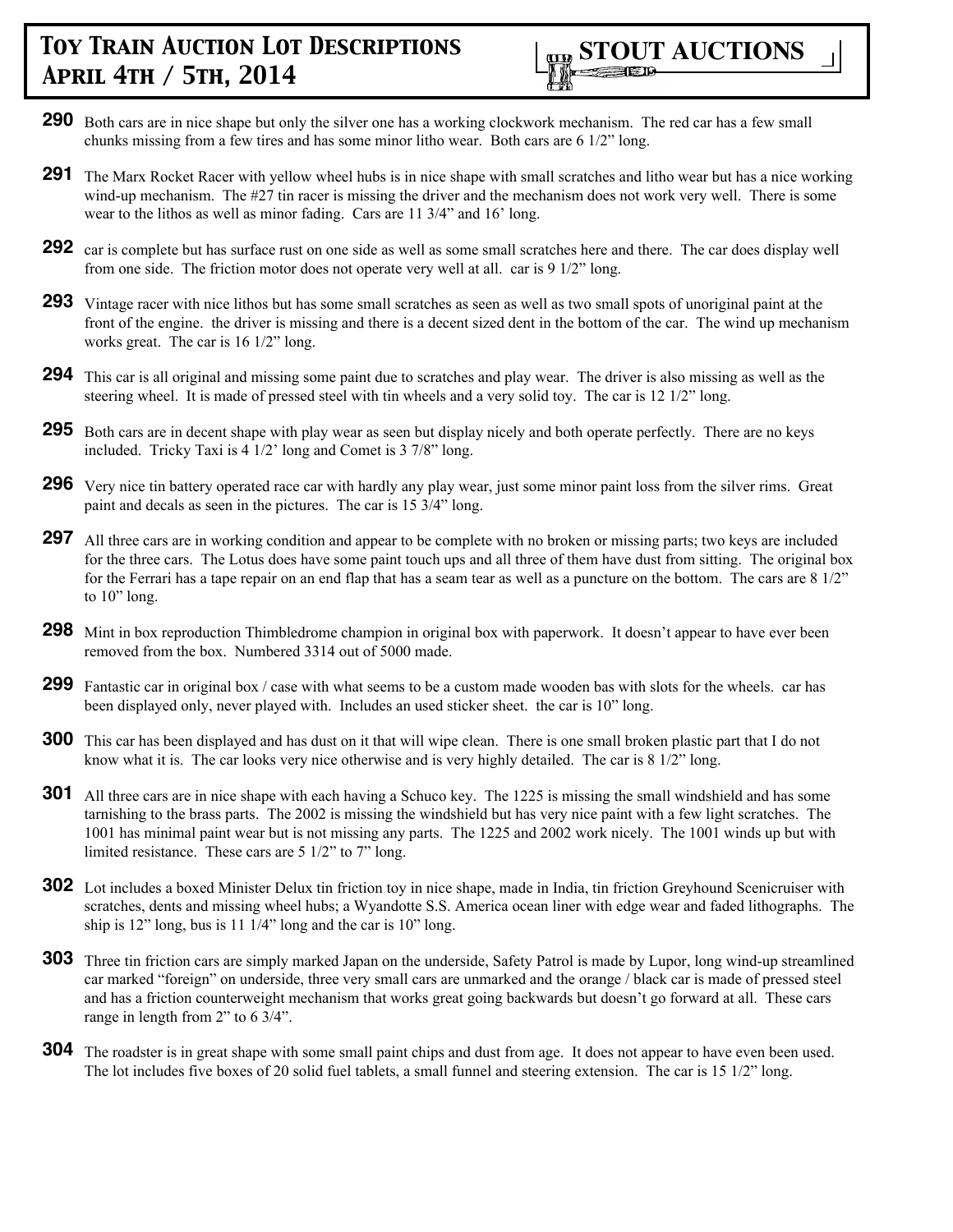**290** Both cars are in nice shape but only the silver one has a working clockwork mechanism. The red car has a few small chunks missing from a few tires and has some minor litho wear. Both cars are 6 1/2" long.

**291** The Marx Rocket Racer with yellow wheel hubs is in nice shape with small scratches and litho wear but has a nice working wind-up mechanism. The #27 tin racer is missing the driver and the mechanism does not work very well. There is some wear to the lithos as well as minor fading. Cars are 11 3/4" and 16' long.

**292** car is complete but has surface rust on one side as well as some small scratches here and there. The car does display well from one side. The friction motor does not operate very well at all. car is 9 1/2" long.

**293** Vintage racer with nice lithos but has some small scratches as seen as well as two small spots of unoriginal paint at the front of the engine. the driver is missing and there is a decent sized dent in the bottom of the car. The wind up mechanism works great. The car is 16 1/2" long.

**294** This car is all original and missing some paint due to scratches and play wear. The driver is also missing as well as the steering wheel. It is made of pressed steel with tin wheels and a very solid toy. The car is 12 1/2" long.

**295** Both cars are in decent shape with play wear as seen but display nicely and both operate perfectly. There are no keys included. Tricky Taxi is 4 1/2' long and Comet is 3 7/8" long.

**296** Very nice tin battery operated race car with hardly any play wear, just some minor paint loss from the silver rims. Great paint and decals as seen in the pictures. The car is 15 3/4" long.

**297** All three cars are in working condition and appear to be complete with no broken or missing parts; two keys are included for the three cars. The Lotus does have some paint touch ups and all three of them have dust from sitting. The original box for the Ferrari has a tape repair on an end flap that has a seam tear as well as a puncture on the bottom. The cars are 8 1/2" to 10" long.

**298** Mint in box reproduction Thimbledrome champion in original box with paperwork. It doesn't appear to have ever been removed from the box. Numbered 3314 out of 5000 made.

**299** Fantastic car in original box / case with what seems to be a custom made wooden bas with slots for the wheels. car has been displayed only, never played with. Includes an used sticker sheet. the car is 10" long.

**300** This car has been displayed and has dust on it that will wipe clean. There is one small broken plastic part that I do not know what it is. The car looks very nice otherwise and is very highly detailed. The car is 8 1/2" long.

**301** All three cars are in nice shape with each having a Schuco key. The 1225 is missing the small windshield and has some tarnishing to the brass parts. The 2002 is missing the windshield but has very nice paint with a few light scratches. The 1001 has minimal paint wear but is not missing any parts. The 1225 and 2002 work nicely. The 1001 winds up but with limited resistance. These cars are 5 1/2" to 7" long.

**302** Lot includes a boxed Minister Delux tin friction toy in nice shape, made in India, tin friction Greyhound Scenicruiser with scratches, dents and missing wheel hubs; a Wyandotte S.S. America ocean liner with edge wear and faded lithographs. The ship is 12" long, bus is 11 1/4" long and the car is 10" long.

**303** Three tin friction cars are simply marked Japan on the underside, Safety Patrol is made by Lupor, long wind-up streamlined car marked "foreign" on underside, three very small cars are unmarked and the orange / black car is made of pressed steel and has a friction counterweight mechanism that works great going backwards but doesn't go forward at all. These cars range in length from 2" to 6 3/4".

**304** The roadster is in great shape with some small paint chips and dust from age. It does not appear to have even been used. The lot includes five boxes of 20 solid fuel tablets, a small funnel and steering extension. The car is 15 1/2" long.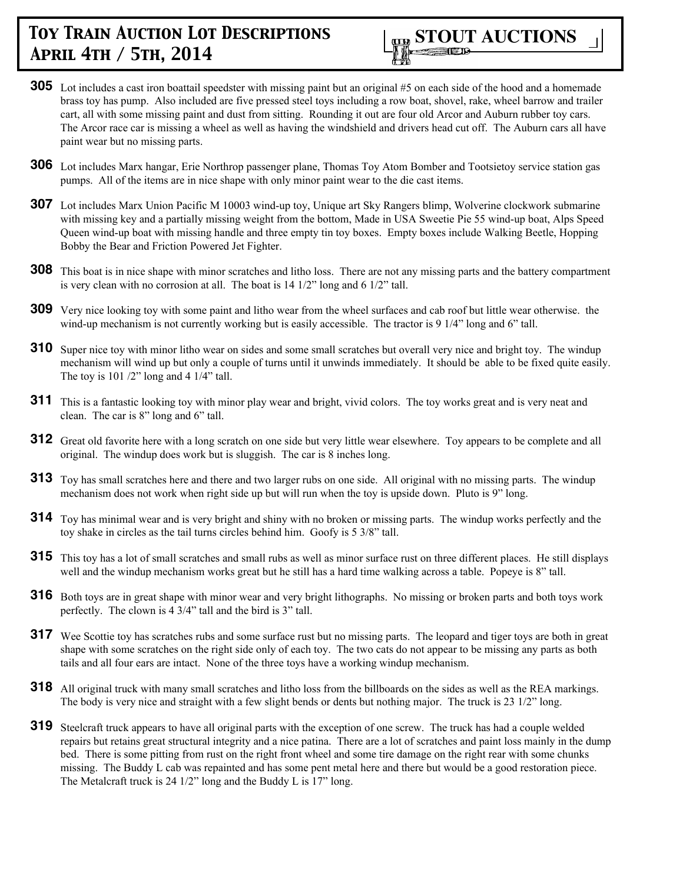**305** Lot includes a cast iron boattail speedster with missing paint but an original #5 on each side of the hood and a homemade brass toy has pump. Also included are five pressed steel toys including a row boat, shovel, rake, wheel barrow and trailer cart, all with some missing paint and dust from sitting. Rounding it out are four old Arcor and Auburn rubber toy cars. The Arcor race car is missing a wheel as well as having the windshield and drivers head cut off. The Auburn cars all have paint wear but no missing parts.

**306** Lot includes Marx hangar, Erie Northrop passenger plane, Thomas Toy Atom Bomber and Tootsietoy service station gas pumps. All of the items are in nice shape with only minor paint wear to the die cast items.

**307** Lot includes Marx Union Pacific M 10003 wind-up toy, Unique art Sky Rangers blimp, Wolverine clockwork submarine with missing key and a partially missing weight from the bottom, Made in USA Sweetie Pie 55 wind-up boat, Alps Speed Queen wind-up boat with missing handle and three empty tin toy boxes. Empty boxes include Walking Beetle, Hopping Bobby the Bear and Friction Powered Jet Fighter.

**308** This boat is in nice shape with minor scratches and litho loss. There are not any missing parts and the battery compartment is very clean with no corrosion at all. The boat is 14 1/2" long and 6 1/2" tall.

**309** Very nice looking toy with some paint and litho wear from the wheel surfaces and cab roof but little wear otherwise. the wind-up mechanism is not currently working but is easily accessible. The tractor is 9 1/4" long and 6" tall.

**310** Super nice toy with minor litho wear on sides and some small scratches but overall very nice and bright toy. The windup mechanism will wind up but only a couple of turns until it unwinds immediately. It should be able to be fixed quite easily. The toy is 101 /2" long and 4 1/4" tall.

**311** This is a fantastic looking toy with minor play wear and bright, vivid colors. The toy works great and is very neat and clean. The car is 8" long and 6" tall.

**312** Great old favorite here with a long scratch on one side but very little wear elsewhere. Toy appears to be complete and all original. The windup does work but is sluggish. The car is 8 inches long.

**313** Toy has small scratches here and there and two larger rubs on one side. All original with no missing parts. The windup mechanism does not work when right side up but will run when the toy is upside down. Pluto is 9" long.

**314** Toy has minimal wear and is very bright and shiny with no broken or missing parts. The windup works perfectly and the toy shake in circles as the tail turns circles behind him. Goofy is 5 3/8" tall.

**315** This toy has a lot of small scratches and small rubs as well as minor surface rust on three different places. He still displays well and the windup mechanism works great but he still has a hard time walking across a table. Popeye is 8" tall.

**316** Both toys are in great shape with minor wear and very bright lithographs. No missing or broken parts and both toys work perfectly. The clown is 4 3/4" tall and the bird is 3" tall.

**317** Wee Scottie toy has scratches rubs and some surface rust but no missing parts. The leopard and tiger toys are both in great shape with some scratches on the right side only of each toy. The two cats do not appear to be missing any parts as both tails and all four ears are intact. None of the three toys have a working windup mechanism.

**318** All original truck with many small scratches and litho loss from the billboards on the sides as well as the REA markings. The body is very nice and straight with a few slight bends or dents but nothing major. The truck is 23 1/2" long.

**319** Steelcraft truck appears to have all original parts with the exception of one screw. The truck has had a couple welded repairs but retains great structural integrity and a nice patina. There are a lot of scratches and paint loss mainly in the dump bed. There is some pitting from rust on the right front wheel and some tire damage on the right rear with some chunks missing. The Buddy L cab was repainted and has some pent metal here and there but would be a good restoration piece. The Metalcraft truck is 24 1/2" long and the Buddy L is 17" long.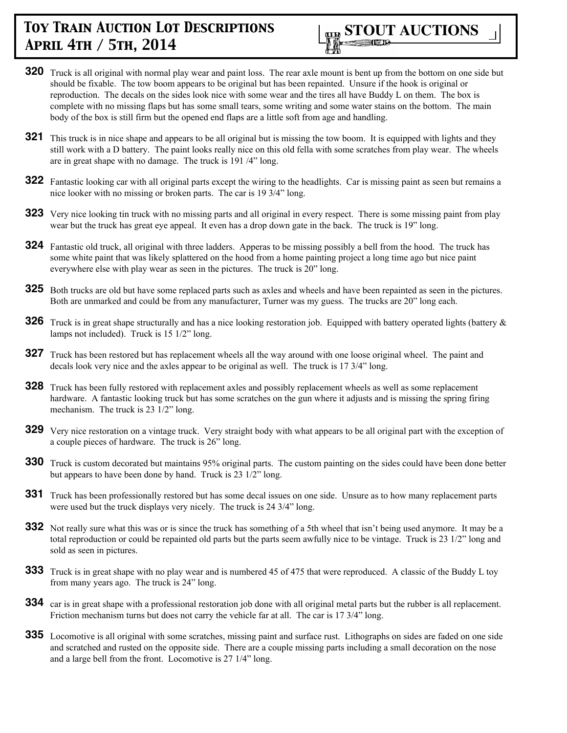# Toy Train Auction Lot Descriptions April 4th / 5th, 2014

**STOUT AUCTIONS**

**320** Truck is all original with normal play wear and paint loss. The rear axle mount is bent up from the bottom on one side but should be fixable. The tow boom appears to be original but has been repainted. Unsure if the hook is original or reproduction. The decals on the sides look nice with some wear and the tires all have Buddy L on them. The box is complete with no missing flaps but has some small tears, some writing and some water stains on the bottom. The main body of the box is still firm but the opened end flaps are a little soft from age and handling.

**321** This truck is in nice shape and appears to be all original but is missing the tow boom. It is equipped with lights and they still work with a D battery. The paint looks really nice on this old fella with some scratches from play wear. The wheels are in great shape with no damage. The truck is 191 /4" long.

**322** Fantastic looking car with all original parts except the wiring to the headlights. Car is missing paint as seen but remains a nice looker with no missing or broken parts. The car is 19 3/4" long.

**323** Very nice looking tin truck with no missing parts and all original in every respect. There is some missing paint from play wear but the truck has great eye appeal. It even has a drop down gate in the back. The truck is 19" long.

**324** Fantastic old truck, all original with three ladders. Apperas to be missing possibly a bell from the hood. The truck has some white paint that was likely splattered on the hood from a home painting project a long time ago but nice paint everywhere else with play wear as seen in the pictures. The truck is 20" long.

**325** Both trucks are old but have some replaced parts such as axles and wheels and have been repainted as seen in the pictures. Both are unmarked and could be from any manufacturer, Turner was my guess. The trucks are 20" long each.

**326** Truck is in great shape structurally and has a nice looking restoration job. Equipped with battery operated lights (battery & lamps not included). Truck is 15 1/2" long.

**327** Truck has been restored but has replacement wheels all the way around with one loose original wheel. The paint and decals look very nice and the axles appear to be original as well. The truck is 17 3/4" long.

**328** Truck has been fully restored with replacement axles and possibly replacement wheels as well as some replacement hardware. A fantastic looking truck but has some scratches on the gun where it adjusts and is missing the spring firing mechanism. The truck is 23 1/2" long.

**329** Very nice restoration on a vintage truck. Very straight body with what appears to be all original part with the exception of a couple pieces of hardware. The truck is 26" long.

**330** Truck is custom decorated but maintains 95% original parts. The custom painting on the sides could have been done better but appears to have been done by hand. Truck is 23 1/2" long.

**331** Truck has been professionally restored but has some decal issues on one side. Unsure as to how many replacement parts were used but the truck displays very nicely. The truck is 24 3/4" long.

**332** Not really sure what this was or is since the truck has something of a 5th wheel that isn't being used anymore. It may be a total reproduction or could be repainted old parts but the parts seem awfully nice to be vintage. Truck is 23 1/2" long and sold as seen in pictures.

**333** Truck is in great shape with no play wear and is numbered 45 of 475 that were reproduced. A classic of the Buddy L toy from many years ago. The truck is 24" long.

**334** car is in great shape with a professional restoration job done with all original metal parts but the rubber is all replacement. Friction mechanism turns but does not carry the vehicle far at all. The car is 17 3/4" long.

**335** Locomotive is all original with some scratches, missing paint and surface rust. Lithographs on sides are faded on one side and scratched and rusted on the opposite side. There are a couple missing parts including a small decoration on the nose and a large bell from the front. Locomotive is 27 1/4" long.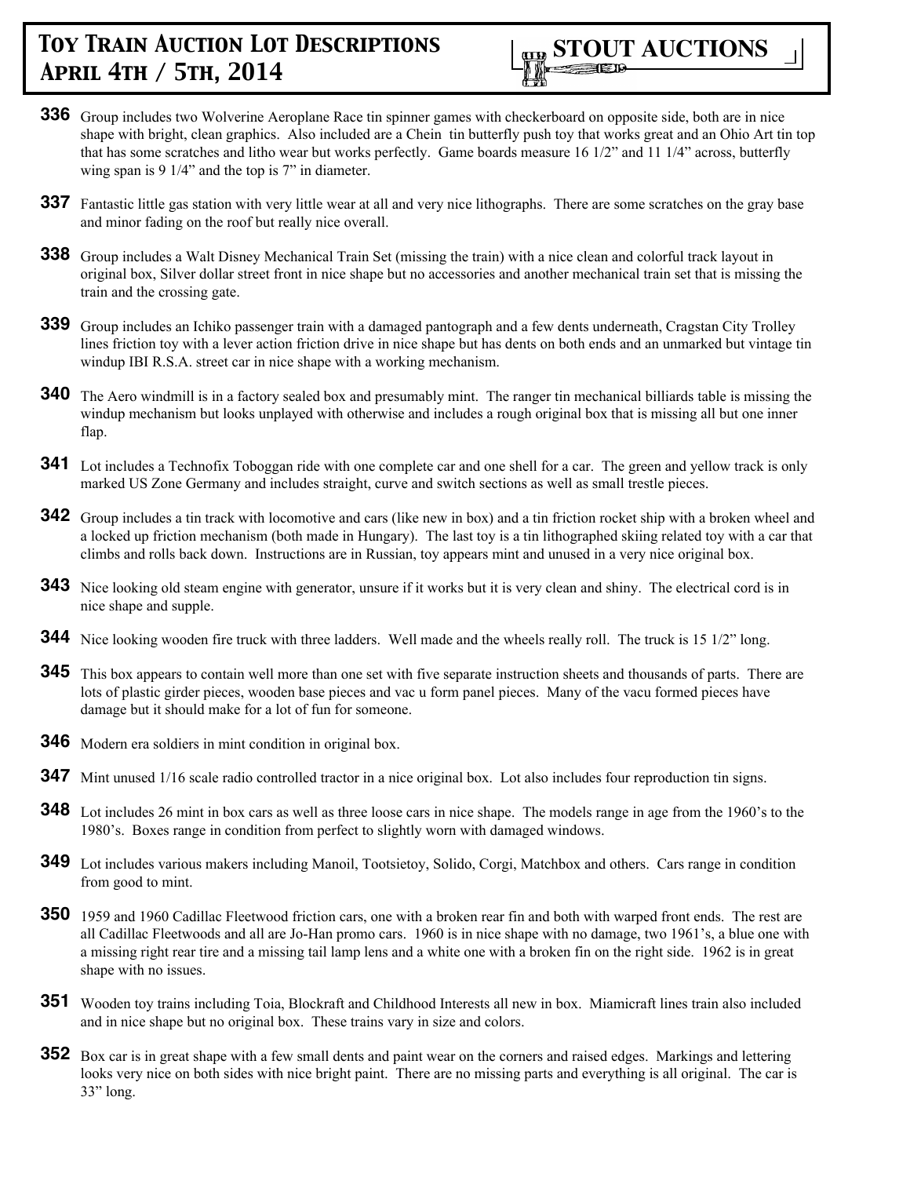**336** Group includes two Wolverine Aeroplane Race tin spinner games with checkerboard on opposite side, both are in nice shape with bright, clean graphics. Also included are a Chein tin butterfly push toy that works great and an Ohio Art tin top that has some scratches and litho wear but works perfectly. Game boards measure 16 1/2" and 11 1/4" across, butterfly wing span is 9 1/4" and the top is 7" in diameter.

**337** Fantastic little gas station with very little wear at all and very nice lithographs. There are some scratches on the gray base and minor fading on the roof but really nice overall.

**338** Group includes a Walt Disney Mechanical Train Set (missing the train) with a nice clean and colorful track layout in original box, Silver dollar street front in nice shape but no accessories and another mechanical train set that is missing the train and the crossing gate.

**339** Group includes an Ichiko passenger train with a damaged pantograph and a few dents underneath, Cragstan City Trolley lines friction toy with a lever action friction drive in nice shape but has dents on both ends and an unmarked but vintage tin windup IBI R.S.A. street car in nice shape with a working mechanism.

**340** The Aero windmill is in a factory sealed box and presumably mint. The ranger tin mechanical billiards table is missing the windup mechanism but looks unplayed with otherwise and includes a rough original box that is missing all but one inner flap.

**341** Lot includes a Technofix Toboggan ride with one complete car and one shell for a car. The green and yellow track is only marked US Zone Germany and includes straight, curve and switch sections as well as small trestle pieces.

**342** Group includes a tin track with locomotive and cars (like new in box) and a tin friction rocket ship with a broken wheel and a locked up friction mechanism (both made in Hungary). The last toy is a tin lithographed skiing related toy with a car that climbs and rolls back down. Instructions are in Russian, toy appears mint and unused in a very nice original box.

**343** Nice looking old steam engine with generator, unsure if it works but it is very clean and shiny. The electrical cord is in nice shape and supple.

**344** Nice looking wooden fire truck with three ladders. Well made and the wheels really roll. The truck is 15 1/2" long.

**345** This box appears to contain well more than one set with five separate instruction sheets and thousands of parts. There are lots of plastic girder pieces, wooden base pieces and vac u form panel pieces. Many of the vacu formed pieces have damage but it should make for a lot of fun for someone.

**346** Modern era soldiers in mint condition in original box.

**347** Mint unused 1/16 scale radio controlled tractor in a nice original box. Lot also includes four reproduction tin signs.

**348** Lot includes 26 mint in box cars as well as three loose cars in nice shape. The models range in age from the 1960's to the 1980's. Boxes range in condition from perfect to slightly worn with damaged windows.

**349** Lot includes various makers including Manoil, Tootsietoy, Solido, Corgi, Matchbox and others. Cars range in condition from good to mint.

**350** 1959 and 1960 Cadillac Fleetwood friction cars, one with a broken rear fin and both with warped front ends. The rest are all Cadillac Fleetwoods and all are Jo-Han promo cars. 1960 is in nice shape with no damage, two 1961's, a blue one with a missing right rear tire and a missing tail lamp lens and a white one with a broken fin on the right side. 1962 is in great shape with no issues.

**351** Wooden toy trains including Toia, Blockraft and Childhood Interests all new in box. Miamicraft lines train also included and in nice shape but no original box. These trains vary in size and colors.

**352** Box car is in great shape with a few small dents and paint wear on the corners and raised edges. Markings and lettering looks very nice on both sides with nice bright paint. There are no missing parts and everything is all original. The car is 33" long.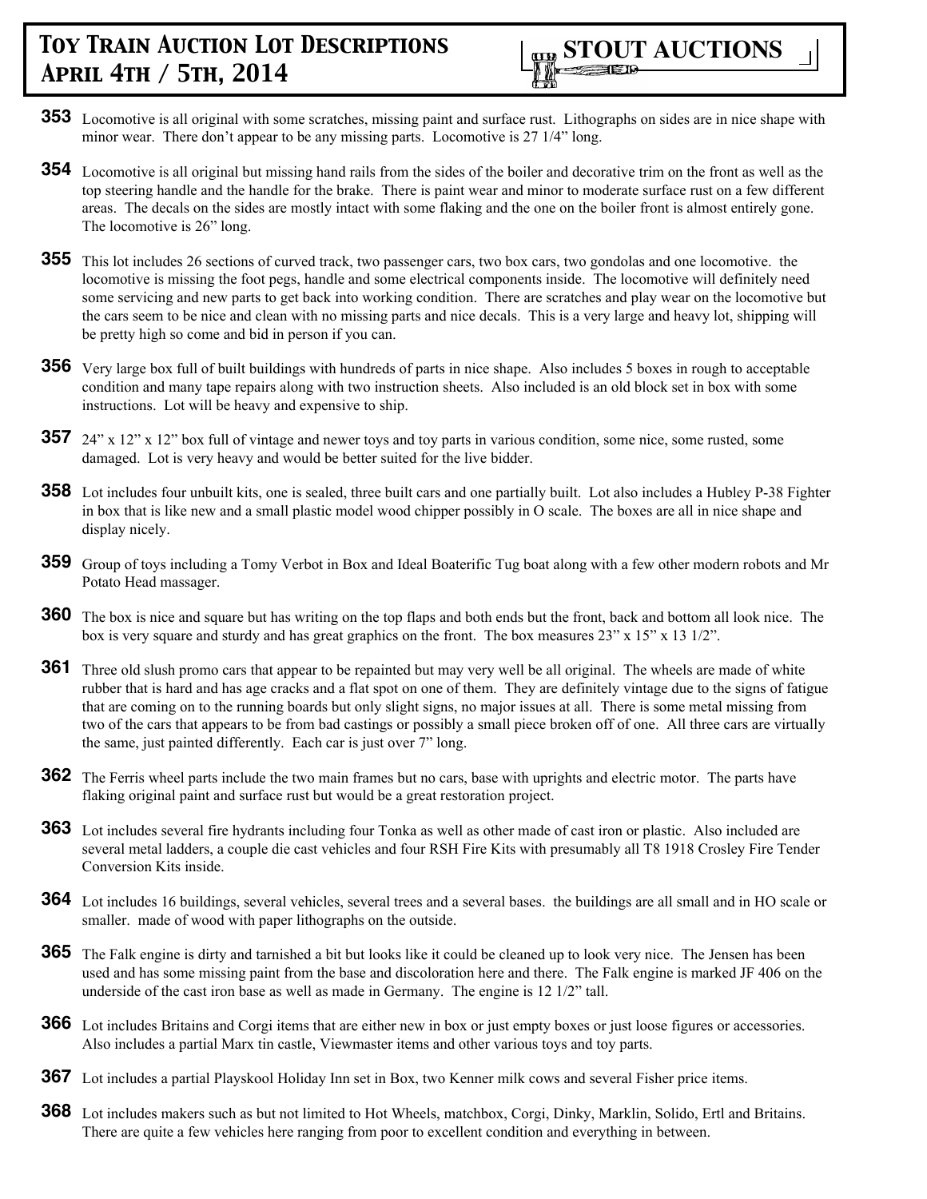**353** Locomotive is all original with some scratches, missing paint and surface rust. Lithographs on sides are in nice shape with minor wear. There don't appear to be any missing parts. Locomotive is 27 1/4" long.

**354** Locomotive is all original but missing hand rails from the sides of the boiler and decorative trim on the front as well as the top steering handle and the handle for the brake. There is paint wear and minor to moderate surface rust on a few different areas. The decals on the sides are mostly intact with some flaking and the one on the boiler front is almost entirely gone. The locomotive is 26" long.

**355** This lot includes 26 sections of curved track, two passenger cars, two box cars, two gondolas and one locomotive. the locomotive is missing the foot pegs, handle and some electrical components inside. The locomotive will definitely need some servicing and new parts to get back into working condition. There are scratches and play wear on the locomotive but the cars seem to be nice and clean with no missing parts and nice decals. This is a very large and heavy lot, shipping will be pretty high so come and bid in person if you can.

**356** Very large box full of built buildings with hundreds of parts in nice shape. Also includes 5 boxes in rough to acceptable condition and many tape repairs along with two instruction sheets. Also included is an old block set in box with some instructions. Lot will be heavy and expensive to ship.

**357** 24" x 12" x 12" box full of vintage and newer toys and toy parts in various condition, some nice, some rusted, some damaged. Lot is very heavy and would be better suited for the live bidder.

**358** Lot includes four unbuilt kits, one is sealed, three built cars and one partially built. Lot also includes a Hubley P-38 Fighter in box that is like new and a small plastic model wood chipper possibly in O scale. The boxes are all in nice shape and display nicely.

**359** Group of toys including a Tomy Verbot in Box and Ideal Boaterific Tug boat along with a few other modern robots and Mr Potato Head massager.

**360** The box is nice and square but has writing on the top flaps and both ends but the front, back and bottom all look nice. The box is very square and sturdy and has great graphics on the front. The box measures 23" x 15" x 13 1/2".

**361** Three old slush promo cars that appear to be repainted but may very well be all original. The wheels are made of white rubber that is hard and has age cracks and a flat spot on one of them. They are definitely vintage due to the signs of fatigue that are coming on to the running boards but only slight signs, no major issues at all. There is some metal missing from two of the cars that appears to be from bad castings or possibly a small piece broken off of one. All three cars are virtually the same, just painted differently. Each car is just over 7" long.

**362** The Ferris wheel parts include the two main frames but no cars, base with uprights and electric motor. The parts have flaking original paint and surface rust but would be a great restoration project.

**363** Lot includes several fire hydrants including four Tonka as well as other made of cast iron or plastic. Also included are several metal ladders, a couple die cast vehicles and four RSH Fire Kits with presumably all T8 1918 Crosley Fire Tender Conversion Kits inside.

**364** Lot includes 16 buildings, several vehicles, several trees and a several bases. the buildings are all small and in HO scale or smaller. made of wood with paper lithographs on the outside.

**365** The Falk engine is dirty and tarnished a bit but looks like it could be cleaned up to look very nice. The Jensen has been used and has some missing paint from the base and discoloration here and there. The Falk engine is marked JF 406 on the underside of the cast iron base as well as made in Germany. The engine is 12 1/2" tall.

**366** Lot includes Britains and Corgi items that are either new in box or just empty boxes or just loose figures or accessories. Also includes a partial Marx tin castle, Viewmaster items and other various toys and toy parts.

**367** Lot includes a partial Playskool Holiday Inn set in Box, two Kenner milk cows and several Fisher price items.

**368** Lot includes makers such as but not limited to Hot Wheels, matchbox, Corgi, Dinky, Marklin, Solido, Ertl and Britains. There are quite a few vehicles here ranging from poor to excellent condition and everything in between.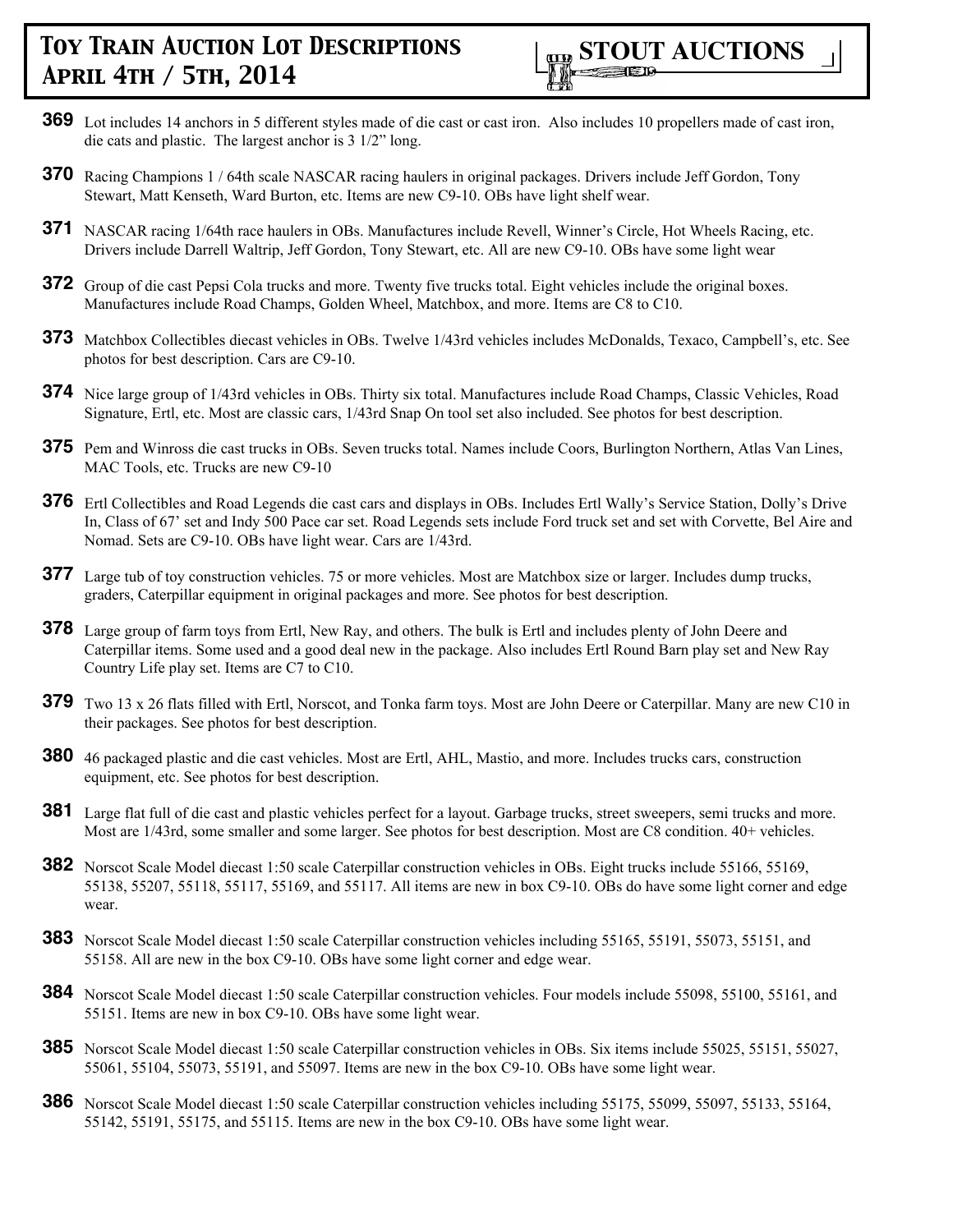**369** Lot includes 14 anchors in 5 different styles made of die cast or cast iron. Also includes 10 propellers made of cast iron, die cats and plastic. The largest anchor is 3 1/2" long.

**370** Racing Champions 1 / 64th scale NASCAR racing haulers in original packages. Drivers include Jeff Gordon, Tony Stewart, Matt Kenseth, Ward Burton, etc. Items are new C9-10. OBs have light shelf wear.

**371** NASCAR racing 1/64th race haulers in OBs. Manufactures include Revell, Winner's Circle, Hot Wheels Racing, etc. Drivers include Darrell Waltrip, Jeff Gordon, Tony Stewart, etc. All are new C9-10. OBs have some light wear

**372** Group of die cast Pepsi Cola trucks and more. Twenty five trucks total. Eight vehicles include the original boxes. Manufactures include Road Champs, Golden Wheel, Matchbox, and more. Items are C8 to C10.

**373** Matchbox Collectibles diecast vehicles in OBs. Twelve 1/43rd vehicles includes McDonalds, Texaco, Campbell's, etc. See photos for best description. Cars are C9-10.

**374** Nice large group of 1/43rd vehicles in OBs. Thirty six total. Manufactures include Road Champs, Classic Vehicles, Road Signature, Ertl, etc. Most are classic cars, 1/43rd Snap On tool set also included. See photos for best description.

**375** Pem and Winross die cast trucks in OBs. Seven trucks total. Names include Coors, Burlington Northern, Atlas Van Lines, MAC Tools, etc. Trucks are new C9-10

**376** Ertl Collectibles and Road Legends die cast cars and displays in OBs. Includes Ertl Wally's Service Station, Dolly's Drive In, Class of 67' set and Indy 500 Pace car set. Road Legends sets include Ford truck set and set with Corvette, Bel Aire and Nomad. Sets are C9-10. OBs have light wear. Cars are 1/43rd.

**377** Large tub of toy construction vehicles. 75 or more vehicles. Most are Matchbox size or larger. Includes dump trucks, graders, Caterpillar equipment in original packages and more. See photos for best description.

**378** Large group of farm toys from Ertl, New Ray, and others. The bulk is Ertl and includes plenty of John Deere and Caterpillar items. Some used and a good deal new in the package. Also includes Ertl Round Barn play set and New Ray Country Life play set. Items are C7 to C10.

**379** Two 13 x 26 flats filled with Ertl, Norscot, and Tonka farm toys. Most are John Deere or Caterpillar. Many are new C10 in their packages. See photos for best description.

**380** 46 packaged plastic and die cast vehicles. Most are Ertl, AHL, Mastio, and more. Includes trucks cars, construction equipment, etc. See photos for best description.

**381** Large flat full of die cast and plastic vehicles perfect for a layout. Garbage trucks, street sweepers, semi trucks and more. Most are 1/43rd, some smaller and some larger. See photos for best description. Most are C8 condition. 40+ vehicles.

**382** Norscot Scale Model diecast 1:50 scale Caterpillar construction vehicles in OBs. Eight trucks include 55166, 55169, 55138, 55207, 55118, 55117, 55169, and 55117. All items are new in box C9-10. OBs do have some light corner and edge wear.

**383** Norscot Scale Model diecast 1:50 scale Caterpillar construction vehicles including 55165, 55191, 55073, 55151, and 55158. All are new in the box C9-10. OBs have some light corner and edge wear.

**384** Norscot Scale Model diecast 1:50 scale Caterpillar construction vehicles. Four models include 55098, 55100, 55161, and 55151. Items are new in box C9-10. OBs have some light wear.

**385** Norscot Scale Model diecast 1:50 scale Caterpillar construction vehicles in OBs. Six items include 55025, 55151, 55027, 55061, 55104, 55073, 55191, and 55097. Items are new in the box C9-10. OBs have some light wear.

**386** Norscot Scale Model diecast 1:50 scale Caterpillar construction vehicles including 55175, 55099, 55097, 55133, 55164, 55142, 55191, 55175, and 55115. Items are new in the box C9-10. OBs have some light wear.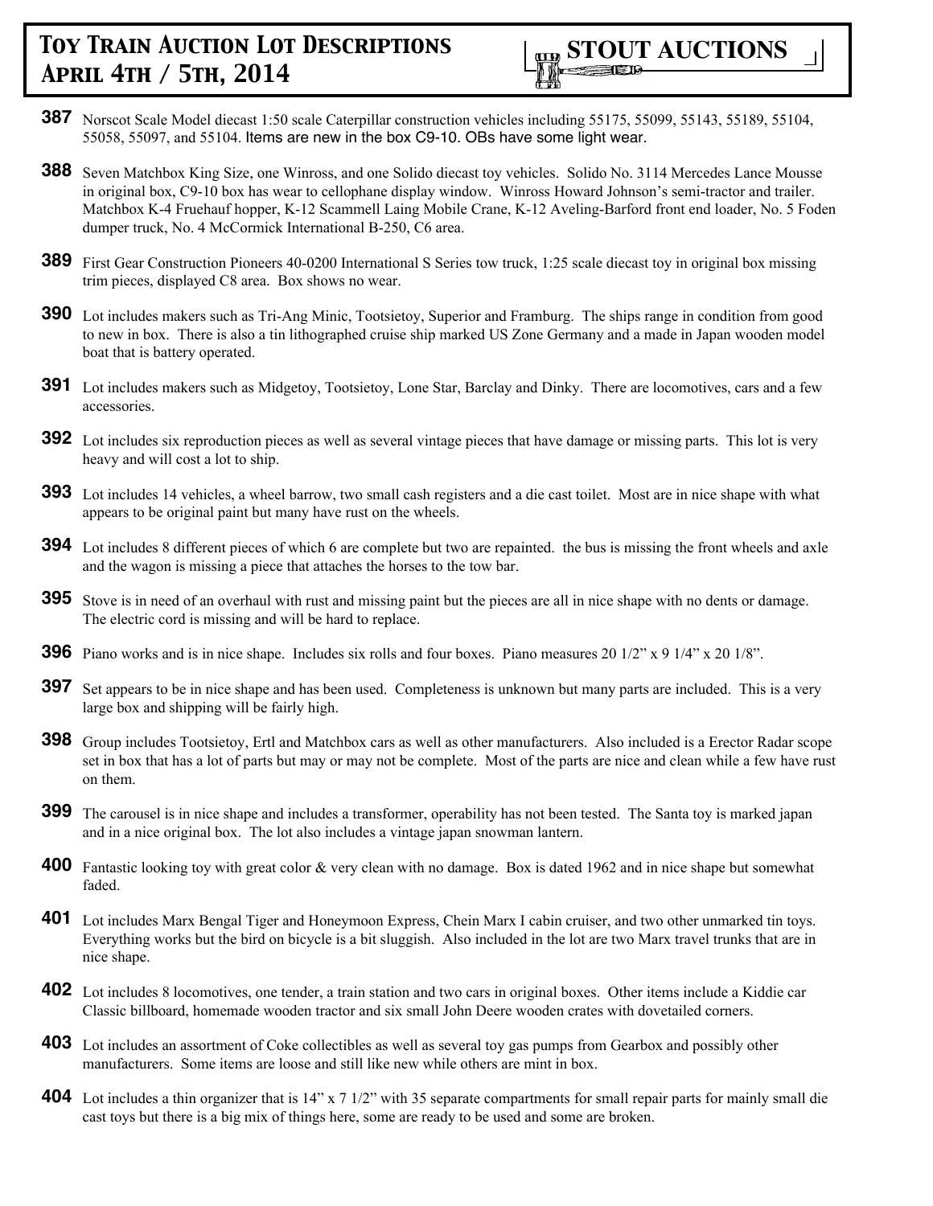**387** Norscot Scale Model diecast 1:50 scale Caterpillar construction vehicles including 55175, 55099, 55143, 55189, 55104, 55058, 55097, and 55104. Items are new in the box C9-10. OBs have some light wear.

**388** Seven Matchbox King Size, one Winross, and one Solido diecast toy vehicles. Solido No. 3114 Mercedes Lance Mousse in original box, C9-10 box has wear to cellophane display window. Winross Howard Johnson's semi-tractor and trailer. Matchbox K-4 Fruehauf hopper, K-12 Scammell Laing Mobile Crane, K-12 Aveling-Barford front end loader, No. 5 Foden dumper truck, No. 4 McCormick International B-250, C6 area.

**389** First Gear Construction Pioneers 40-0200 International S Series tow truck, 1:25 scale diecast toy in original box missing trim pieces, displayed C8 area. Box shows no wear.

**390** Lot includes makers such as Tri-Ang Minic, Tootsietoy, Superior and Framburg. The ships range in condition from good to new in box. There is also a tin lithographed cruise ship marked US Zone Germany and a made in Japan wooden model boat that is battery operated.

**391** Lot includes makers such as Midgetoy, Tootsietoy, Lone Star, Barclay and Dinky. There are locomotives, cars and a few accessories.

**392** Lot includes six reproduction pieces as well as several vintage pieces that have damage or missing parts. This lot is very heavy and will cost a lot to ship.

**393** Lot includes 14 vehicles, a wheel barrow, two small cash registers and a die cast toilet. Most are in nice shape with what appears to be original paint but many have rust on the wheels.

**394** Lot includes 8 different pieces of which 6 are complete but two are repainted. the bus is missing the front wheels and axle and the wagon is missing a piece that attaches the horses to the tow bar.

**395** Stove is in need of an overhaul with rust and missing paint but the pieces are all in nice shape with no dents or damage. The electric cord is missing and will be hard to replace.

**396** Piano works and is in nice shape. Includes six rolls and four boxes. Piano measures 20 1/2" x 9 1/4" x 20 1/8".

**397** Set appears to be in nice shape and has been used. Completeness is unknown but many parts are included. This is a very large box and shipping will be fairly high.

**398** Group includes Tootsietoy, Ertl and Matchbox cars as well as other manufacturers. Also included is a Erector Radar scope set in box that has a lot of parts but may or may not be complete. Most of the parts are nice and clean while a few have rust on them.

**399** The carousel is in nice shape and includes a transformer, operability has not been tested. The Santa toy is marked japan and in a nice original box. The lot also includes a vintage japan snowman lantern.

**400** Fantastic looking toy with great color & very clean with no damage. Box is dated 1962 and in nice shape but somewhat faded.

**401** Lot includes Marx Bengal Tiger and Honeymoon Express, Chein Marx I cabin cruiser, and two other unmarked tin toys. Everything works but the bird on bicycle is a bit sluggish. Also included in the lot are two Marx travel trunks that are in nice shape.

**402** Lot includes 8 locomotives, one tender, a train station and two cars in original boxes. Other items include a Kiddie car Classic billboard, homemade wooden tractor and six small John Deere wooden crates with dovetailed corners.

**403** Lot includes an assortment of Coke collectibles as well as several toy gas pumps from Gearbox and possibly other manufacturers. Some items are loose and still like new while others are mint in box.

**404** Lot includes a thin organizer that is 14" x 7 1/2" with 35 separate compartments for small repair parts for mainly small die cast toys but there is a big mix of things here, some are ready to be used and some are broken.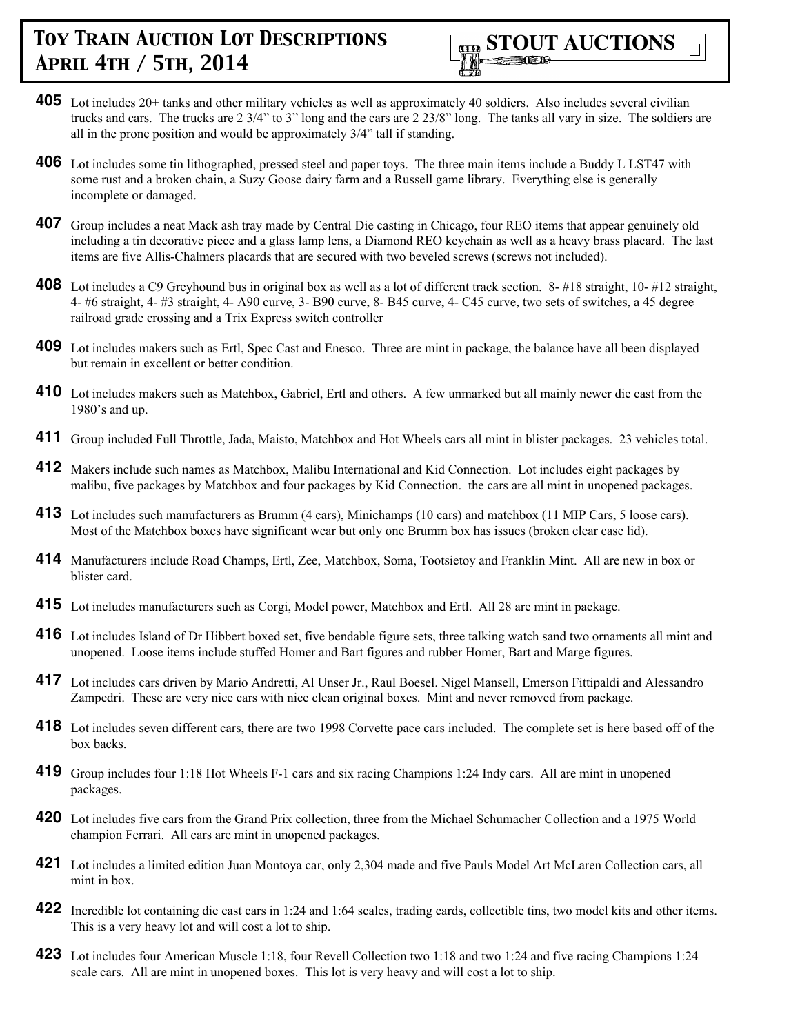# Toy Train Auction Lot Descriptions April 4th / 5th, 2014

**STOUT AUCTIONS**

**405** Lot includes 20+ tanks and other military vehicles as well as approximately 40 soldiers. Also includes several civilian trucks and cars. The trucks are 2 3/4" to 3" long and the cars are 2 23/8" long. The tanks all vary in size. The soldiers are all in the prone position and would be approximately 3/4" tall if standing.

**406** Lot includes some tin lithographed, pressed steel and paper toys. The three main items include a Buddy L LST47 with some rust and a broken chain, a Suzy Goose dairy farm and a Russell game library. Everything else is generally incomplete or damaged.

**407** Group includes a neat Mack ash tray made by Central Die casting in Chicago, four REO items that appear genuinely old including a tin decorative piece and a glass lamp lens, a Diamond REO keychain as well as a heavy brass placard. The last items are five Allis-Chalmers placards that are secured with two beveled screws (screws not included).

**408** Lot includes a C9 Greyhound bus in original box as well as a lot of different track section. 8- #18 straight, 10- #12 straight, 4- #6 straight, 4- #3 straight, 4- A90 curve, 3- B90 curve, 8- B45 curve, 4- C45 curve, two sets of switches, a 45 degree railroad grade crossing and a Trix Express switch controller

**409** Lot includes makers such as Ertl, Spec Cast and Enesco. Three are mint in package, the balance have all been displayed but remain in excellent or better condition.

**410** Lot includes makers such as Matchbox, Gabriel, Ertl and others. A few unmarked but all mainly newer die cast from the 1980's and up.

**411** Group included Full Throttle, Jada, Maisto, Matchbox and Hot Wheels cars all mint in blister packages. 23 vehicles total.

**412** Makers include such names as Matchbox, Malibu International and Kid Connection. Lot includes eight packages by malibu, five packages by Matchbox and four packages by Kid Connection. the cars are all mint in unopened packages.

**413** Lot includes such manufacturers as Brumm (4 cars), Minichamps (10 cars) and matchbox (11 MIP Cars, 5 loose cars). Most of the Matchbox boxes have significant wear but only one Brumm box has issues (broken clear case lid).

**414** Manufacturers include Road Champs, Ertl, Zee, Matchbox, Soma, Tootsietoy and Franklin Mint. All are new in box or blister card.

**415** Lot includes manufacturers such as Corgi, Model power, Matchbox and Ertl. All 28 are mint in package.

**416** Lot includes Island of Dr Hibbert boxed set, five bendable figure sets, three talking watch sand two ornaments all mint and unopened. Loose items include stuffed Homer and Bart figures and rubber Homer, Bart and Marge figures.

**417** Lot includes cars driven by Mario Andretti, Al Unser Jr., Raul Boesel. Nigel Mansell, Emerson Fittipaldi and Alessandro Zampedri. These are very nice cars with nice clean original boxes. Mint and never removed from package.

**418** Lot includes seven different cars, there are two 1998 Corvette pace cars included. The complete set is here based off of the box backs.

**419** Group includes four 1:18 Hot Wheels F-1 cars and six racing Champions 1:24 Indy cars. All are mint in unopened packages.

**420** Lot includes five cars from the Grand Prix collection, three from the Michael Schumacher Collection and a 1975 World champion Ferrari. All cars are mint in unopened packages.

**421** Lot includes a limited edition Juan Montoya car, only 2,304 made and five Pauls Model Art McLaren Collection cars, all mint in box.

**422** Incredible lot containing die cast cars in 1:24 and 1:64 scales, trading cards, collectible tins, two model kits and other items. This is a very heavy lot and will cost a lot to ship.

**423** Lot includes four American Muscle 1:18, four Revell Collection two 1:18 and two 1:24 and five racing Champions 1:24 scale cars. All are mint in unopened boxes. This lot is very heavy and will cost a lot to ship.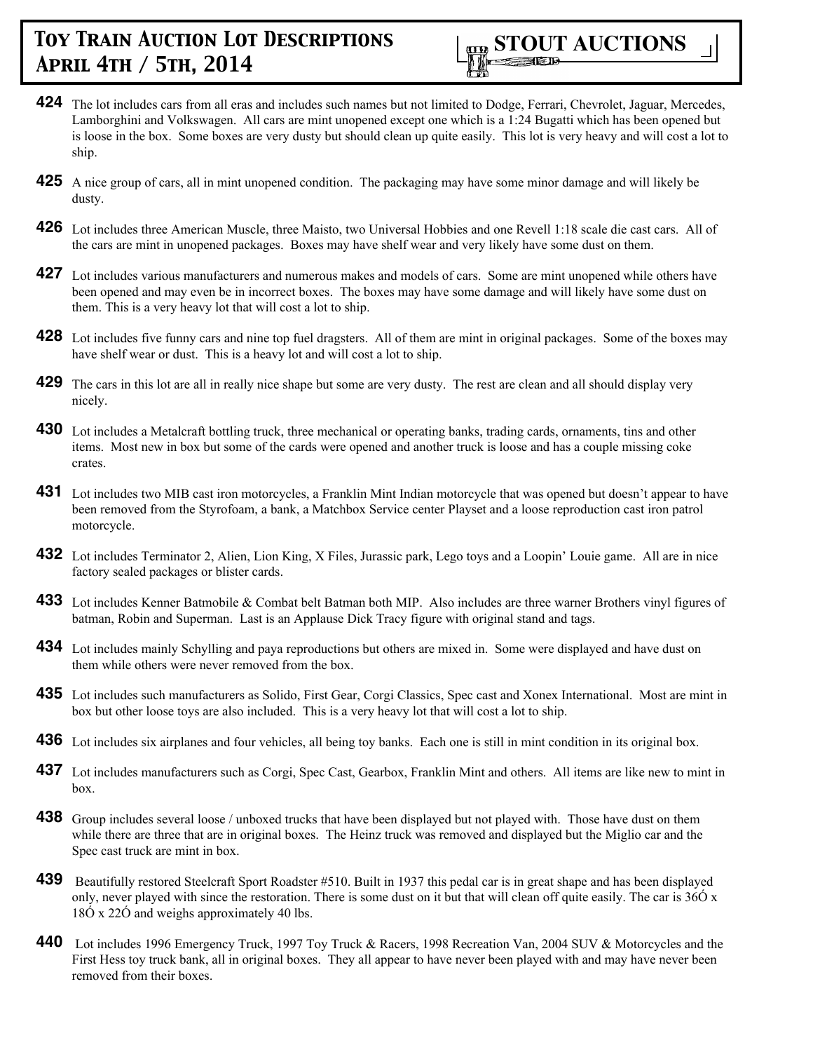# Toy Train Auction Lot Descriptions April 4th / 5th, 2014

**STOUT AUCTIONS**

**424** The lot includes cars from all eras and includes such names but not limited to Dodge, Ferrari, Chevrolet, Jaguar, Mercedes, Lamborghini and Volkswagen. All cars are mint unopened except one which is a 1:24 Bugatti which has been opened but is loose in the box. Some boxes are very dusty but should clean up quite easily. This lot is very heavy and will cost a lot to ship.

**425** A nice group of cars, all in mint unopened condition. The packaging may have some minor damage and will likely be dusty.

**426** Lot includes three American Muscle, three Maisto, two Universal Hobbies and one Revell 1:18 scale die cast cars. All of the cars are mint in unopened packages. Boxes may have shelf wear and very likely have some dust on them.

**427** Lot includes various manufacturers and numerous makes and models of cars. Some are mint unopened while others have been opened and may even be in incorrect boxes. The boxes may have some damage and will likely have some dust on them. This is a very heavy lot that will cost a lot to ship.

**428** Lot includes five funny cars and nine top fuel dragsters. All of them are mint in original packages. Some of the boxes may have shelf wear or dust. This is a heavy lot and will cost a lot to ship.

**429** The cars in this lot are all in really nice shape but some are very dusty. The rest are clean and all should display very nicely.

**430** Lot includes a Metalcraft bottling truck, three mechanical or operating banks, trading cards, ornaments, tins and other items. Most new in box but some of the cards were opened and another truck is loose and has a couple missing coke crates.

**431** Lot includes two MIB cast iron motorcycles, a Franklin Mint Indian motorcycle that was opened but doesn't appear to have been removed from the Styrofoam, a bank, a Matchbox Service center Playset and a loose reproduction cast iron patrol motorcycle.

**432** Lot includes Terminator 2, Alien, Lion King, X Files, Jurassic park, Lego toys and a Loopin' Louie game. All are in nice factory sealed packages or blister cards.

**433** Lot includes Kenner Batmobile & Combat belt Batman both MIP. Also includes are three warner Brothers vinyl figures of batman, Robin and Superman. Last is an Applause Dick Tracy figure with original stand and tags.

**434** Lot includes mainly Schylling and paya reproductions but others are mixed in. Some were displayed and have dust on them while others were never removed from the box.

**435** Lot includes such manufacturers as Solido, First Gear, Corgi Classics, Spec cast and Xonex International. Most are mint in box but other loose toys are also included. This is a very heavy lot that will cost a lot to ship.

**436** Lot includes six airplanes and four vehicles, all being toy banks. Each one is still in mint condition in its original box.

**437** Lot includes manufacturers such as Corgi, Spec Cast, Gearbox, Franklin Mint and others. All items are like new to mint in box.

**438** Group includes several loose / unboxed trucks that have been displayed but not played with. Those have dust on them while there are three that are in original boxes. The Heinz truck was removed and displayed but the Miglio car and the Spec cast truck are mint in box.

**439** Beautifully restored Steelcraft Sport Roadster #510. Built in 1937 this pedal car is in great shape and has been displayed only, never played with since the restoration. There is some dust on it but that will clean off quite easily. The car is 36Ó x 18Ó x 22Ó and weighs approximately 40 lbs.

**440** Lot includes 1996 Emergency Truck, 1997 Toy Truck & Racers, 1998 Recreation Van, 2004 SUV & Motorcycles and the First Hess toy truck bank, all in original boxes. They all appear to have never been played with and may have never been removed from their boxes.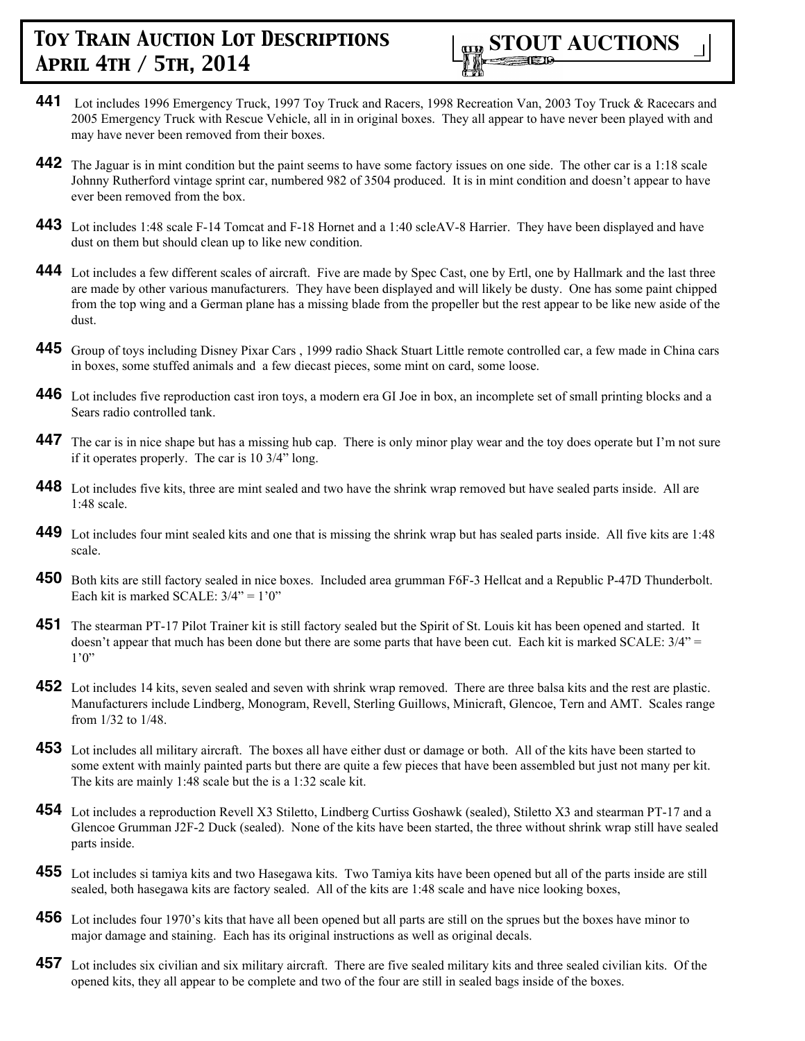# Toy Train Auction Lot Descriptions April 4th / 5th, 2014

**STOUT AUCTIONS**

**441** Lot includes 1996 Emergency Truck, 1997 Toy Truck and Racers, 1998 Recreation Van, 2003 Toy Truck & Racecars and 2005 Emergency Truck with Rescue Vehicle, all in in original boxes. They all appear to have never been played with and may have never been removed from their boxes.

**442** The Jaguar is in mint condition but the paint seems to have some factory issues on one side. The other car is a 1:18 scale Johnny Rutherford vintage sprint car, numbered 982 of 3504 produced. It is in mint condition and doesn't appear to have ever been removed from the box.

**443** Lot includes 1:48 scale F-14 Tomcat and F-18 Hornet and a 1:40 scleAV-8 Harrier. They have been displayed and have dust on them but should clean up to like new condition.

**444** Lot includes a few different scales of aircraft. Five are made by Spec Cast, one by Ertl, one by Hallmark and the last three are made by other various manufacturers. They have been displayed and will likely be dusty. One has some paint chipped from the top wing and a German plane has a missing blade from the propeller but the rest appear to be like new aside of the dust.

**445** Group of toys including Disney Pixar Cars , 1999 radio Shack Stuart Little remote controlled car, a few made in China cars in boxes, some stuffed animals and a few diecast pieces, some mint on card, some loose.

**446** Lot includes five reproduction cast iron toys, a modern era GI Joe in box, an incomplete set of small printing blocks and a Sears radio controlled tank.

**447** The car is in nice shape but has a missing hub cap. There is only minor play wear and the toy does operate but I'm not sure if it operates properly. The car is 10 3/4" long.

**448** Lot includes five kits, three are mint sealed and two have the shrink wrap removed but have sealed parts inside. All are 1:48 scale.

**449** Lot includes four mint sealed kits and one that is missing the shrink wrap but has sealed parts inside. All five kits are 1:48 scale.

**450** Both kits are still factory sealed in nice boxes. Included area grumman F6F-3 Hellcat and a Republic P-47D Thunderbolt. Each kit is marked SCALE: 3/4" = 1'0"

**451** The stearman PT-17 Pilot Trainer kit is still factory sealed but the Spirit of St. Louis kit has been opened and started. It doesn't appear that much has been done but there are some parts that have been cut. Each kit is marked SCALE: 3/4" = 1'0"

**452** Lot includes 14 kits, seven sealed and seven with shrink wrap removed. There are three balsa kits and the rest are plastic. Manufacturers include Lindberg, Monogram, Revell, Sterling Guillows, Minicraft, Glencoe, Tern and AMT. Scales range from 1/32 to 1/48.

**453** Lot includes all military aircraft. The boxes all have either dust or damage or both. All of the kits have been started to some extent with mainly painted parts but there are quite a few pieces that have been assembled but just not many per kit. The kits are mainly 1:48 scale but the is a 1:32 scale kit.

**454** Lot includes a reproduction Revell X3 Stiletto, Lindberg Curtiss Goshawk (sealed), Stiletto X3 and stearman PT-17 and a Glencoe Grumman J2F-2 Duck (sealed). None of the kits have been started, the three without shrink wrap still have sealed parts inside.

**455** Lot includes si tamiya kits and two Hasegawa kits. Two Tamiya kits have been opened but all of the parts inside are still sealed, both hasegawa kits are factory sealed. All of the kits are 1:48 scale and have nice looking boxes,

**456** Lot includes four 1970's kits that have all been opened but all parts are still on the sprues but the boxes have minor to major damage and staining. Each has its original instructions as well as original decals.

**457** Lot includes six civilian and six military aircraft. There are five sealed military kits and three sealed civilian kits. Of the opened kits, they all appear to be complete and two of the four are still in sealed bags inside of the boxes.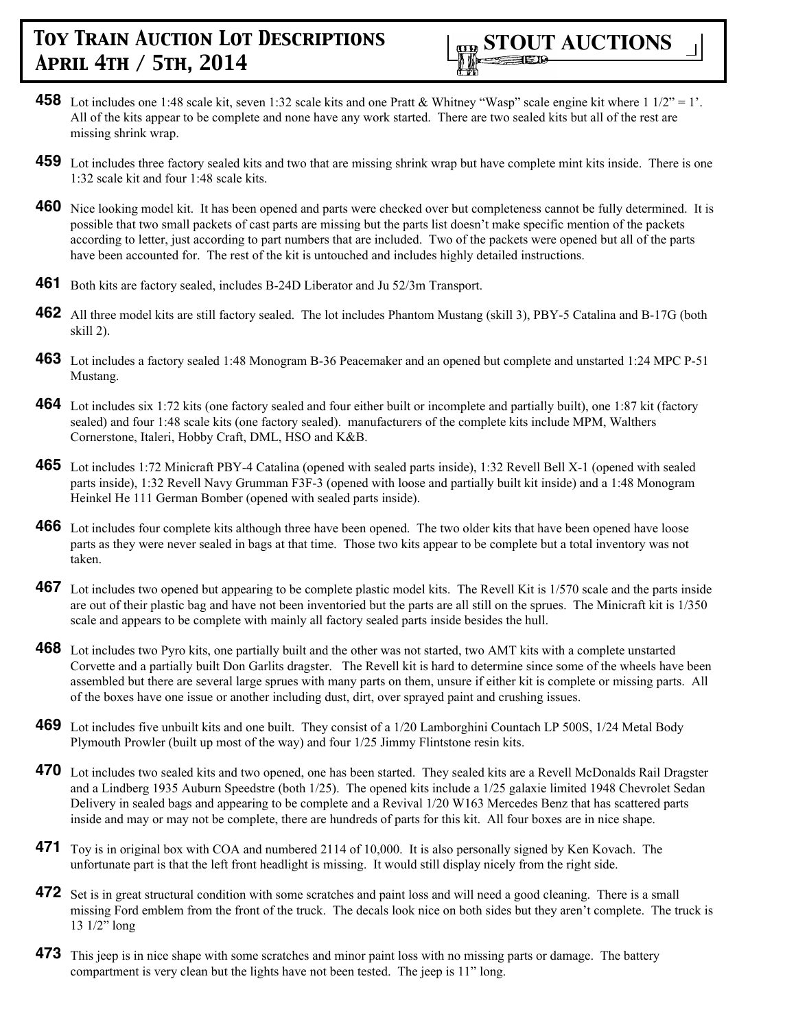**458** Lot includes one 1:48 scale kit, seven 1:32 scale kits and one Pratt & Whitney "Wasp" scale engine kit where 1 1/2" = 1'. All of the kits appear to be complete and none have any work started. There are two sealed kits but all of the rest are missing shrink wrap.

**459** Lot includes three factory sealed kits and two that are missing shrink wrap but have complete mint kits inside. There is one 1:32 scale kit and four 1:48 scale kits.

**460** Nice looking model kit. It has been opened and parts were checked over but completeness cannot be fully determined. It is possible that two small packets of cast parts are missing but the parts list doesn't make specific mention of the packets according to letter, just according to part numbers that are included. Two of the packets were opened but all of the parts have been accounted for. The rest of the kit is untouched and includes highly detailed instructions.

**461** Both kits are factory sealed, includes B-24D Liberator and Ju 52/3m Transport.

**462** All three model kits are still factory sealed. The lot includes Phantom Mustang (skill 3), PBY-5 Catalina and B-17G (both skill 2).

**463** Lot includes a factory sealed 1:48 Monogram B-36 Peacemaker and an opened but complete and unstarted 1:24 MPC P-51 Mustang.

**464** Lot includes six 1:72 kits (one factory sealed and four either built or incomplete and partially built), one 1:87 kit (factory sealed) and four 1:48 scale kits (one factory sealed). manufacturers of the complete kits include MPM, Walthers Cornerstone, Italeri, Hobby Craft, DML, HSO and K&B.

**465** Lot includes 1:72 Minicraft PBY-4 Catalina (opened with sealed parts inside), 1:32 Revell Bell X-1 (opened with sealed parts inside), 1:32 Revell Navy Grumman F3F-3 (opened with loose and partially built kit inside) and a 1:48 Monogram Heinkel He 111 German Bomber (opened with sealed parts inside).

**466** Lot includes four complete kits although three have been opened. The two older kits that have been opened have loose parts as they were never sealed in bags at that time. Those two kits appear to be complete but a total inventory was not taken.

**467** Lot includes two opened but appearing to be complete plastic model kits. The Revell Kit is 1/570 scale and the parts inside are out of their plastic bag and have not been inventoried but the parts are all still on the sprues. The Minicraft kit is 1/350 scale and appears to be complete with mainly all factory sealed parts inside besides the hull.

**468** Lot includes two Pyro kits, one partially built and the other was not started, two AMT kits with a complete unstarted Corvette and a partially built Don Garlits dragster. The Revell kit is hard to determine since some of the wheels have been assembled but there are several large sprues with many parts on them, unsure if either kit is complete or missing parts. All of the boxes have one issue or another including dust, dirt, over sprayed paint and crushing issues.

**469** Lot includes five unbuilt kits and one built. They consist of a 1/20 Lamborghini Countach LP 500S, 1/24 Metal Body Plymouth Prowler (built up most of the way) and four 1/25 Jimmy Flintstone resin kits.

**470** Lot includes two sealed kits and two opened, one has been started. They sealed kits are a Revell McDonalds Rail Dragster and a Lindberg 1935 Auburn Speedstre (both 1/25). The opened kits include a 1/25 galaxie limited 1948 Chevrolet Sedan Delivery in sealed bags and appearing to be complete and a Revival 1/20 W163 Mercedes Benz that has scattered parts inside and may or may not be complete, there are hundreds of parts for this kit. All four boxes are in nice shape.

**471** Toy is in original box with COA and numbered 2114 of 10,000. It is also personally signed by Ken Kovach. The unfortunate part is that the left front headlight is missing. It would still display nicely from the right side.

**472** Set is in great structural condition with some scratches and paint loss and will need a good cleaning. There is a small missing Ford emblem from the front of the truck. The decals look nice on both sides but they aren't complete. The truck is 13 1/2" long

**473** This jeep is in nice shape with some scratches and minor paint loss with no missing parts or damage. The battery compartment is very clean but the lights have not been tested. The jeep is 11" long.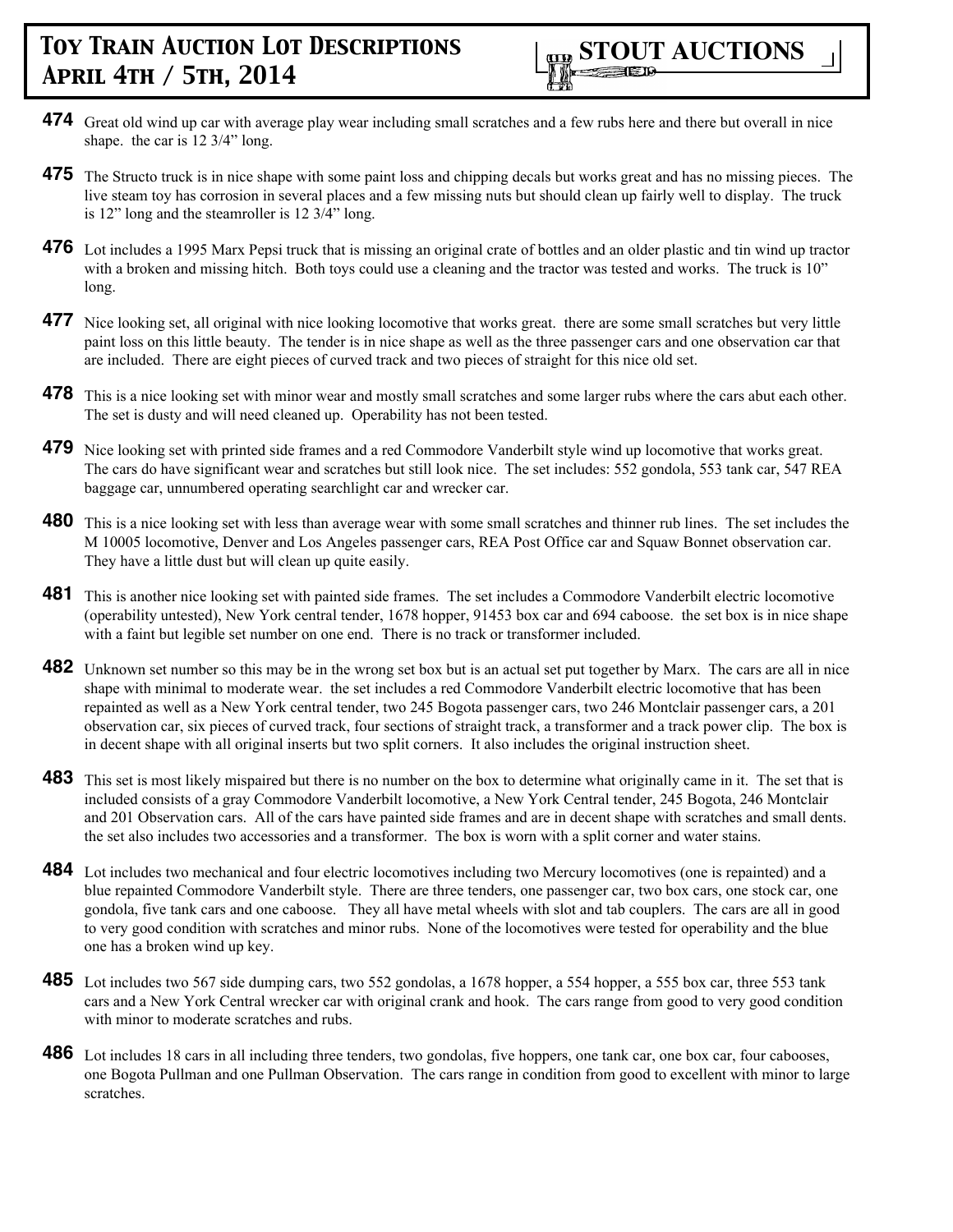**474** Great old wind up car with average play wear including small scratches and a few rubs here and there but overall in nice shape. the car is 12 3/4" long.

**475** The Structo truck is in nice shape with some paint loss and chipping decals but works great and has no missing pieces. The live steam toy has corrosion in several places and a few missing nuts but should clean up fairly well to display. The truck is 12" long and the steamroller is 12 3/4" long.

**476** Lot includes a 1995 Marx Pepsi truck that is missing an original crate of bottles and an older plastic and tin wind up tractor with a broken and missing hitch. Both toys could use a cleaning and the tractor was tested and works. The truck is 10" long.

**477** Nice looking set, all original with nice looking locomotive that works great. there are some small scratches but very little paint loss on this little beauty. The tender is in nice shape as well as the three passenger cars and one observation car that are included. There are eight pieces of curved track and two pieces of straight for this nice old set.

**478** This is a nice looking set with minor wear and mostly small scratches and some larger rubs where the cars abut each other. The set is dusty and will need cleaned up. Operability has not been tested.

**479** Nice looking set with printed side frames and a red Commodore Vanderbilt style wind up locomotive that works great. The cars do have significant wear and scratches but still look nice. The set includes: 552 gondola, 553 tank car, 547 REA baggage car, unnumbered operating searchlight car and wrecker car.

**480** This is a nice looking set with less than average wear with some small scratches and thinner rub lines. The set includes the M 10005 locomotive, Denver and Los Angeles passenger cars, REA Post Office car and Squaw Bonnet observation car. They have a little dust but will clean up quite easily.

**481** This is another nice looking set with painted side frames. The set includes a Commodore Vanderbilt electric locomotive (operability untested), New York central tender, 1678 hopper, 91453 box car and 694 caboose. the set box is in nice shape with a faint but legible set number on one end. There is no track or transformer included.

**482** Unknown set number so this may be in the wrong set box but is an actual set put together by Marx. The cars are all in nice shape with minimal to moderate wear. the set includes a red Commodore Vanderbilt electric locomotive that has been repainted as well as a New York central tender, two 245 Bogota passenger cars, two 246 Montclair passenger cars, a 201 observation car, six pieces of curved track, four sections of straight track, a transformer and a track power clip. The box is in decent shape with all original inserts but two split corners. It also includes the original instruction sheet.

**483** This set is most likely mispaired but there is no number on the box to determine what originally came in it. The set that is included consists of a gray Commodore Vanderbilt locomotive, a New York Central tender, 245 Bogota, 246 Montclair and 201 Observation cars. All of the cars have painted side frames and are in decent shape with scratches and small dents. the set also includes two accessories and a transformer. The box is worn with a split corner and water stains.

**484** Lot includes two mechanical and four electric locomotives including two Mercury locomotives (one is repainted) and a blue repainted Commodore Vanderbilt style. There are three tenders, one passenger car, two box cars, one stock car, one gondola, five tank cars and one caboose. They all have metal wheels with slot and tab couplers. The cars are all in good to very good condition with scratches and minor rubs. None of the locomotives were tested for operability and the blue one has a broken wind up key.

**485** Lot includes two 567 side dumping cars, two 552 gondolas, a 1678 hopper, a 554 hopper, a 555 box car, three 553 tank cars and a New York Central wrecker car with original crank and hook. The cars range from good to very good condition with minor to moderate scratches and rubs.

**486** Lot includes 18 cars in all including three tenders, two gondolas, five hoppers, one tank car, one box car, four cabooses, one Bogota Pullman and one Pullman Observation. The cars range in condition from good to excellent with minor to large scratches.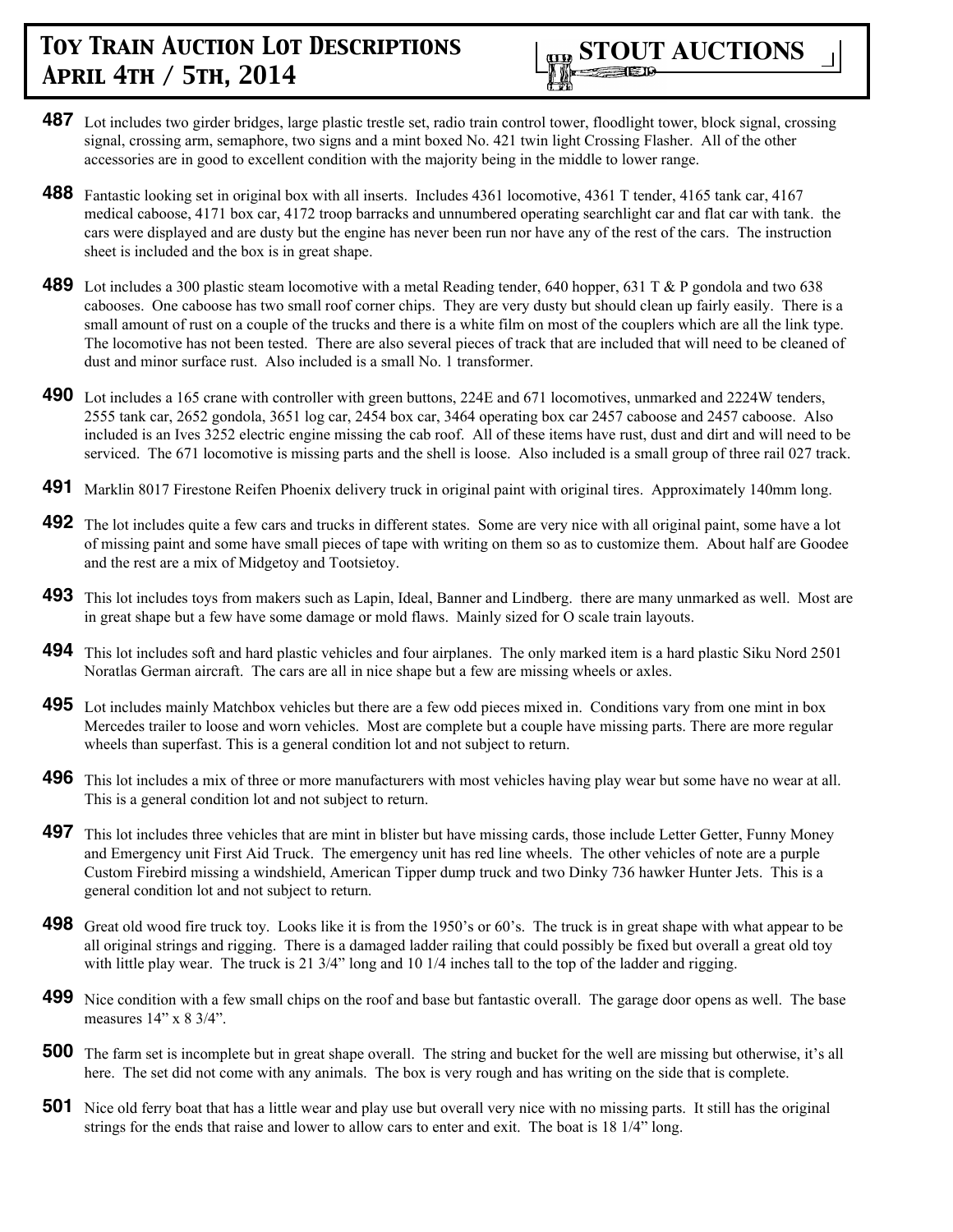# Toy Train Auction Lot Descriptions April 4th / 5th, 2014

**STOUT AUCTIONS**

**487** Lot includes two girder bridges, large plastic trestle set, radio train control tower, floodlight tower, block signal, crossing signal, crossing arm, semaphore, two signs and a mint boxed No. 421 twin light Crossing Flasher. All of the other accessories are in good to excellent condition with the majority being in the middle to lower range.

**488** Fantastic looking set in original box with all inserts. Includes 4361 locomotive, 4361 T tender, 4165 tank car, 4167 medical caboose, 4171 box car, 4172 troop barracks and unnumbered operating searchlight car and flat car with tank. the cars were displayed and are dusty but the engine has never been run nor have any of the rest of the cars. The instruction sheet is included and the box is in great shape.

**489** Lot includes a 300 plastic steam locomotive with a metal Reading tender, 640 hopper, 631 T & P gondola and two 638 cabooses. One caboose has two small roof corner chips. They are very dusty but should clean up fairly easily. There is a small amount of rust on a couple of the trucks and there is a white film on most of the couplers which are all the link type. The locomotive has not been tested. There are also several pieces of track that are included that will need to be cleaned of dust and minor surface rust. Also included is a small No. 1 transformer.

**490** Lot includes a 165 crane with controller with green buttons, 224E and 671 locomotives, unmarked and 2224W tenders, 2555 tank car, 2652 gondola, 3651 log car, 2454 box car, 3464 operating box car 2457 caboose and 2457 caboose. Also included is an Ives 3252 electric engine missing the cab roof. All of these items have rust, dust and dirt and will need to be serviced. The 671 locomotive is missing parts and the shell is loose. Also included is a small group of three rail 027 track.

**491** Marklin 8017 Firestone Reifen Phoenix delivery truck in original paint with original tires. Approximately 140mm long.

**492** The lot includes quite a few cars and trucks in different states. Some are very nice with all original paint, some have a lot of missing paint and some have small pieces of tape with writing on them so as to customize them. About half are Goodee and the rest are a mix of Midgetoy and Tootsietoy.

**493** This lot includes toys from makers such as Lapin, Ideal, Banner and Lindberg. there are many unmarked as well. Most are in great shape but a few have some damage or mold flaws. Mainly sized for O scale train layouts.

**494** This lot includes soft and hard plastic vehicles and four airplanes. The only marked item is a hard plastic Siku Nord 2501 Noratlas German aircraft. The cars are all in nice shape but a few are missing wheels or axles.

**495** Lot includes mainly Matchbox vehicles but there are a few odd pieces mixed in. Conditions vary from one mint in box Mercedes trailer to loose and worn vehicles. Most are complete but a couple have missing parts. There are more regular wheels than superfast. This is a general condition lot and not subject to return.

**496** This lot includes a mix of three or more manufacturers with most vehicles having play wear but some have no wear at all. This is a general condition lot and not subject to return.

**497** This lot includes three vehicles that are mint in blister but have missing cards, those include Letter Getter, Funny Money and Emergency unit First Aid Truck. The emergency unit has red line wheels. The other vehicles of note are a purple Custom Firebird missing a windshield, American Tipper dump truck and two Dinky 736 hawker Hunter Jets. This is a general condition lot and not subject to return.

**498** Great old wood fire truck toy. Looks like it is from the 1950's or 60's. The truck is in great shape with what appear to be all original strings and rigging. There is a damaged ladder railing that could possibly be fixed but overall a great old toy with little play wear. The truck is 21 3/4" long and 10 1/4 inches tall to the top of the ladder and rigging.

**499** Nice condition with a few small chips on the roof and base but fantastic overall. The garage door opens as well. The base measures 14" x 8 3/4".

**500** The farm set is incomplete but in great shape overall. The string and bucket for the well are missing but otherwise, it's all here. The set did not come with any animals. The box is very rough and has writing on the side that is complete.

**501** Nice old ferry boat that has a little wear and play use but overall very nice with no missing parts. It still has the original strings for the ends that raise and lower to allow cars to enter and exit. The boat is 18 1/4" long.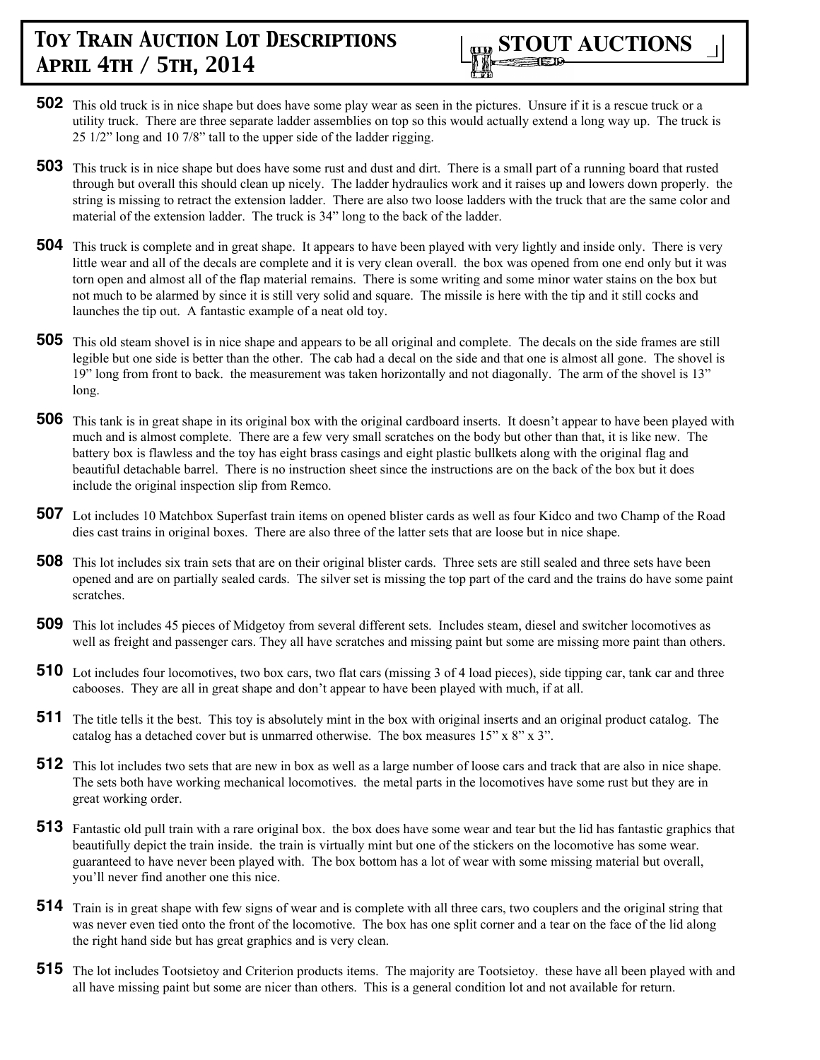# Toy Train Auction Lot Descriptions
# April 4th / 5th, 2014

STOUT AUCTIONS

**502** This old truck is in nice shape but does have some play wear as seen in the pictures. Unsure if it is a rescue truck or a utility truck. There are three separate ladder assemblies on top so this would actually extend a long way up. The truck is 25 1/2" long and 10 7/8" tall to the upper side of the ladder rigging.

**503** This truck is in nice shape but does have some rust and dust and dirt. There is a small part of a running board that rusted through but overall this should clean up nicely. The ladder hydraulics work and it raises up and lowers down properly. the string is missing to retract the extension ladder. There are also two loose ladders with the truck that are the same color and material of the extension ladder. The truck is 34" long to the back of the ladder.

**504** This truck is complete and in great shape. It appears to have been played with very lightly and inside only. There is very little wear and all of the decals are complete and it is very clean overall. the box was opened from one end only but it was torn open and almost all of the flap material remains. There is some writing and some minor water stains on the box but not much to be alarmed by since it is still very solid and square. The missile is here with the tip and it still cocks and launches the tip out. A fantastic example of a neat old toy.

**505** This old steam shovel is in nice shape and appears to be all original and complete. The decals on the side frames are still legible but one side is better than the other. The cab had a decal on the side and that one is almost all gone. The shovel is 19" long from front to back. the measurement was taken horizontally and not diagonally. The arm of the shovel is 13" long.

**506** This tank is in great shape in its original box with the original cardboard inserts. It doesn't appear to have been played with much and is almost complete. There are a few very small scratches on the body but other than that, it is like new. The battery box is flawless and the toy has eight brass casings and eight plastic bullkets along with the original flag and beautiful detachable barrel. There is no instruction sheet since the instructions are on the back of the box but it does include the original inspection slip from Remco.

**507** Lot includes 10 Matchbox Superfast train items on opened blister cards as well as four Kidco and two Champ of the Road dies cast trains in original boxes. There are also three of the latter sets that are loose but in nice shape.

**508** This lot includes six train sets that are on their original blister cards. Three sets are still sealed and three sets have been opened and are on partially sealed cards. The silver set is missing the top part of the card and the trains do have some paint scratches.

**509** This lot includes 45 pieces of Midgetoy from several different sets. Includes steam, diesel and switcher locomotives as well as freight and passenger cars. They all have scratches and missing paint but some are missing more paint than others.

**510** Lot includes four locomotives, two box cars, two flat cars (missing 3 of 4 load pieces), side tipping car, tank car and three cabooses. They are all in great shape and don't appear to have been played with much, if at all.

**511** The title tells it the best. This toy is absolutely mint in the box with original inserts and an original product catalog. The catalog has a detached cover but is unmarred otherwise. The box measures 15" x 8" x 3".

**512** This lot includes two sets that are new in box as well as a large number of loose cars and track that are also in nice shape. The sets both have working mechanical locomotives. the metal parts in the locomotives have some rust but they are in great working order.

**513** Fantastic old pull train with a rare original box. the box does have some wear and tear but the lid has fantastic graphics that beautifully depict the train inside. the train is virtually mint but one of the stickers on the locomotive has some wear. guaranteed to have never been played with. The box bottom has a lot of wear with some missing material but overall, you'll never find another one this nice.

**514** Train is in great shape with few signs of wear and is complete with all three cars, two couplers and the original string that was never even tied onto the front of the locomotive. The box has one split corner and a tear on the face of the lid along the right hand side but has great graphics and is very clean.

**515** The lot includes Tootsietoy and Criterion products items. The majority are Tootsietoy. these have all been played with and all have missing paint but some are nicer than others. This is a general condition lot and not available for return.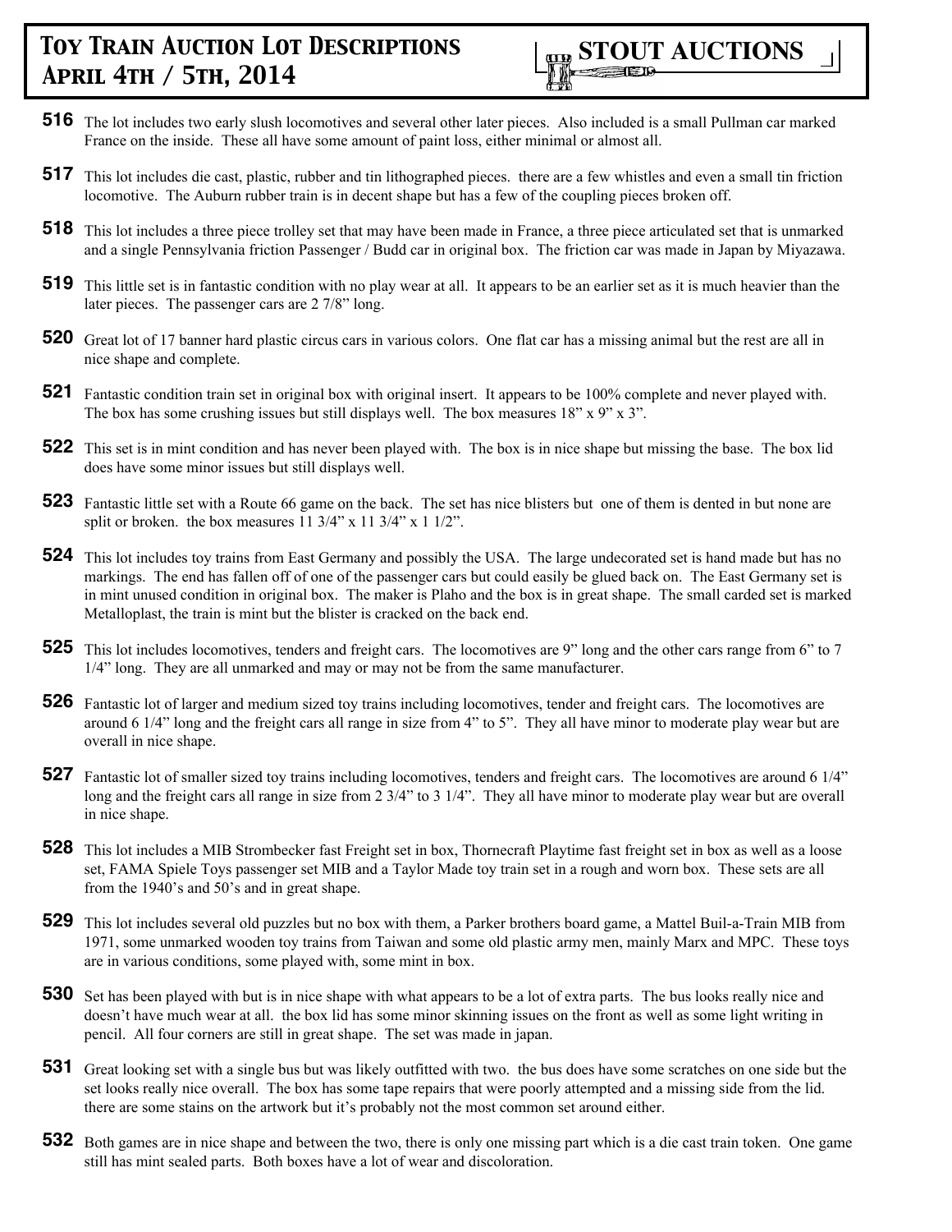**516** The lot includes two early slush locomotives and several other later pieces. Also included is a small Pullman car marked France on the inside. These all have some amount of paint loss, either minimal or almost all.

**517** This lot includes die cast, plastic, rubber and tin lithographed pieces. there are a few whistles and even a small tin friction locomotive. The Auburn rubber train is in decent shape but has a few of the coupling pieces broken off.

**518** This lot includes a three piece trolley set that may have been made in France, a three piece articulated set that is unmarked and a single Pennsylvania friction Passenger / Budd car in original box. The friction car was made in Japan by Miyazawa.

**519** This little set is in fantastic condition with no play wear at all. It appears to be an earlier set as it is much heavier than the later pieces. The passenger cars are 2 7/8" long.

**520** Great lot of 17 banner hard plastic circus cars in various colors. One flat car has a missing animal but the rest are all in nice shape and complete.

**521** Fantastic condition train set in original box with original insert. It appears to be 100% complete and never played with. The box has some crushing issues but still displays well. The box measures 18" x 9" x 3".

**522** This set is in mint condition and has never been played with. The box is in nice shape but missing the base. The box lid does have some minor issues but still displays well.

**523** Fantastic little set with a Route 66 game on the back. The set has nice blisters but one of them is dented in but none are split or broken. the box measures 11 3/4" x 11 3/4" x 1 1/2".

**524** This lot includes toy trains from East Germany and possibly the USA. The large undecorated set is hand made but has no markings. The end has fallen off of one of the passenger cars but could easily be glued back on. The East Germany set is in mint unused condition in original box. The maker is Plaho and the box is in great shape. The small carded set is marked Metalloplast, the train is mint but the blister is cracked on the back end.

**525** This lot includes locomotives, tenders and freight cars. The locomotives are 9" long and the other cars range from 6" to 7 1/4" long. They are all unmarked and may or may not be from the same manufacturer.

**526** Fantastic lot of larger and medium sized toy trains including locomotives, tender and freight cars. The locomotives are around 6 1/4" long and the freight cars all range in size from 4" to 5". They all have minor to moderate play wear but are overall in nice shape.

**527** Fantastic lot of smaller sized toy trains including locomotives, tenders and freight cars. The locomotives are around 6 1/4" long and the freight cars all range in size from 2 3/4" to 3 1/4". They all have minor to moderate play wear but are overall in nice shape.

**528** This lot includes a MIB Strombecker fast Freight set in box, Thornecraft Playtime fast freight set in box as well as a loose set, FAMA Spiele Toys passenger set MIB and a Taylor Made toy train set in a rough and worn box. These sets are all from the 1940's and 50's and in great shape.

**529** This lot includes several old puzzles but no box with them, a Parker brothers board game, a Mattel Buil-a-Train MIB from 1971, some unmarked wooden toy trains from Taiwan and some old plastic army men, mainly Marx and MPC. These toys are in various conditions, some played with, some mint in box.

**530** Set has been played with but is in nice shape with what appears to be a lot of extra parts. The bus looks really nice and doesn't have much wear at all. the box lid has some minor skinning issues on the front as well as some light writing in pencil. All four corners are still in great shape. The set was made in japan.

**531** Great looking set with a single bus but was likely outfitted with two. the bus does have some scratches on one side but the set looks really nice overall. The box has some tape repairs that were poorly attempted and a missing side from the lid. there are some stains on the artwork but it's probably not the most common set around either.

**532** Both games are in nice shape and between the two, there is only one missing part which is a die cast train token. One game still has mint sealed parts. Both boxes have a lot of wear and discoloration.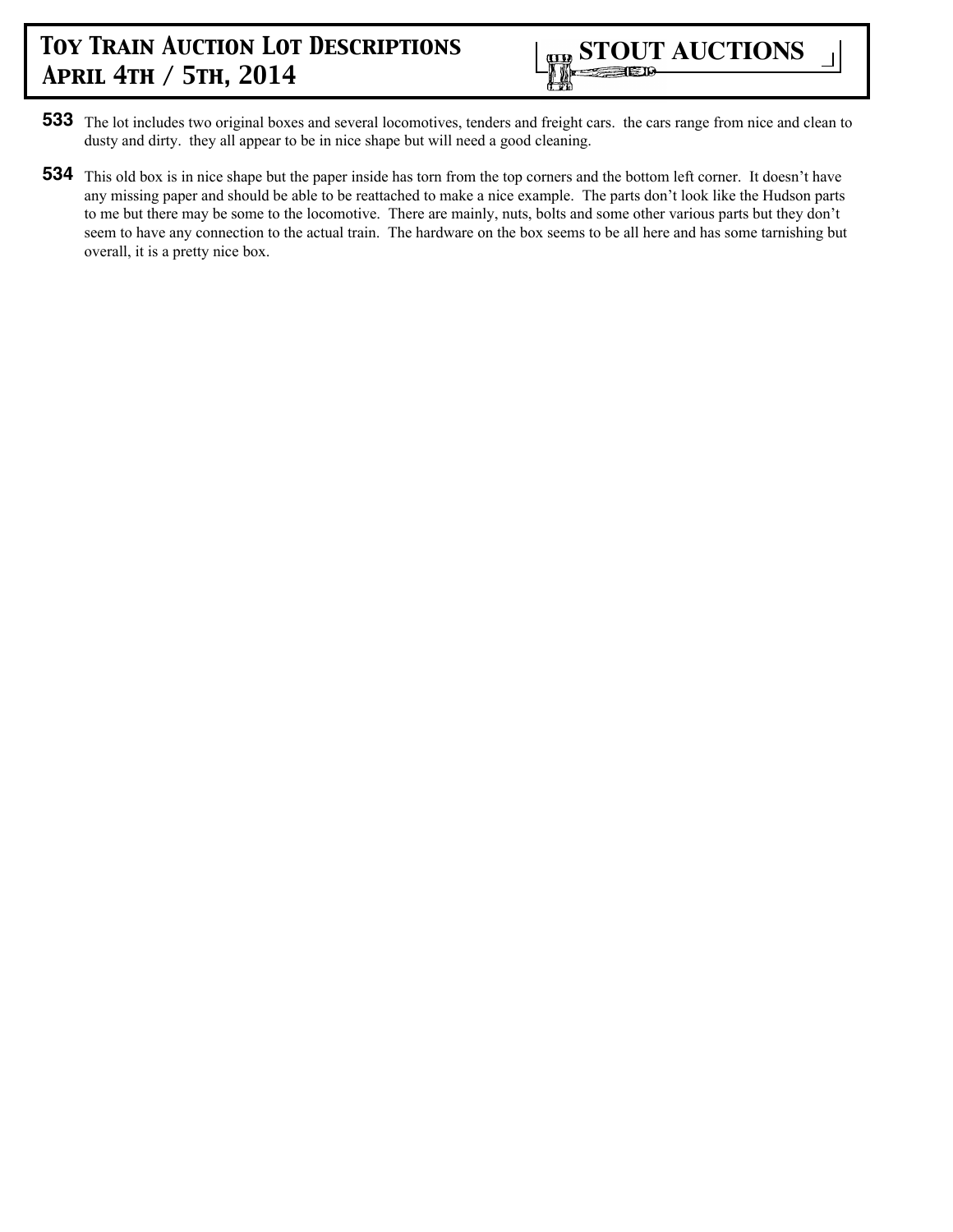**533** The lot includes two original boxes and several locomotives, tenders and freight cars. the cars range from nice and clean to dusty and dirty. they all appear to be in nice shape but will need a good cleaning.

**534** This old box is in nice shape but the paper inside has torn from the top corners and the bottom left corner. It doesn't have any missing paper and should be able to be reattached to make a nice example. The parts don't look like the Hudson parts to me but there may be some to the locomotive. There are mainly, nuts, bolts and some other various parts but they don't seem to have any connection to the actual train. The hardware on the box seems to be all here and has some tarnishing but overall, it is a pretty nice box.